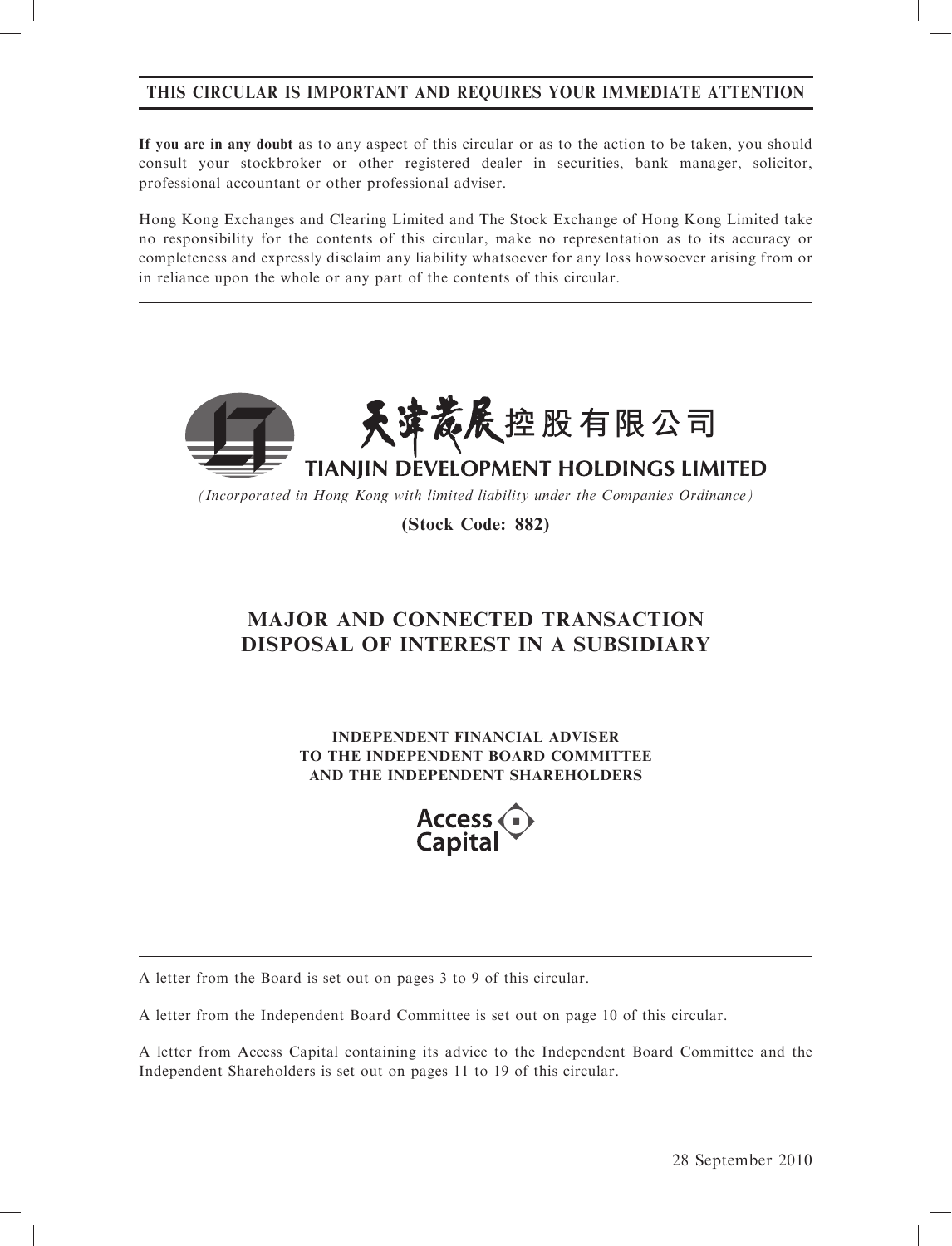**THIS CIRCULAR IS IMPORTANT AND REQUIRES YOUR IMMEDIATE ATTENTION**

**If you are in any doubt** as to any aspect of this circular or as to the action to be taken, you should consult your stockbroker or other registered dealer in securities, bank manager, solicitor, professional accountant or other professional adviser.

Hong Kong Exchanges and Clearing Limited and The Stock Exchange of Hong Kong Limited take no responsibility for the contents of this circular, make no representation as to its accuracy or completeness and expressly disclaim any liability whatsoever for any loss howsoever arising from or in reliance upon the whole or any part of the contents of this circular.

天津發展控股有限公司

**TIANJIN DEVELOPMENT HOLDINGS LIMITED**

*(Incorporated in Hong Kong with limited liability under the Companies Ordinance)*

**(Stock Code: 882)**

# MAJOR AND CONNECTED TRANSACTION DISPOSAL OF INTEREST IN A SUBSIDIARY

**INDEPENDENT FINANCIAL ADVISER TO THE INDEPENDENT BOARD COMMITTEE AND THE INDEPENDENT SHAREHOLDERS**

Access Capital

A letter from the Board is set out on pages 3 to 9 of this circular.

A letter from the Independent Board Committee is set out on page 10 of this circular.

A letter from Access Capital containing its advice to the Independent Board Committee and the Independent Shareholders is set out on pages 11 to 19 of this circular.

28 September 2010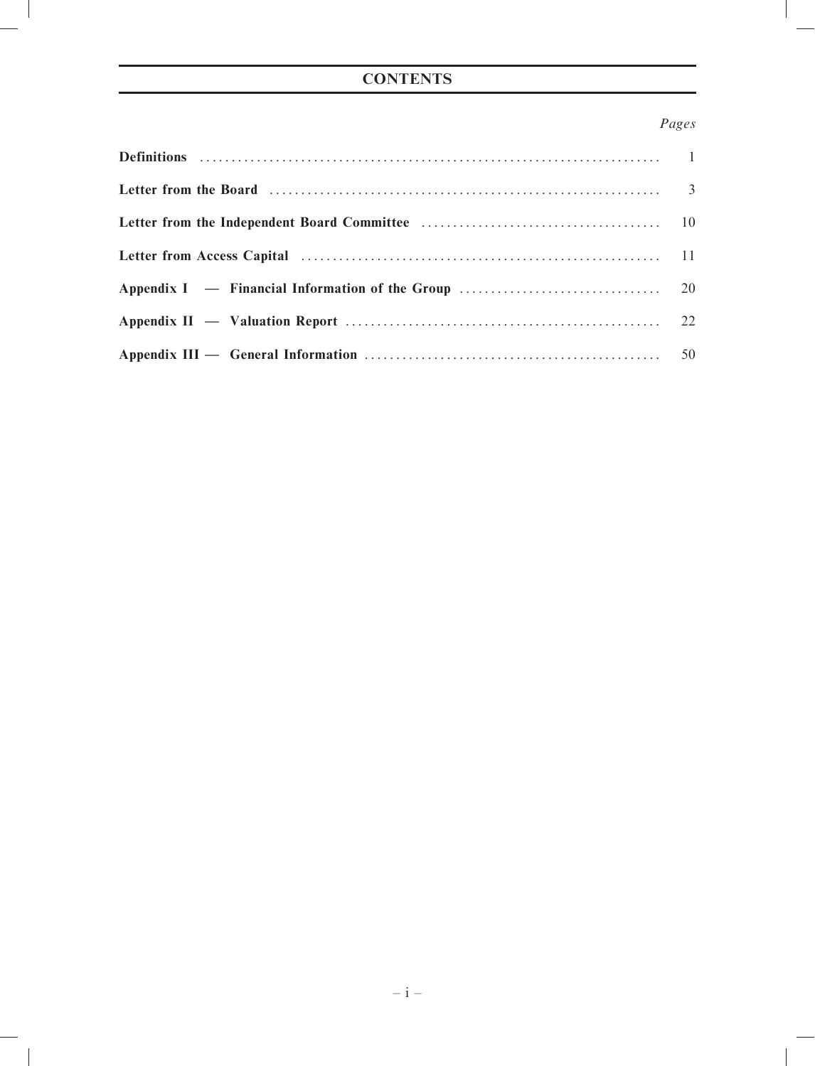# CONTENTS

| | *Pages* |
|---|---|
| **Definitions** | 1 |
| **Letter from the Board** | 3 |
| **Letter from the Independent Board Committee** | 10 |
| **Letter from Access Capital** | 11 |
| **Appendix I — Financial Information of the Group** | 20 |
| **Appendix II — Valuation Report** | 22 |
| **Appendix III — General Information** | 50 |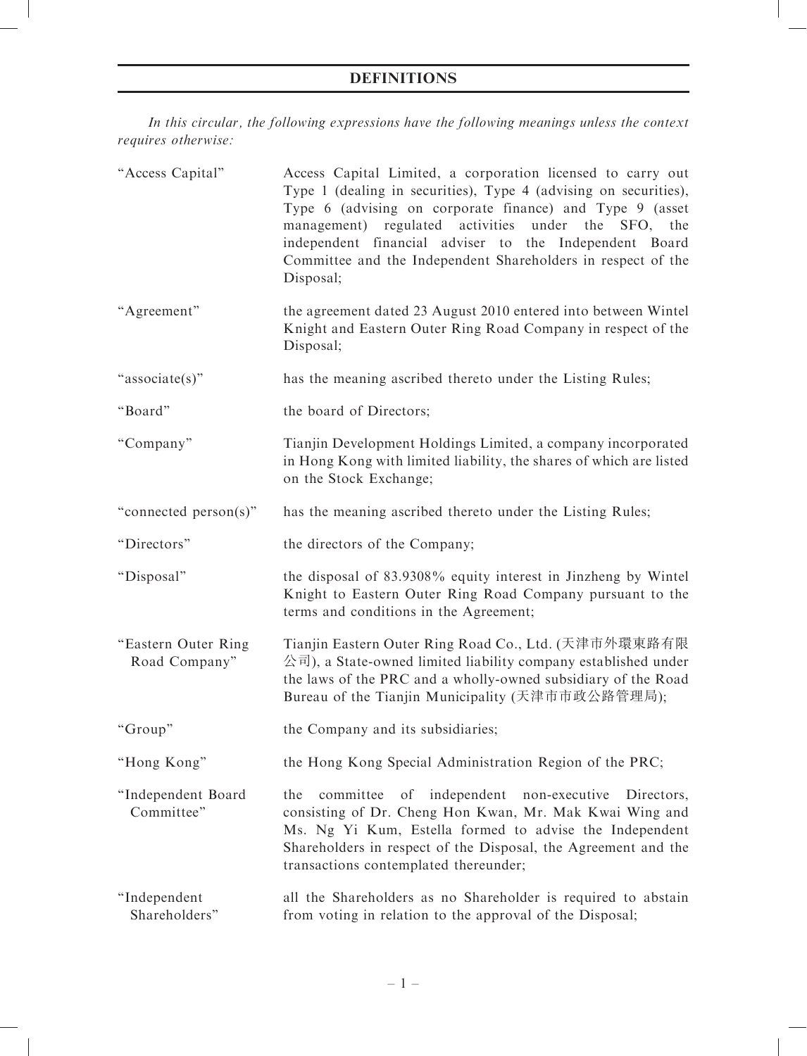# DEFINITIONS

*In this circular, the following expressions have the following meanings unless the context requires otherwise:*

| | |
|---|---|
| "Access Capital" | Access Capital Limited, a corporation licensed to carry out Type 1 (dealing in securities), Type 4 (advising on securities), Type 6 (advising on corporate finance) and Type 9 (asset management) regulated activities under the SFO, the independent financial adviser to the Independent Board Committee and the Independent Shareholders in respect of the Disposal; |
| "Agreement" | the agreement dated 23 August 2010 entered into between Wintel Knight and Eastern Outer Ring Road Company in respect of the Disposal; |
| "associate(s)" | has the meaning ascribed thereto under the Listing Rules; |
| "Board" | the board of Directors; |
| "Company" | Tianjin Development Holdings Limited, a company incorporated in Hong Kong with limited liability, the shares of which are listed on the Stock Exchange; |
| "connected person(s)" | has the meaning ascribed thereto under the Listing Rules; |
| "Directors" | the directors of the Company; |
| "Disposal" | the disposal of 83.9308% equity interest in Jinzheng by Wintel Knight to Eastern Outer Ring Road Company pursuant to the terms and conditions in the Agreement; |
| "Eastern Outer Ring Road Company" | Tianjin Eastern Outer Ring Road Co., Ltd. (天津市外環東路有限公司), a State-owned limited liability company established under the laws of the PRC and a wholly-owned subsidiary of the Road Bureau of the Tianjin Municipality (天津市市政公路管理局); |
| "Group" | the Company and its subsidiaries; |
| "Hong Kong" | the Hong Kong Special Administration Region of the PRC; |
| "Independent Board Committee" | the committee of independent non-executive Directors, consisting of Dr. Cheng Hon Kwan, Mr. Mak Kwai Wing and Ms. Ng Yi Kum, Estella formed to advise the Independent Shareholders in respect of the Disposal, the Agreement and the transactions contemplated thereunder; |
| "Independent Shareholders" | all the Shareholders as no Shareholder is required to abstain from voting in relation to the approval of the Disposal; |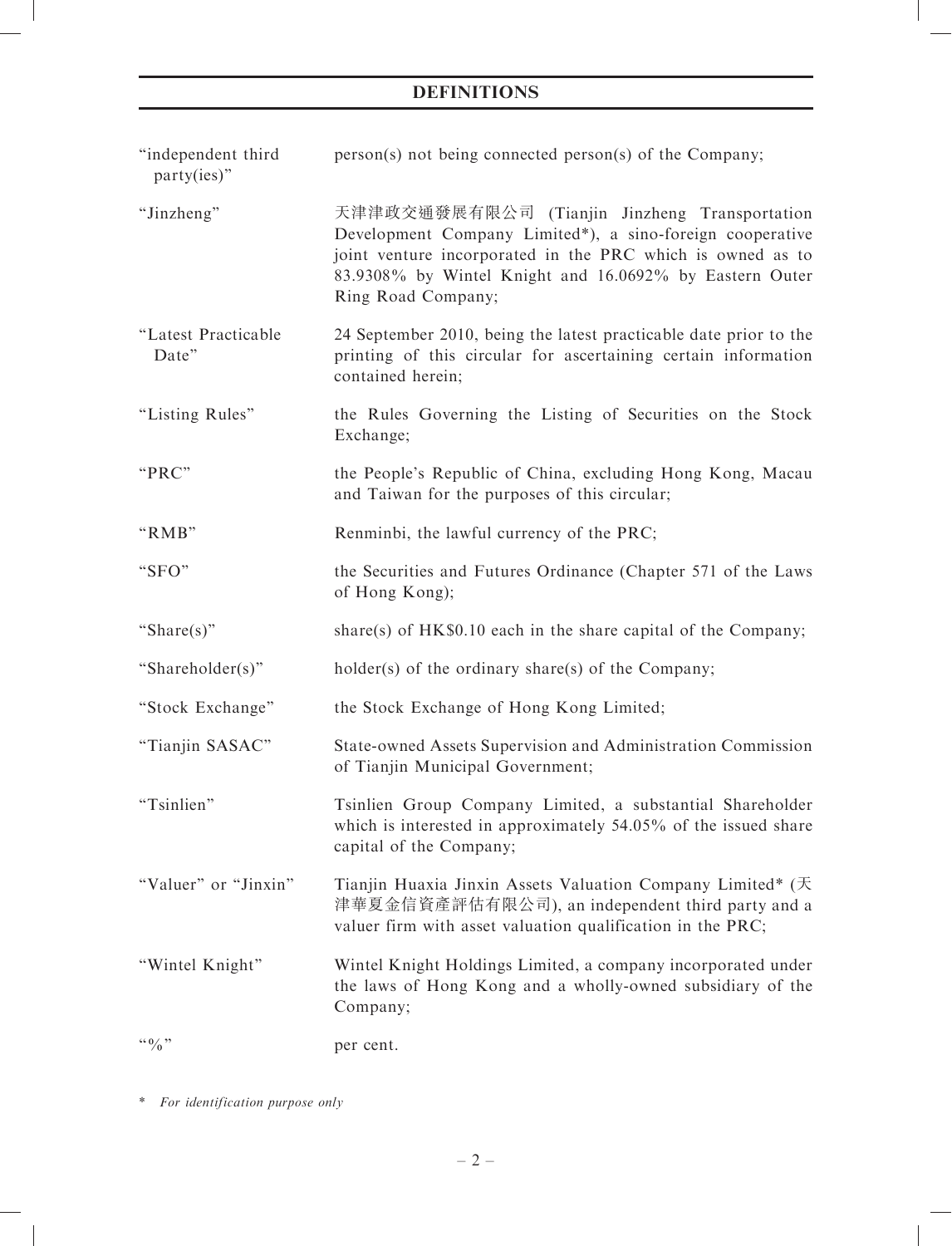# DEFINITIONS

| | |
|---|---|
| "independent third party(ies)" | person(s) not being connected person(s) of the Company; |
| "Jinzheng" | 天津津政交通發展有限公司 (Tianjin Jinzheng Transportation Development Company Limited*), a sino-foreign cooperative joint venture incorporated in the PRC which is owned as to 83.9308% by Wintel Knight and 16.0692% by Eastern Outer Ring Road Company; |
| "Latest Practicable Date" | 24 September 2010, being the latest practicable date prior to the printing of this circular for ascertaining certain information contained herein; |
| "Listing Rules" | the Rules Governing the Listing of Securities on the Stock Exchange; |
| "PRC" | the People's Republic of China, excluding Hong Kong, Macau and Taiwan for the purposes of this circular; |
| "RMB" | Renminbi, the lawful currency of the PRC; |
| "SFO" | the Securities and Futures Ordinance (Chapter 571 of the Laws of Hong Kong); |
| "Share(s)" | share(s) of HK$0.10 each in the share capital of the Company; |
| "Shareholder(s)" | holder(s) of the ordinary share(s) of the Company; |
| "Stock Exchange" | the Stock Exchange of Hong Kong Limited; |
| "Tianjin SASAC" | State-owned Assets Supervision and Administration Commission of Tianjin Municipal Government; |
| "Tsinlien" | Tsinlien Group Company Limited, a substantial Shareholder which is interested in approximately 54.05% of the issued share capital of the Company; |
| "Valuer" or "Jinxin" | Tianjin Huaxia Jinxin Assets Valuation Company Limited* (天津華夏金信資產評估有限公司), an independent third party and a valuer firm with asset valuation qualification in the PRC; |
| "Wintel Knight" | Wintel Knight Holdings Limited, a company incorporated under the laws of Hong Kong and a wholly-owned subsidiary of the Company; |
| "%" | per cent. |

\* *For identification purpose only*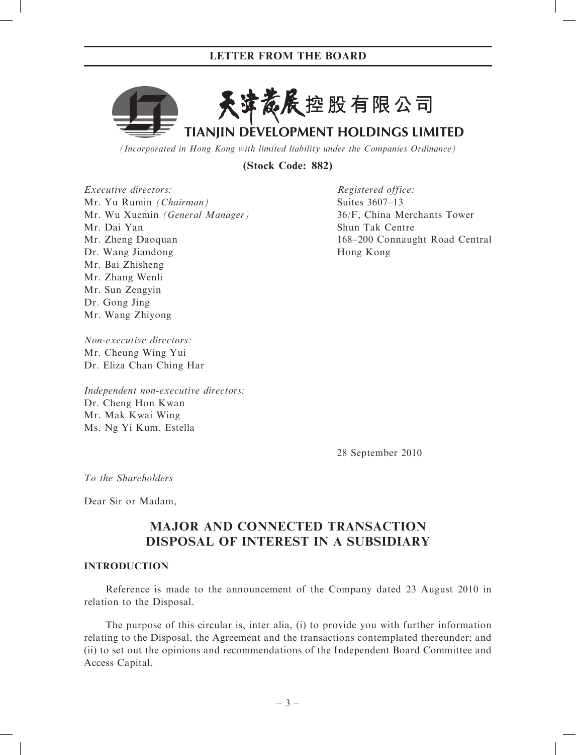**天津發展控股有限公司**

**TIANJIN DEVELOPMENT HOLDINGS LIMITED**

*(Incorporated in Hong Kong with limited liability under the Companies Ordinance)*

**(Stock Code: 882)**

*Executive directors:*
Mr. Yu Rumin *(Chairman)*
Mr. Wu Xuemin *(General Manager)*
Mr. Dai Yan
Mr. Zheng Daoquan
Dr. Wang Jiandong
Mr. Bai Zhisheng
Mr. Zhang Wenli
Mr. Sun Zengyin
Dr. Gong Jing
Mr. Wang Zhiyong

*Non-executive directors:*
Mr. Cheung Wing Yui
Dr. Eliza Chan Ching Har

*Independent non-executive directors:*
Dr. Cheng Hon Kwan
Mr. Mak Kwai Wing
Ms. Ng Yi Kum, Estella

*Registered office:*
Suites 3607–13
36/F, China Merchants Tower
Shun Tak Centre
168–200 Connaught Road Central
Hong Kong

28 September 2010

*To the Shareholders*

Dear Sir or Madam,

# MAJOR AND CONNECTED TRANSACTION DISPOSAL OF INTEREST IN A SUBSIDIARY

## INTRODUCTION

Reference is made to the announcement of the Company dated 23 August 2010 in relation to the Disposal.

The purpose of this circular is, inter alia, (i) to provide you with further information relating to the Disposal, the Agreement and the transactions contemplated thereunder; and (ii) to set out the opinions and recommendations of the Independent Board Committee and Access Capital.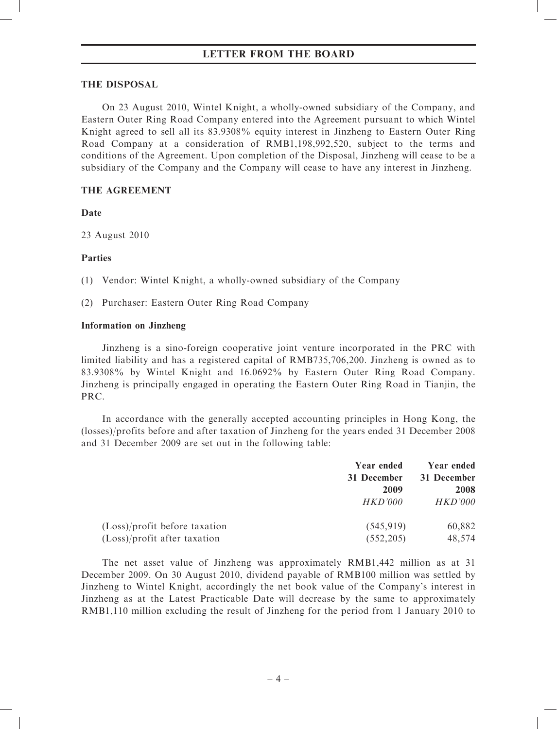## THE DISPOSAL

On 23 August 2010, Wintel Knight, a wholly-owned subsidiary of the Company, and Eastern Outer Ring Road Company entered into the Agreement pursuant to which Wintel Knight agreed to sell all its 83.9308% equity interest in Jinzheng to Eastern Outer Ring Road Company at a consideration of RMB1,198,992,520, subject to the terms and conditions of the Agreement. Upon completion of the Disposal, Jinzheng will cease to be a subsidiary of the Company and the Company will cease to have any interest in Jinzheng.

## THE AGREEMENT

**Date**

23 August 2010

**Parties**

(1) Vendor: Wintel Knight, a wholly-owned subsidiary of the Company

(2) Purchaser: Eastern Outer Ring Road Company

**Information on Jinzheng**

Jinzheng is a sino-foreign cooperative joint venture incorporated in the PRC with limited liability and has a registered capital of RMB735,706,200. Jinzheng is owned as to 83.9308% by Wintel Knight and 16.0692% by Eastern Outer Ring Road Company. Jinzheng is principally engaged in operating the Eastern Outer Ring Road in Tianjin, the PRC.

In accordance with the generally accepted accounting principles in Hong Kong, the (losses)/profits before and after taxation of Jinzheng for the years ended 31 December 2008 and 31 December 2009 are set out in the following table:

| | Year ended 31 December 2009 *HKD'000* | Year ended 31 December 2008 *HKD'000* |
|---|---|---|
| (Loss)/profit before taxation | (545,919) | 60,882 |
| (Loss)/profit after taxation | (552,205) | 48,574 |

The net asset value of Jinzheng was approximately RMB1,442 million as at 31 December 2009. On 30 August 2010, dividend payable of RMB100 million was settled by Jinzheng to Wintel Knight, accordingly the net book value of the Company's interest in Jinzheng as at the Latest Practicable Date will decrease by the same to approximately RMB1,110 million excluding the result of Jinzheng for the period from 1 January 2010 to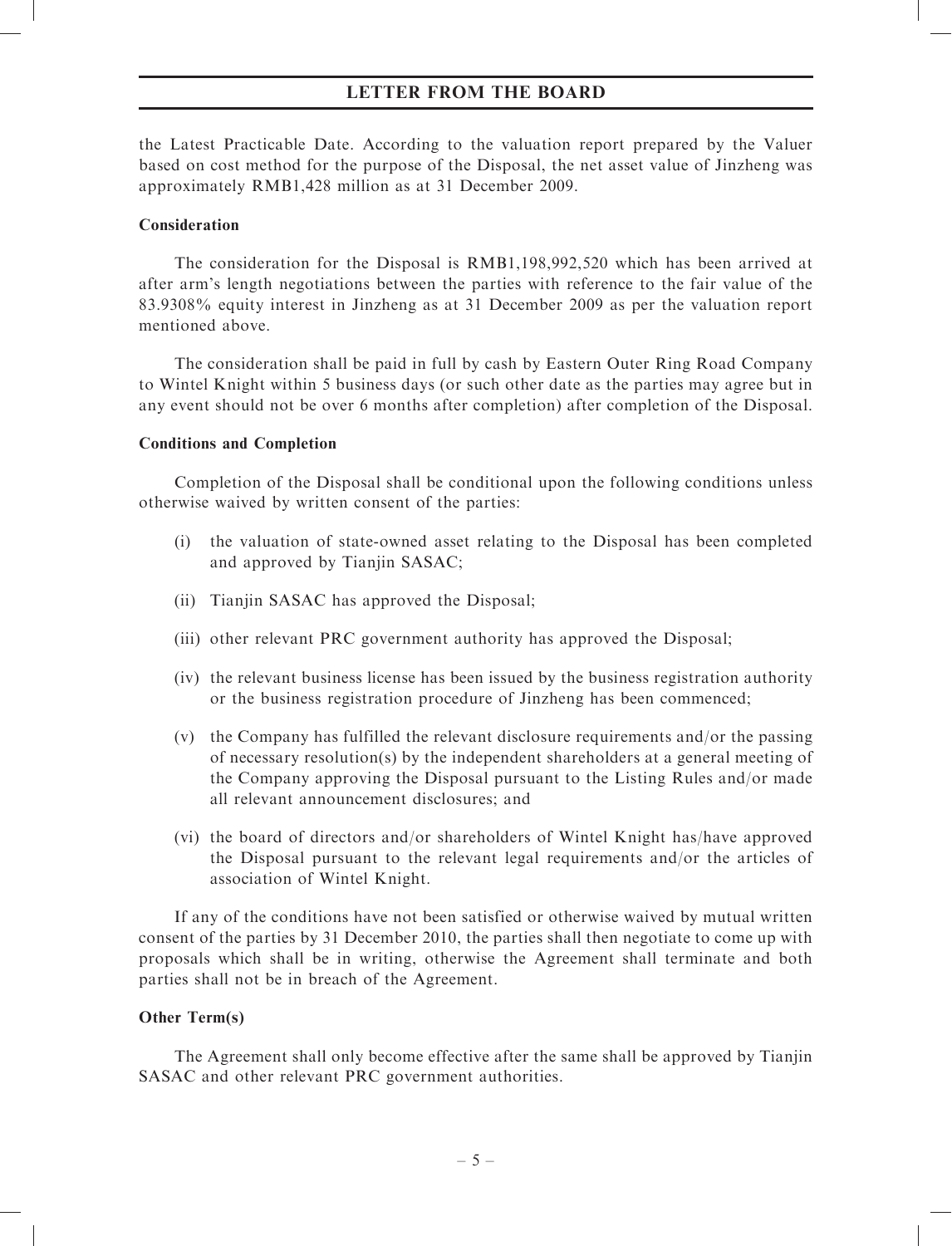the Latest Practicable Date. According to the valuation report prepared by the Valuer based on cost method for the purpose of the Disposal, the net asset value of Jinzheng was approximately RMB1,428 million as at 31 December 2009.

**Consideration**

The consideration for the Disposal is RMB1,198,992,520 which has been arrived at after arm's length negotiations between the parties with reference to the fair value of the 83.9308% equity interest in Jinzheng as at 31 December 2009 as per the valuation report mentioned above.

The consideration shall be paid in full by cash by Eastern Outer Ring Road Company to Wintel Knight within 5 business days (or such other date as the parties may agree but in any event should not be over 6 months after completion) after completion of the Disposal.

**Conditions and Completion**

Completion of the Disposal shall be conditional upon the following conditions unless otherwise waived by written consent of the parties:

(i) the valuation of state-owned asset relating to the Disposal has been completed and approved by Tianjin SASAC;

(ii) Tianjin SASAC has approved the Disposal;

(iii) other relevant PRC government authority has approved the Disposal;

(iv) the relevant business license has been issued by the business registration authority or the business registration procedure of Jinzheng has been commenced;

(v) the Company has fulfilled the relevant disclosure requirements and/or the passing of necessary resolution(s) by the independent shareholders at a general meeting of the Company approving the Disposal pursuant to the Listing Rules and/or made all relevant announcement disclosures; and

(vi) the board of directors and/or shareholders of Wintel Knight has/have approved the Disposal pursuant to the relevant legal requirements and/or the articles of association of Wintel Knight.

If any of the conditions have not been satisfied or otherwise waived by mutual written consent of the parties by 31 December 2010, the parties shall then negotiate to come up with proposals which shall be in writing, otherwise the Agreement shall terminate and both parties shall not be in breach of the Agreement.

**Other Term(s)**

The Agreement shall only become effective after the same shall be approved by Tianjin SASAC and other relevant PRC government authorities.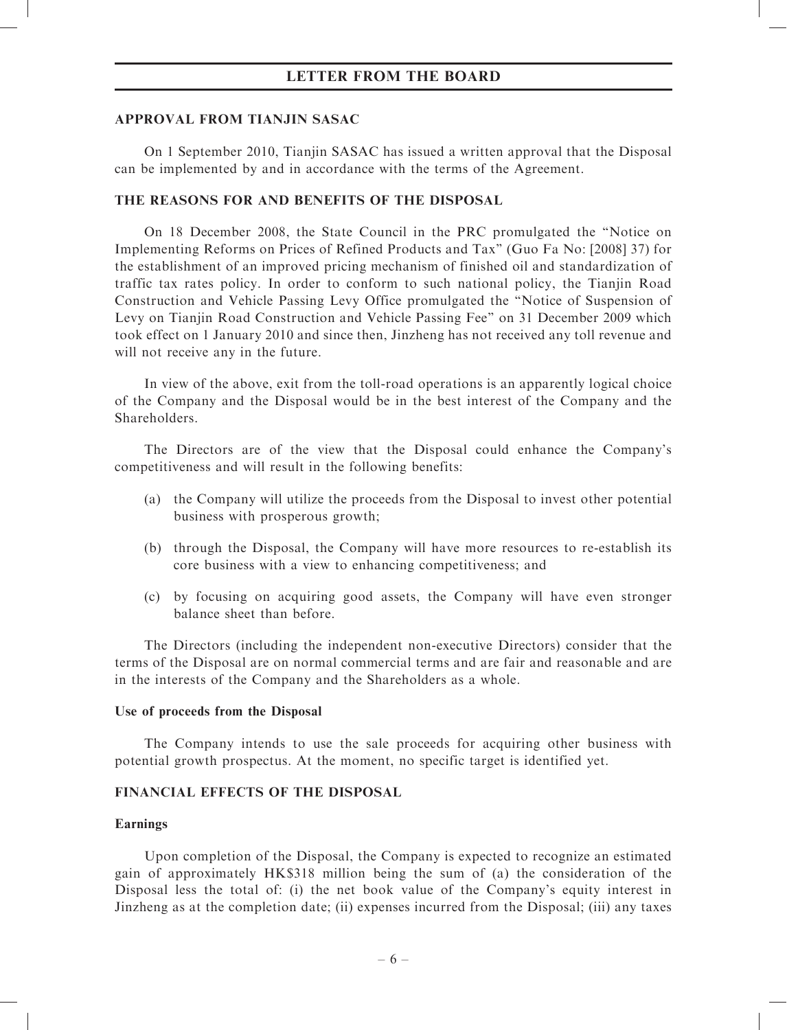## APPROVAL FROM TIANJIN SASAC

On 1 September 2010, Tianjin SASAC has issued a written approval that the Disposal can be implemented by and in accordance with the terms of the Agreement.

## THE REASONS FOR AND BENEFITS OF THE DISPOSAL

On 18 December 2008, the State Council in the PRC promulgated the "Notice on Implementing Reforms on Prices of Refined Products and Tax" (Guo Fa No: [2008] 37) for the establishment of an improved pricing mechanism of finished oil and standardization of traffic tax rates policy. In order to conform to such national policy, the Tianjin Road Construction and Vehicle Passing Levy Office promulgated the "Notice of Suspension of Levy on Tianjin Road Construction and Vehicle Passing Fee" on 31 December 2009 which took effect on 1 January 2010 and since then, Jinzheng has not received any toll revenue and will not receive any in the future.

In view of the above, exit from the toll-road operations is an apparently logical choice of the Company and the Disposal would be in the best interest of the Company and the Shareholders.

The Directors are of the view that the Disposal could enhance the Company's competitiveness and will result in the following benefits:

(a) the Company will utilize the proceeds from the Disposal to invest other potential business with prosperous growth;

(b) through the Disposal, the Company will have more resources to re-establish its core business with a view to enhancing competitiveness; and

(c) by focusing on acquiring good assets, the Company will have even stronger balance sheet than before.

The Directors (including the independent non-executive Directors) consider that the terms of the Disposal are on normal commercial terms and are fair and reasonable and are in the interests of the Company and the Shareholders as a whole.

### Use of proceeds from the Disposal

The Company intends to use the sale proceeds for acquiring other business with potential growth prospectus. At the moment, no specific target is identified yet.

## FINANCIAL EFFECTS OF THE DISPOSAL

### Earnings

Upon completion of the Disposal, the Company is expected to recognize an estimated gain of approximately HK$318 million being the sum of (a) the consideration of the Disposal less the total of: (i) the net book value of the Company's equity interest in Jinzheng as at the completion date; (ii) expenses incurred from the Disposal; (iii) any taxes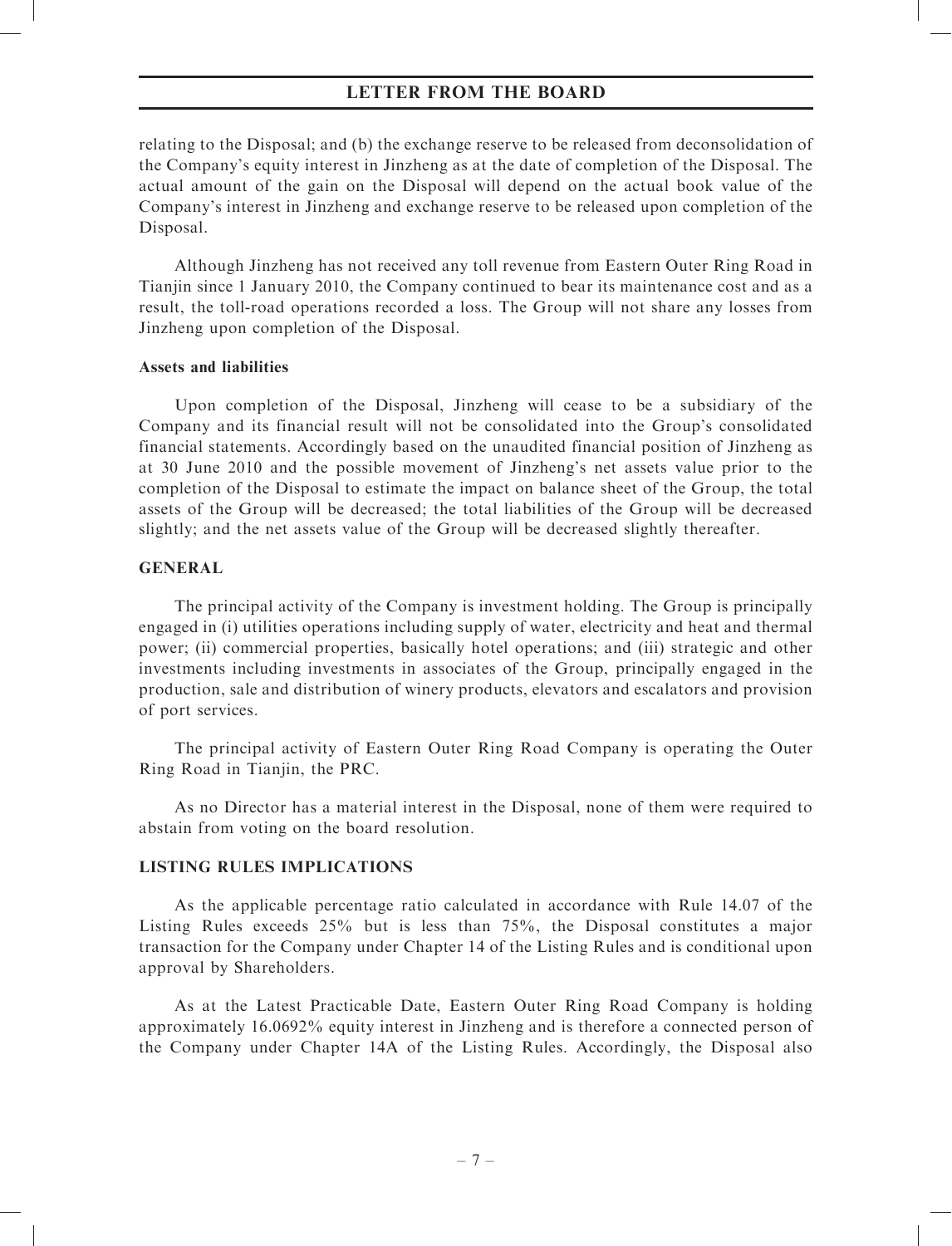relating to the Disposal; and (b) the exchange reserve to be released from deconsolidation of the Company's equity interest in Jinzheng as at the date of completion of the Disposal. The actual amount of the gain on the Disposal will depend on the actual book value of the Company's interest in Jinzheng and exchange reserve to be released upon completion of the Disposal.

Although Jinzheng has not received any toll revenue from Eastern Outer Ring Road in Tianjin since 1 January 2010, the Company continued to bear its maintenance cost and as a result, the toll-road operations recorded a loss. The Group will not share any losses from Jinzheng upon completion of the Disposal.

**Assets and liabilities**

Upon completion of the Disposal, Jinzheng will cease to be a subsidiary of the Company and its financial result will not be consolidated into the Group's consolidated financial statements. Accordingly based on the unaudited financial position of Jinzheng as at 30 June 2010 and the possible movement of Jinzheng's net assets value prior to the completion of the Disposal to estimate the impact on balance sheet of the Group, the total assets of the Group will be decreased; the total liabilities of the Group will be decreased slightly; and the net assets value of the Group will be decreased slightly thereafter.

## GENERAL

The principal activity of the Company is investment holding. The Group is principally engaged in (i) utilities operations including supply of water, electricity and heat and thermal power; (ii) commercial properties, basically hotel operations; and (iii) strategic and other investments including investments in associates of the Group, principally engaged in the production, sale and distribution of winery products, elevators and escalators and provision of port services.

The principal activity of Eastern Outer Ring Road Company is operating the Outer Ring Road in Tianjin, the PRC.

As no Director has a material interest in the Disposal, none of them were required to abstain from voting on the board resolution.

## LISTING RULES IMPLICATIONS

As the applicable percentage ratio calculated in accordance with Rule 14.07 of the Listing Rules exceeds 25% but is less than 75%, the Disposal constitutes a major transaction for the Company under Chapter 14 of the Listing Rules and is conditional upon approval by Shareholders.

As at the Latest Practicable Date, Eastern Outer Ring Road Company is holding approximately 16.0692% equity interest in Jinzheng and is therefore a connected person of the Company under Chapter 14A of the Listing Rules. Accordingly, the Disposal also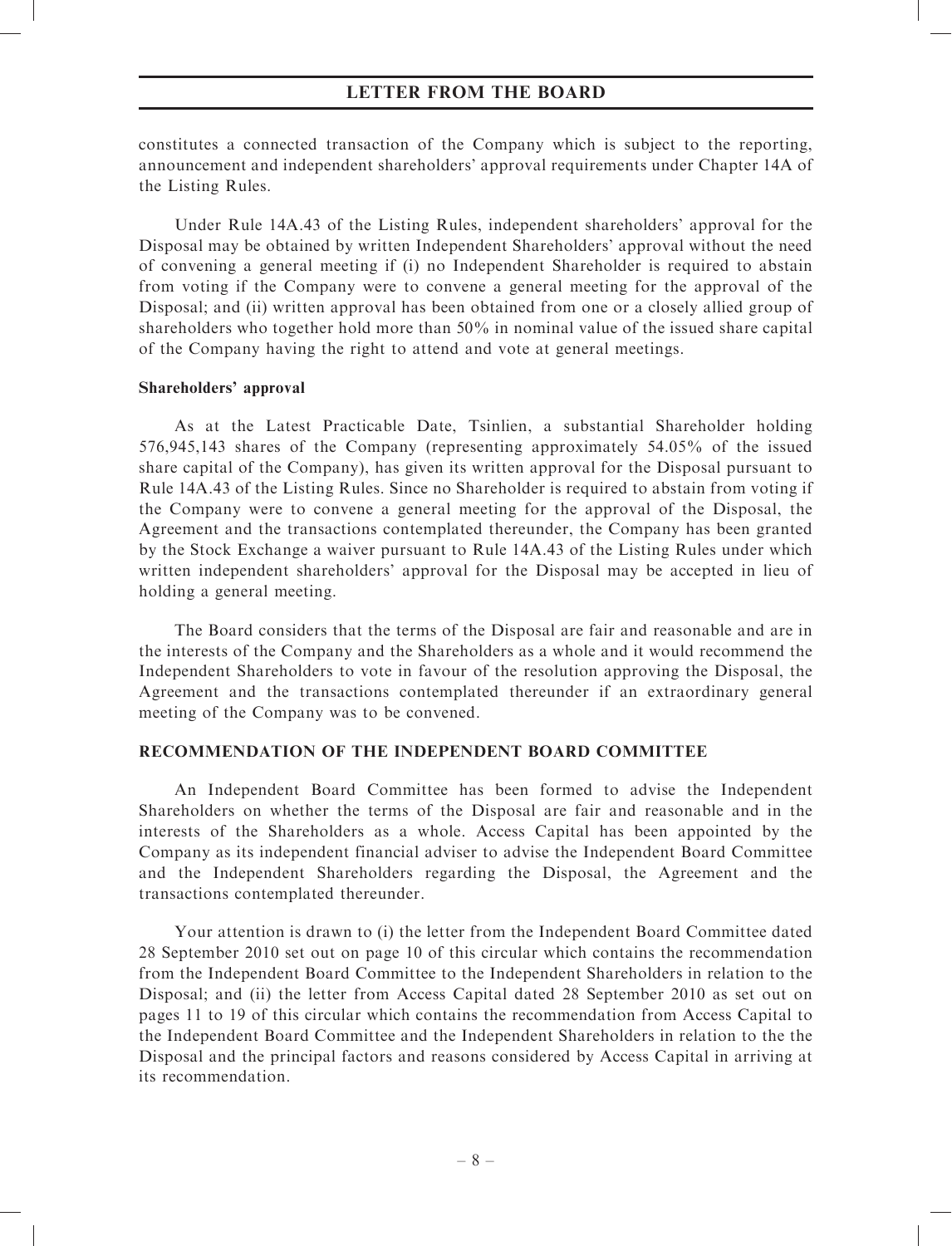constitutes a connected transaction of the Company which is subject to the reporting, announcement and independent shareholders' approval requirements under Chapter 14A of the Listing Rules.

Under Rule 14A.43 of the Listing Rules, independent shareholders' approval for the Disposal may be obtained by written Independent Shareholders' approval without the need of convening a general meeting if (i) no Independent Shareholder is required to abstain from voting if the Company were to convene a general meeting for the approval of the Disposal; and (ii) written approval has been obtained from one or a closely allied group of shareholders who together hold more than 50% in nominal value of the issued share capital of the Company having the right to attend and vote at general meetings.

**Shareholders' approval**

As at the Latest Practicable Date, Tsinlien, a substantial Shareholder holding 576,945,143 shares of the Company (representing approximately 54.05% of the issued share capital of the Company), has given its written approval for the Disposal pursuant to Rule 14A.43 of the Listing Rules. Since no Shareholder is required to abstain from voting if the Company were to convene a general meeting for the approval of the Disposal, the Agreement and the transactions contemplated thereunder, the Company has been granted by the Stock Exchange a waiver pursuant to Rule 14A.43 of the Listing Rules under which written independent shareholders' approval for the Disposal may be accepted in lieu of holding a general meeting.

The Board considers that the terms of the Disposal are fair and reasonable and are in the interests of the Company and the Shareholders as a whole and it would recommend the Independent Shareholders to vote in favour of the resolution approving the Disposal, the Agreement and the transactions contemplated thereunder if an extraordinary general meeting of the Company was to be convened.

**RECOMMENDATION OF THE INDEPENDENT BOARD COMMITTEE**

An Independent Board Committee has been formed to advise the Independent Shareholders on whether the terms of the Disposal are fair and reasonable and in the interests of the Shareholders as a whole. Access Capital has been appointed by the Company as its independent financial adviser to advise the Independent Board Committee and the Independent Shareholders regarding the Disposal, the Agreement and the transactions contemplated thereunder.

Your attention is drawn to (i) the letter from the Independent Board Committee dated 28 September 2010 set out on page 10 of this circular which contains the recommendation from the Independent Board Committee to the Independent Shareholders in relation to the Disposal; and (ii) the letter from Access Capital dated 28 September 2010 as set out on pages 11 to 19 of this circular which contains the recommendation from Access Capital to the Independent Board Committee and the Independent Shareholders in relation to the the Disposal and the principal factors and reasons considered by Access Capital in arriving at its recommendation.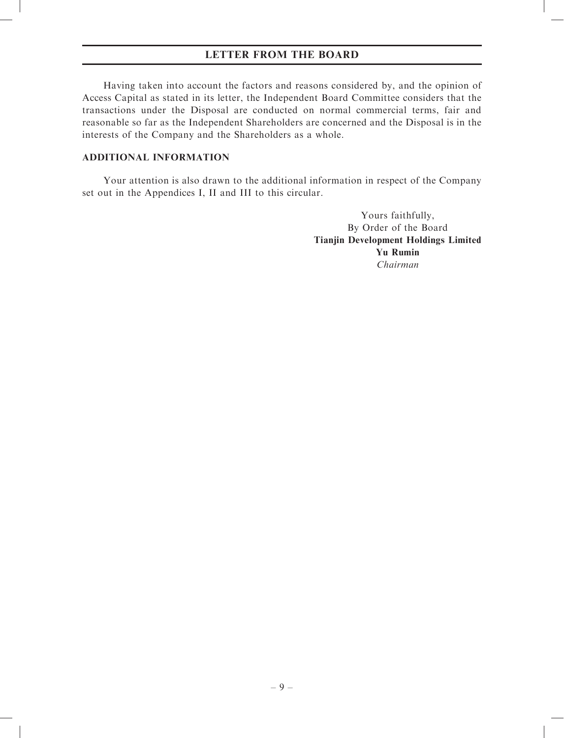Having taken into account the factors and reasons considered by, and the opinion of Access Capital as stated in its letter, the Independent Board Committee considers that the transactions under the Disposal are conducted on normal commercial terms, fair and reasonable so far as the Independent Shareholders are concerned and the Disposal is in the interests of the Company and the Shareholders as a whole.

## ADDITIONAL INFORMATION

Your attention is also drawn to the additional information in respect of the Company set out in the Appendices I, II and III to this circular.

Yours faithfully,
By Order of the Board
**Tianjin Development Holdings Limited**
**Yu Rumin**
*Chairman*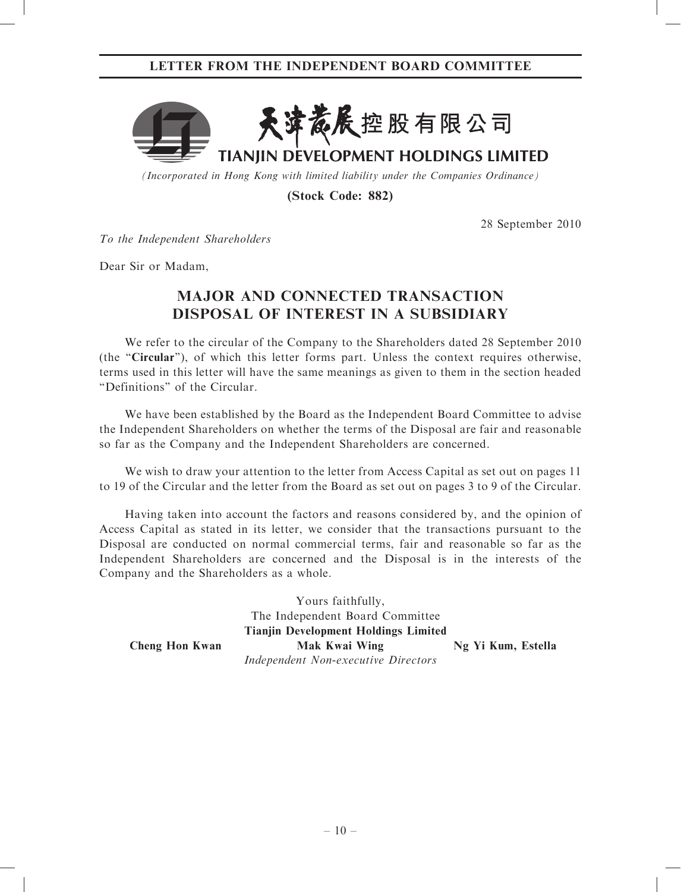# LETTER FROM THE INDEPENDENT BOARD COMMITTEE

天津發展控股有限公司

**TIANJIN DEVELOPMENT HOLDINGS LIMITED**

*(Incorporated in Hong Kong with limited liability under the Companies Ordinance)*

**(Stock Code: 882)**

28 September 2010

*To the Independent Shareholders*

Dear Sir or Madam,

## MAJOR AND CONNECTED TRANSACTION
## DISPOSAL OF INTEREST IN A SUBSIDIARY

We refer to the circular of the Company to the Shareholders dated 28 September 2010 (the "**Circular**"), of which this letter forms part. Unless the context requires otherwise, terms used in this letter will have the same meanings as given to them in the section headed "Definitions" of the Circular.

We have been established by the Board as the Independent Board Committee to advise the Independent Shareholders on whether the terms of the Disposal are fair and reasonable so far as the Company and the Independent Shareholders are concerned.

We wish to draw your attention to the letter from Access Capital as set out on pages 11 to 19 of the Circular and the letter from the Board as set out on pages 3 to 9 of the Circular.

Having taken into account the factors and reasons considered by, and the opinion of Access Capital as stated in its letter, we consider that the transactions pursuant to the Disposal are conducted on normal commercial terms, fair and reasonable so far as the Independent Shareholders are concerned and the Disposal is in the interests of the Company and the Shareholders as a whole.

Yours faithfully,
The Independent Board Committee
**Tianjin Development Holdings Limited**

**Cheng Hon Kwan** | **Mak Kwai Wing** | **Ng Yi Kum, Estella**

*Independent Non-executive Directors*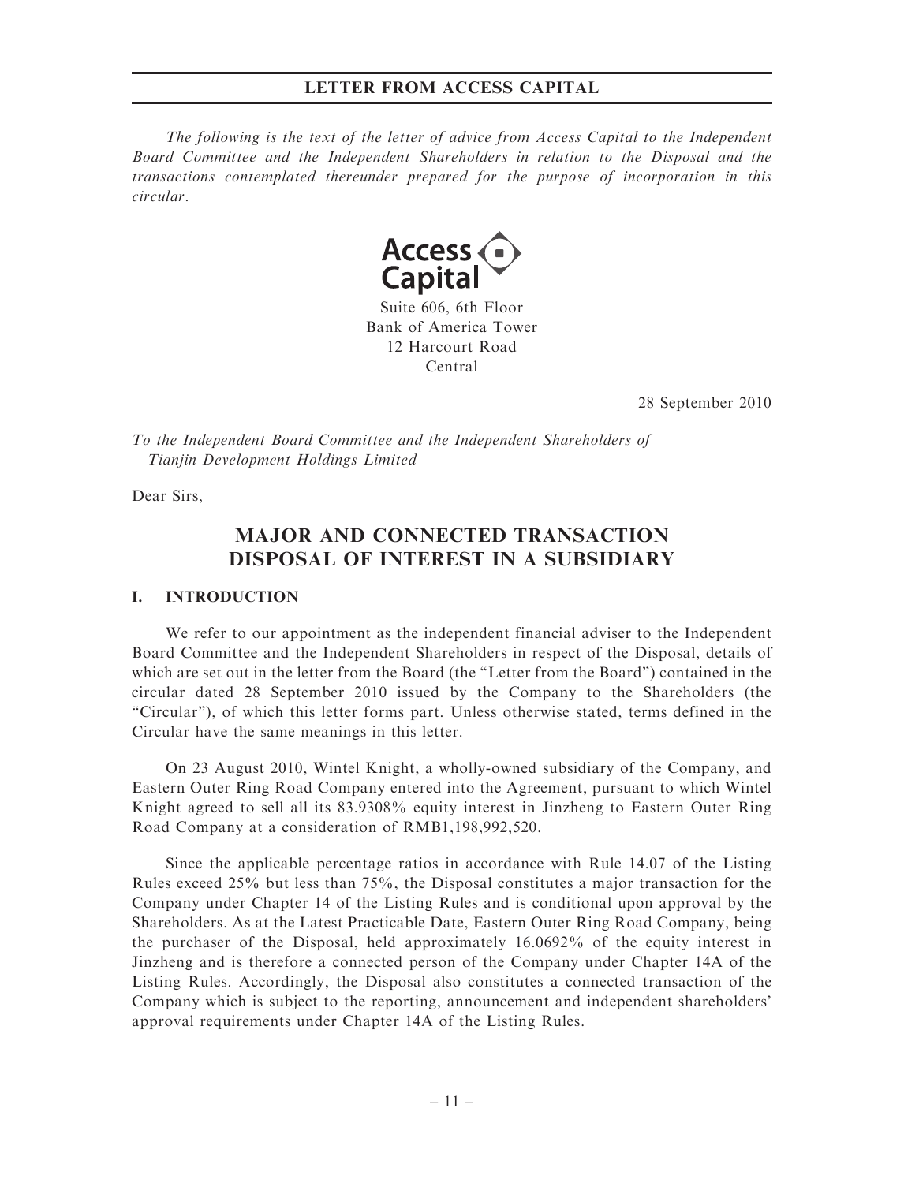# LETTER FROM ACCESS CAPITAL

*The following is the text of the letter of advice from Access Capital to the Independent Board Committee and the Independent Shareholders in relation to the Disposal and the transactions contemplated thereunder prepared for the purpose of incorporation in this circular.*

**Access Capital**

Suite 606, 6th Floor
Bank of America Tower
12 Harcourt Road
Central

28 September 2010

*To the Independent Board Committee and the Independent Shareholders of Tianjin Development Holdings Limited*

Dear Sirs,

## MAJOR AND CONNECTED TRANSACTION DISPOSAL OF INTEREST IN A SUBSIDIARY

### I. INTRODUCTION

We refer to our appointment as the independent financial adviser to the Independent Board Committee and the Independent Shareholders in respect of the Disposal, details of which are set out in the letter from the Board (the "Letter from the Board") contained in the circular dated 28 September 2010 issued by the Company to the Shareholders (the "Circular"), of which this letter forms part. Unless otherwise stated, terms defined in the Circular have the same meanings in this letter.

On 23 August 2010, Wintel Knight, a wholly-owned subsidiary of the Company, and Eastern Outer Ring Road Company entered into the Agreement, pursuant to which Wintel Knight agreed to sell all its 83.9308% equity interest in Jinzheng to Eastern Outer Ring Road Company at a consideration of RMB1,198,992,520.

Since the applicable percentage ratios in accordance with Rule 14.07 of the Listing Rules exceed 25% but less than 75%, the Disposal constitutes a major transaction for the Company under Chapter 14 of the Listing Rules and is conditional upon approval by the Shareholders. As at the Latest Practicable Date, Eastern Outer Ring Road Company, being the purchaser of the Disposal, held approximately 16.0692% of the equity interest in Jinzheng and is therefore a connected person of the Company under Chapter 14A of the Listing Rules. Accordingly, the Disposal also constitutes a connected transaction of the Company which is subject to the reporting, announcement and independent shareholders' approval requirements under Chapter 14A of the Listing Rules.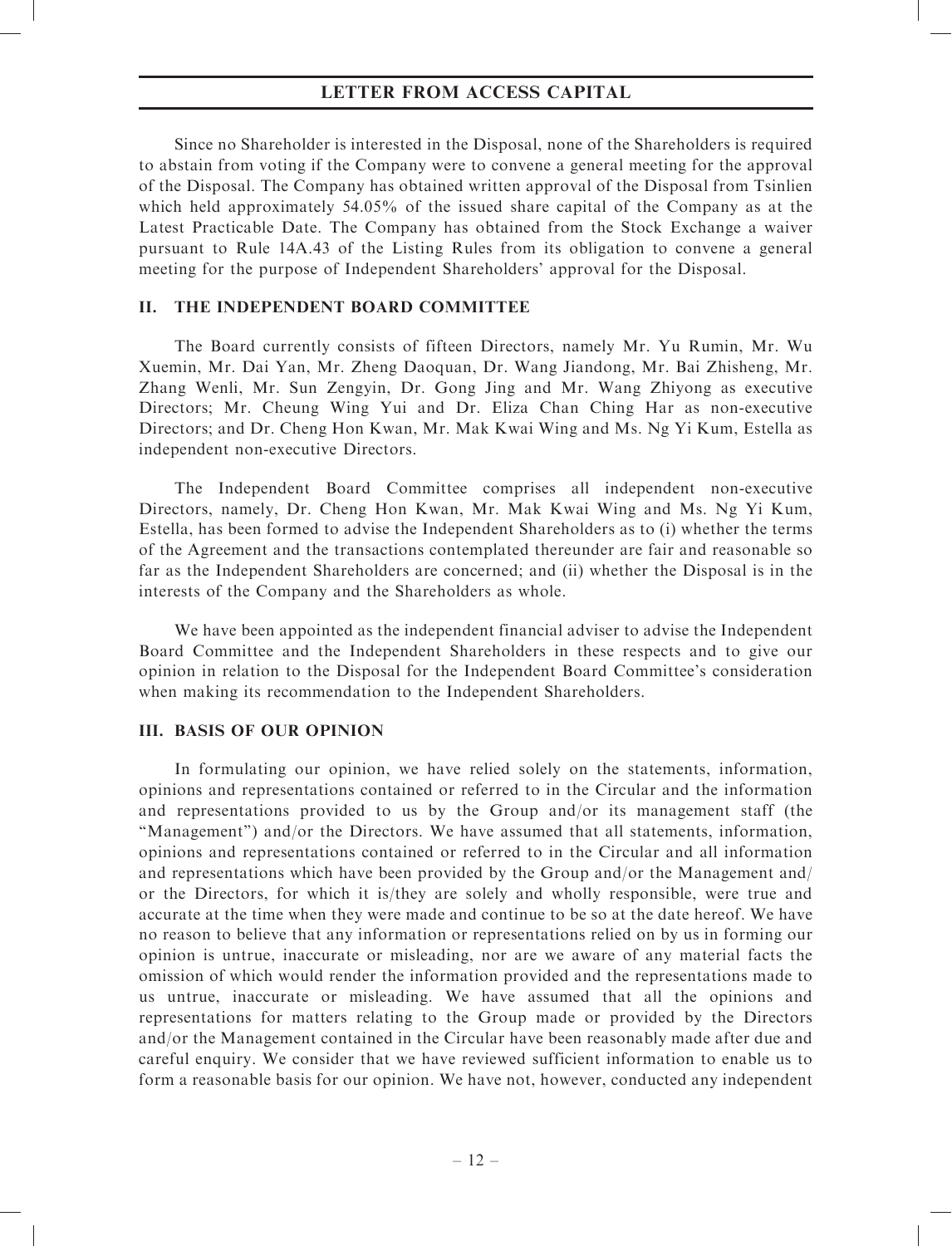Since no Shareholder is interested in the Disposal, none of the Shareholders is required to abstain from voting if the Company were to convene a general meeting for the approval of the Disposal. The Company has obtained written approval of the Disposal from Tsinlien which held approximately 54.05% of the issued share capital of the Company as at the Latest Practicable Date. The Company has obtained from the Stock Exchange a waiver pursuant to Rule 14A.43 of the Listing Rules from its obligation to convene a general meeting for the purpose of Independent Shareholders' approval for the Disposal.

## II. THE INDEPENDENT BOARD COMMITTEE

The Board currently consists of fifteen Directors, namely Mr. Yu Rumin, Mr. Wu Xuemin, Mr. Dai Yan, Mr. Zheng Daoquan, Dr. Wang Jiandong, Mr. Bai Zhisheng, Mr. Zhang Wenli, Mr. Sun Zengyin, Dr. Gong Jing and Mr. Wang Zhiyong as executive Directors; Mr. Cheung Wing Yui and Dr. Eliza Chan Ching Har as non-executive Directors; and Dr. Cheng Hon Kwan, Mr. Mak Kwai Wing and Ms. Ng Yi Kum, Estella as independent non-executive Directors.

The Independent Board Committee comprises all independent non-executive Directors, namely, Dr. Cheng Hon Kwan, Mr. Mak Kwai Wing and Ms. Ng Yi Kum, Estella, has been formed to advise the Independent Shareholders as to (i) whether the terms of the Agreement and the transactions contemplated thereunder are fair and reasonable so far as the Independent Shareholders are concerned; and (ii) whether the Disposal is in the interests of the Company and the Shareholders as whole.

We have been appointed as the independent financial adviser to advise the Independent Board Committee and the Independent Shareholders in these respects and to give our opinion in relation to the Disposal for the Independent Board Committee's consideration when making its recommendation to the Independent Shareholders.

## III. BASIS OF OUR OPINION

In formulating our opinion, we have relied solely on the statements, information, opinions and representations contained or referred to in the Circular and the information and representations provided to us by the Group and/or its management staff (the "Management") and/or the Directors. We have assumed that all statements, information, opinions and representations contained or referred to in the Circular and all information and representations which have been provided by the Group and/or the Management and/or the Directors, for which it is/they are solely and wholly responsible, were true and accurate at the time when they were made and continue to be so at the date hereof. We have no reason to believe that any information or representations relied on by us in forming our opinion is untrue, inaccurate or misleading, nor are we aware of any material facts the omission of which would render the information provided and the representations made to us untrue, inaccurate or misleading. We have assumed that all the opinions and representations for matters relating to the Group made or provided by the Directors and/or the Management contained in the Circular have been reasonably made after due and careful enquiry. We consider that we have reviewed sufficient information to enable us to form a reasonable basis for our opinion. We have not, however, conducted any independent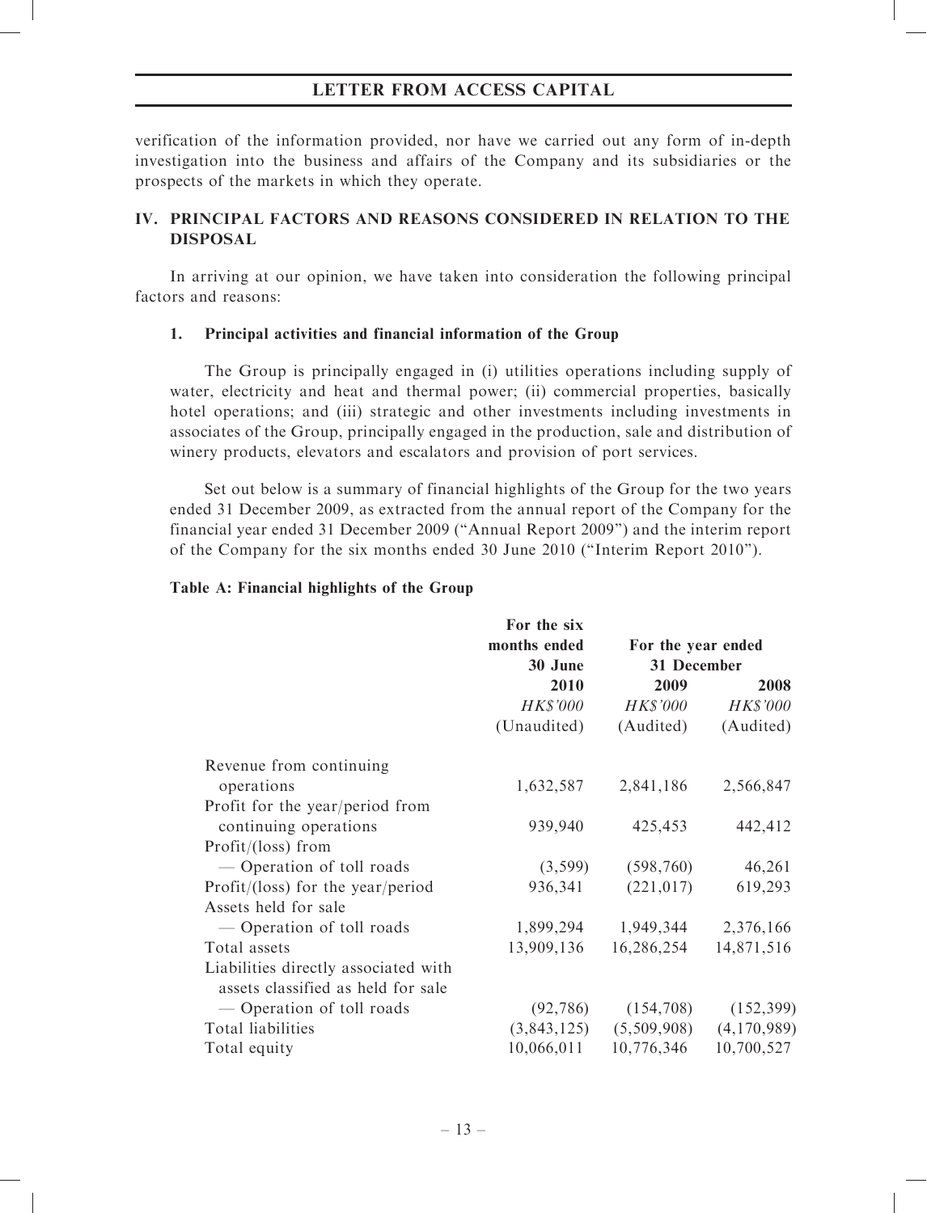verification of the information provided, nor have we carried out any form of in-depth investigation into the business and affairs of the Company and its subsidiaries or the prospects of the markets in which they operate.

## IV. PRINCIPAL FACTORS AND REASONS CONSIDERED IN RELATION TO THE DISPOSAL

In arriving at our opinion, we have taken into consideration the following principal factors and reasons:

### 1. Principal activities and financial information of the Group

The Group is principally engaged in (i) utilities operations including supply of water, electricity and heat and thermal power; (ii) commercial properties, basically hotel operations; and (iii) strategic and other investments including investments in associates of the Group, principally engaged in the production, sale and distribution of winery products, elevators and escalators and provision of port services.

Set out below is a summary of financial highlights of the Group for the two years ended 31 December 2009, as extracted from the annual report of the Company for the financial year ended 31 December 2009 ("Annual Report 2009") and the interim report of the Company for the six months ended 30 June 2010 ("Interim Report 2010").

**Table A: Financial highlights of the Group**

| | For the six months ended 30 June | For the year ended 31 December | |
|---|---|---|---|
| | 2010 | 2009 | 2008 |
| | *HK$'000* | *HK$'000* | *HK$'000* |
| | (Unaudited) | (Audited) | (Audited) |
| Revenue from continuing operations | 1,632,587 | 2,841,186 | 2,566,847 |
| Profit for the year/period from continuing operations | 939,940 | 425,453 | 442,412 |
| Profit/(loss) from | | | |
| — Operation of toll roads | (3,599) | (598,760) | 46,261 |
| Profit/(loss) for the year/period | 936,341 | (221,017) | 619,293 |
| Assets held for sale | | | |
| — Operation of toll roads | 1,899,294 | 1,949,344 | 2,376,166 |
| Total assets | 13,909,136 | 16,286,254 | 14,871,516 |
| Liabilities directly associated with assets classified as held for sale | | | |
| — Operation of toll roads | (92,786) | (154,708) | (152,399) |
| Total liabilities | (3,843,125) | (5,509,908) | (4,170,989) |
| Total equity | 10,066,011 | 10,776,346 | 10,700,527 |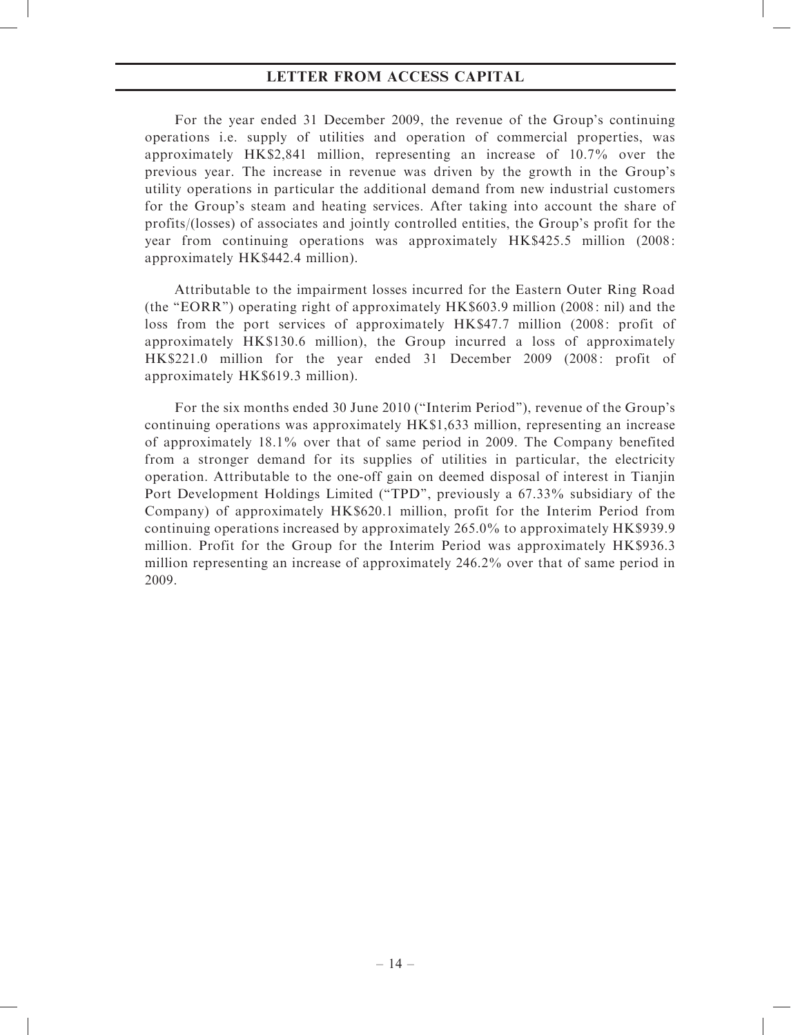For the year ended 31 December 2009, the revenue of the Group's continuing operations i.e. supply of utilities and operation of commercial properties, was approximately HK$2,841 million, representing an increase of 10.7% over the previous year. The increase in revenue was driven by the growth in the Group's utility operations in particular the additional demand from new industrial customers for the Group's steam and heating services. After taking into account the share of profits/(losses) of associates and jointly controlled entities, the Group's profit for the year from continuing operations was approximately HK$425.5 million (2008: approximately HK$442.4 million).

Attributable to the impairment losses incurred for the Eastern Outer Ring Road (the "EORR") operating right of approximately HK$603.9 million (2008: nil) and the loss from the port services of approximately HK$47.7 million (2008: profit of approximately HK$130.6 million), the Group incurred a loss of approximately HK$221.0 million for the year ended 31 December 2009 (2008: profit of approximately HK$619.3 million).

For the six months ended 30 June 2010 ("Interim Period"), revenue of the Group's continuing operations was approximately HK$1,633 million, representing an increase of approximately 18.1% over that of same period in 2009. The Company benefited from a stronger demand for its supplies of utilities in particular, the electricity operation. Attributable to the one-off gain on deemed disposal of interest in Tianjin Port Development Holdings Limited ("TPD", previously a 67.33% subsidiary of the Company) of approximately HK$620.1 million, profit for the Interim Period from continuing operations increased by approximately 265.0% to approximately HK$939.9 million. Profit for the Group for the Interim Period was approximately HK$936.3 million representing an increase of approximately 246.2% over that of same period in 2009.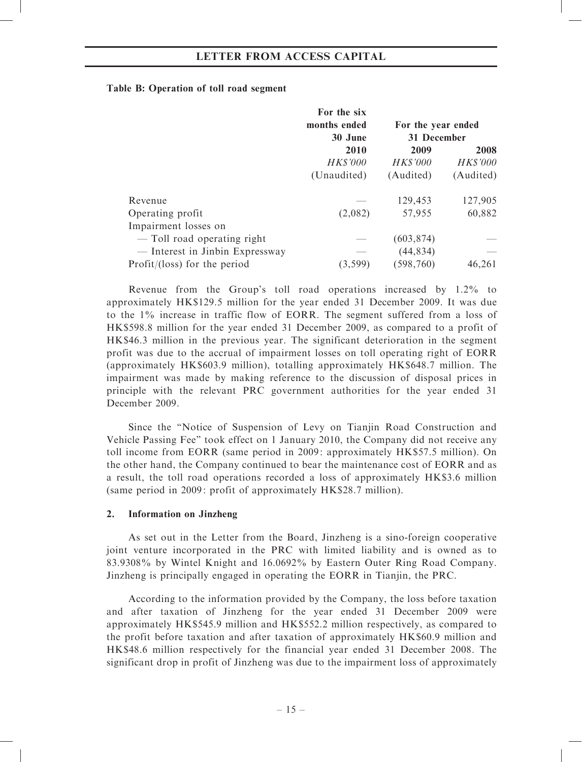**Table B: Operation of toll road segment**

| | For the six months ended 30 June | For the year ended 31 December | |
|---|---|---|---|
| | 2010 | 2009 | 2008 |
| | *HK$'000* | *HK$'000* | *HK$'000* |
| | (Unaudited) | (Audited) | (Audited) |
| Revenue | — | 129,453 | 127,905 |
| Operating profit | (2,082) | 57,955 | 60,882 |
| Impairment losses on | | | |
| — Toll road operating right | — | (603,874) | — |
| — Interest in Jinbin Expressway | — | (44,834) | — |
| Profit/(loss) for the period | (3,599) | (598,760) | 46,261 |

Revenue from the Group's toll road operations increased by 1.2% to approximately HK$129.5 million for the year ended 31 December 2009. It was due to the 1% increase in traffic flow of EORR. The segment suffered from a loss of HK$598.8 million for the year ended 31 December 2009, as compared to a profit of HK$46.3 million in the previous year. The significant deterioration in the segment profit was due to the accrual of impairment losses on toll operating right of EORR (approximately HK$603.9 million), totalling approximately HK$648.7 million. The impairment was made by making reference to the discussion of disposal prices in principle with the relevant PRC government authorities for the year ended 31 December 2009.

Since the "Notice of Suspension of Levy on Tianjin Road Construction and Vehicle Passing Fee" took effect on 1 January 2010, the Company did not receive any toll income from EORR (same period in 2009: approximately HK$57.5 million). On the other hand, the Company continued to bear the maintenance cost of EORR and as a result, the toll road operations recorded a loss of approximately HK$3.6 million (same period in 2009: profit of approximately HK$28.7 million).

## 2. Information on Jinzheng

As set out in the Letter from the Board, Jinzheng is a sino-foreign cooperative joint venture incorporated in the PRC with limited liability and is owned as to 83.9308% by Wintel Knight and 16.0692% by Eastern Outer Ring Road Company. Jinzheng is principally engaged in operating the EORR in Tianjin, the PRC.

According to the information provided by the Company, the loss before taxation and after taxation of Jinzheng for the year ended 31 December 2009 were approximately HK$545.9 million and HK$552.2 million respectively, as compared to the profit before taxation and after taxation of approximately HK$60.9 million and HK$48.6 million respectively for the financial year ended 31 December 2008. The significant drop in profit of Jinzheng was due to the impairment loss of approximately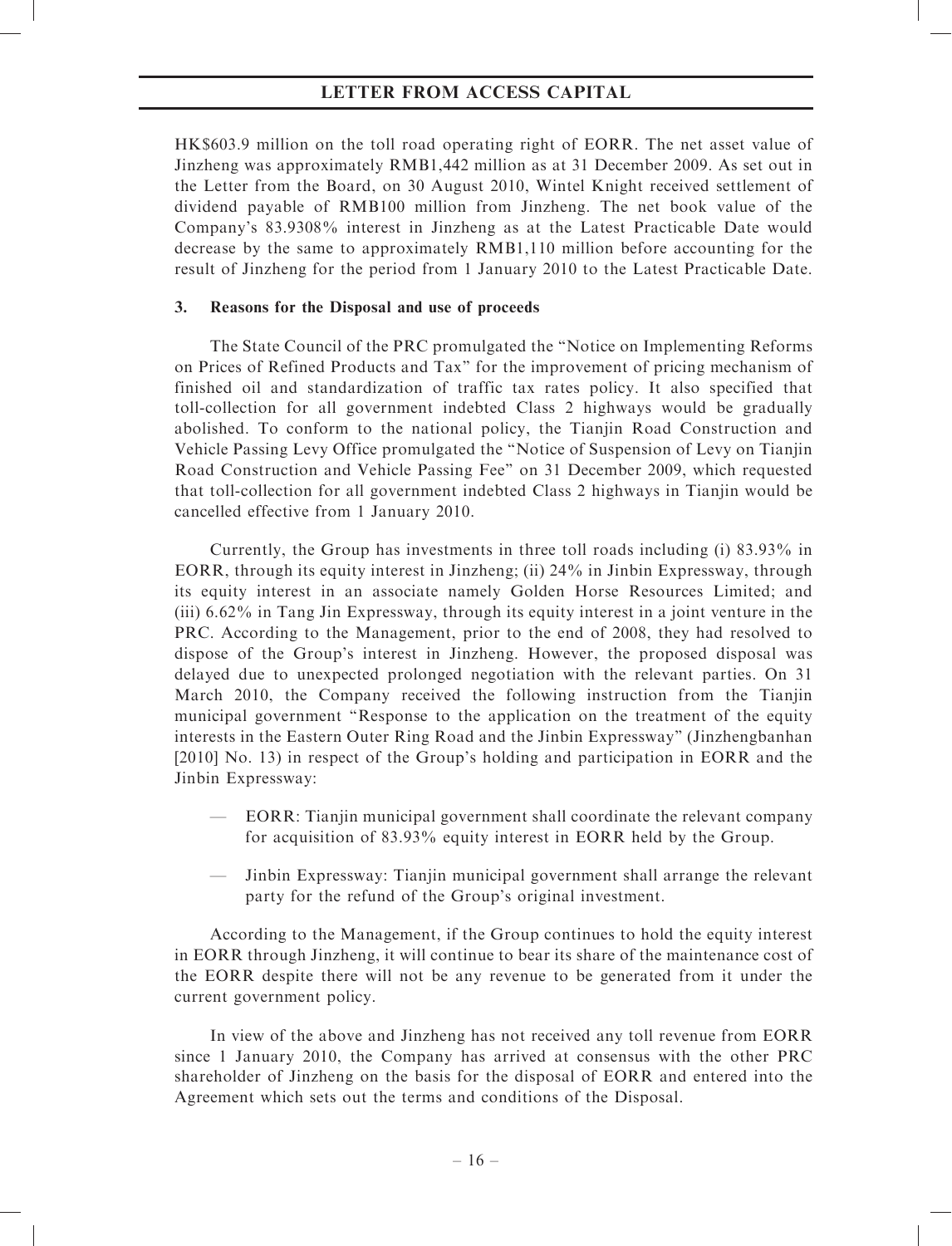HK$603.9 million on the toll road operating right of EORR. The net asset value of Jinzheng was approximately RMB1,442 million as at 31 December 2009. As set out in the Letter from the Board, on 30 August 2010, Wintel Knight received settlement of dividend payable of RMB100 million from Jinzheng. The net book value of the Company's 83.9308% interest in Jinzheng as at the Latest Practicable Date would decrease by the same to approximately RMB1,110 million before accounting for the result of Jinzheng for the period from 1 January 2010 to the Latest Practicable Date.

### 3. Reasons for the Disposal and use of proceeds

The State Council of the PRC promulgated the "Notice on Implementing Reforms on Prices of Refined Products and Tax" for the improvement of pricing mechanism of finished oil and standardization of traffic tax rates policy. It also specified that toll-collection for all government indebted Class 2 highways would be gradually abolished. To conform to the national policy, the Tianjin Road Construction and Vehicle Passing Levy Office promulgated the "Notice of Suspension of Levy on Tianjin Road Construction and Vehicle Passing Fee" on 31 December 2009, which requested that toll-collection for all government indebted Class 2 highways in Tianjin would be cancelled effective from 1 January 2010.

Currently, the Group has investments in three toll roads including (i) 83.93% in EORR, through its equity interest in Jinzheng; (ii) 24% in Jinbin Expressway, through its equity interest in an associate namely Golden Horse Resources Limited; and (iii) 6.62% in Tang Jin Expressway, through its equity interest in a joint venture in the PRC. According to the Management, prior to the end of 2008, they had resolved to dispose of the Group's interest in Jinzheng. However, the proposed disposal was delayed due to unexpected prolonged negotiation with the relevant parties. On 31 March 2010, the Company received the following instruction from the Tianjin municipal government "Response to the application on the treatment of the equity interests in the Eastern Outer Ring Road and the Jinbin Expressway" (Jinzhengbanhan [2010] No. 13) in respect of the Group's holding and participation in EORR and the Jinbin Expressway:

— EORR: Tianjin municipal government shall coordinate the relevant company for acquisition of 83.93% equity interest in EORR held by the Group.

— Jinbin Expressway: Tianjin municipal government shall arrange the relevant party for the refund of the Group's original investment.

According to the Management, if the Group continues to hold the equity interest in EORR through Jinzheng, it will continue to bear its share of the maintenance cost of the EORR despite there will not be any revenue to be generated from it under the current government policy.

In view of the above and Jinzheng has not received any toll revenue from EORR since 1 January 2010, the Company has arrived at consensus with the other PRC shareholder of Jinzheng on the basis for the disposal of EORR and entered into the Agreement which sets out the terms and conditions of the Disposal.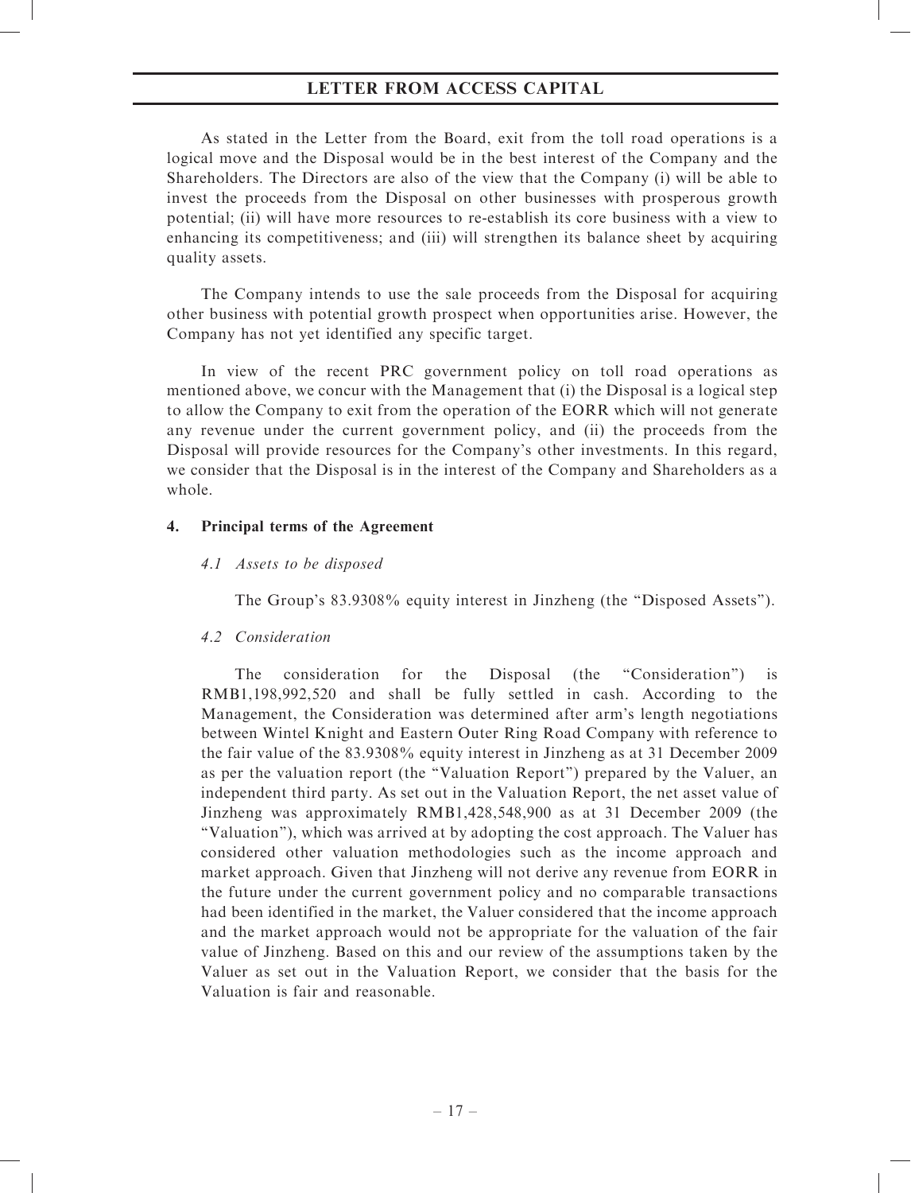As stated in the Letter from the Board, exit from the toll road operations is a logical move and the Disposal would be in the best interest of the Company and the Shareholders. The Directors are also of the view that the Company (i) will be able to invest the proceeds from the Disposal on other businesses with prosperous growth potential; (ii) will have more resources to re-establish its core business with a view to enhancing its competitiveness; and (iii) will strengthen its balance sheet by acquiring quality assets.

The Company intends to use the sale proceeds from the Disposal for acquiring other business with potential growth prospect when opportunities arise. However, the Company has not yet identified any specific target.

In view of the recent PRC government policy on toll road operations as mentioned above, we concur with the Management that (i) the Disposal is a logical step to allow the Company to exit from the operation of the EORR which will not generate any revenue under the current government policy, and (ii) the proceeds from the Disposal will provide resources for the Company's other investments. In this regard, we consider that the Disposal is in the interest of the Company and Shareholders as a whole.

## 4. Principal terms of the Agreement

### *4.1 Assets to be disposed*

The Group's 83.9308% equity interest in Jinzheng (the "Disposed Assets").

### *4.2 Consideration*

The consideration for the Disposal (the "Consideration") is RMB1,198,992,520 and shall be fully settled in cash. According to the Management, the Consideration was determined after arm's length negotiations between Wintel Knight and Eastern Outer Ring Road Company with reference to the fair value of the 83.9308% equity interest in Jinzheng as at 31 December 2009 as per the valuation report (the "Valuation Report") prepared by the Valuer, an independent third party. As set out in the Valuation Report, the net asset value of Jinzheng was approximately RMB1,428,548,900 as at 31 December 2009 (the "Valuation"), which was arrived at by adopting the cost approach. The Valuer has considered other valuation methodologies such as the income approach and market approach. Given that Jinzheng will not derive any revenue from EORR in the future under the current government policy and no comparable transactions had been identified in the market, the Valuer considered that the income approach and the market approach would not be appropriate for the valuation of the fair value of Jinzheng. Based on this and our review of the assumptions taken by the Valuer as set out in the Valuation Report, we consider that the basis for the Valuation is fair and reasonable.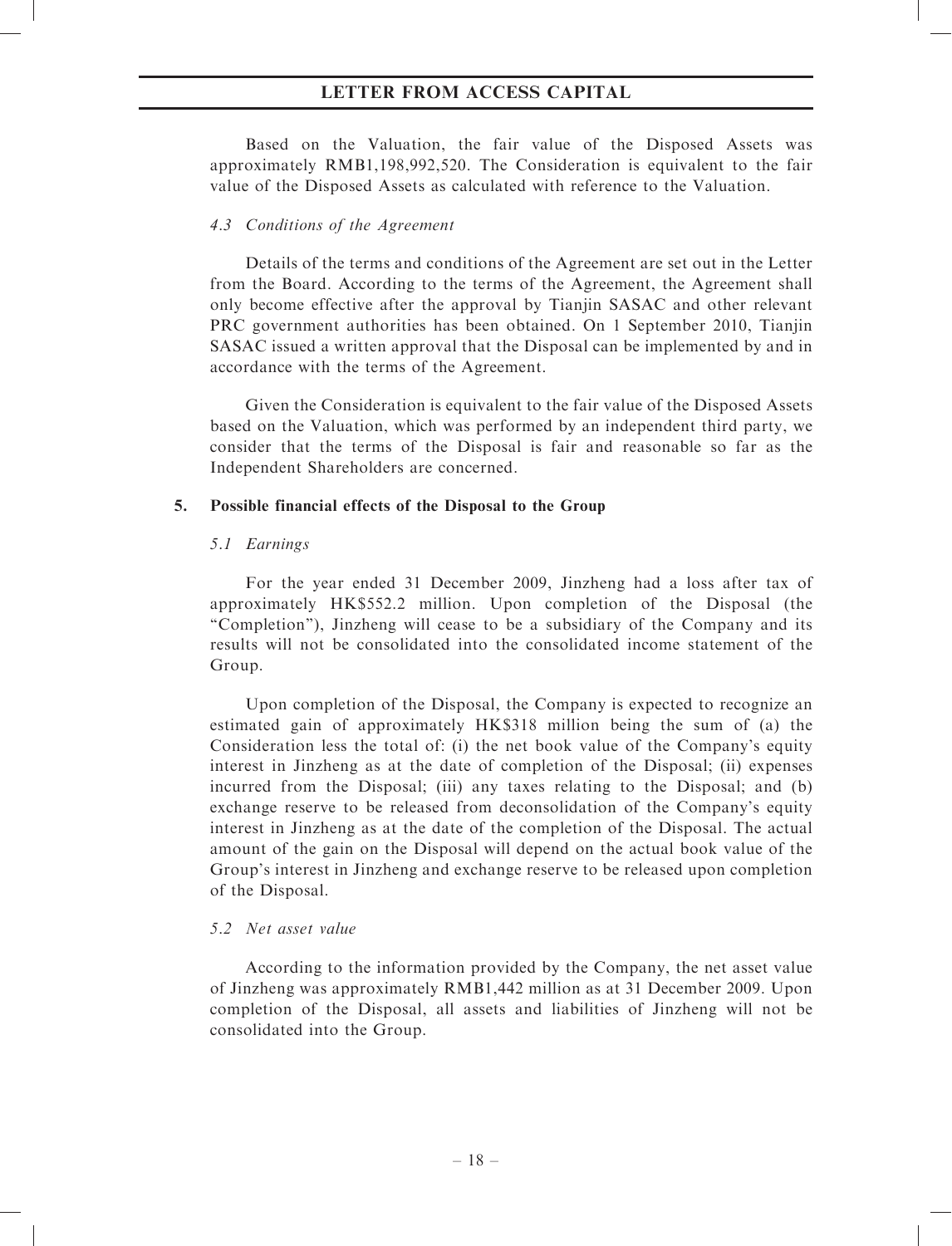Based on the Valuation, the fair value of the Disposed Assets was approximately RMB1,198,992,520. The Consideration is equivalent to the fair value of the Disposed Assets as calculated with reference to the Valuation.

*4.3 Conditions of the Agreement*

Details of the terms and conditions of the Agreement are set out in the Letter from the Board. According to the terms of the Agreement, the Agreement shall only become effective after the approval by Tianjin SASAC and other relevant PRC government authorities has been obtained. On 1 September 2010, Tianjin SASAC issued a written approval that the Disposal can be implemented by and in accordance with the terms of the Agreement.

Given the Consideration is equivalent to the fair value of the Disposed Assets based on the Valuation, which was performed by an independent third party, we consider that the terms of the Disposal is fair and reasonable so far as the Independent Shareholders are concerned.

**5. Possible financial effects of the Disposal to the Group**

*5.1 Earnings*

For the year ended 31 December 2009, Jinzheng had a loss after tax of approximately HK$552.2 million. Upon completion of the Disposal (the "Completion"), Jinzheng will cease to be a subsidiary of the Company and its results will not be consolidated into the consolidated income statement of the Group.

Upon completion of the Disposal, the Company is expected to recognize an estimated gain of approximately HK$318 million being the sum of (a) the Consideration less the total of: (i) the net book value of the Company's equity interest in Jinzheng as at the date of completion of the Disposal; (ii) expenses incurred from the Disposal; (iii) any taxes relating to the Disposal; and (b) exchange reserve to be released from deconsolidation of the Company's equity interest in Jinzheng as at the date of the completion of the Disposal. The actual amount of the gain on the Disposal will depend on the actual book value of the Group's interest in Jinzheng and exchange reserve to be released upon completion of the Disposal.

*5.2 Net asset value*

According to the information provided by the Company, the net asset value of Jinzheng was approximately RMB1,442 million as at 31 December 2009. Upon completion of the Disposal, all assets and liabilities of Jinzheng will not be consolidated into the Group.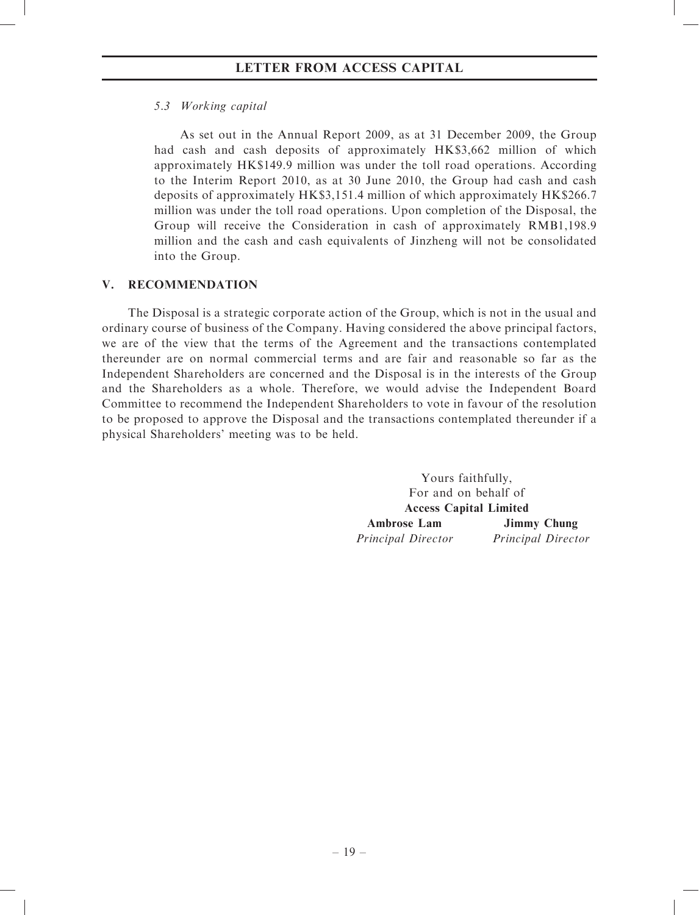*5.3 Working capital*

As set out in the Annual Report 2009, as at 31 December 2009, the Group had cash and cash deposits of approximately HK$3,662 million of which approximately HK$149.9 million was under the toll road operations. According to the Interim Report 2010, as at 30 June 2010, the Group had cash and cash deposits of approximately HK$3,151.4 million of which approximately HK$266.7 million was under the toll road operations. Upon completion of the Disposal, the Group will receive the Consideration in cash of approximately RMB1,198.9 million and the cash and cash equivalents of Jinzheng will not be consolidated into the Group.

## V. RECOMMENDATION

The Disposal is a strategic corporate action of the Group, which is not in the usual and ordinary course of business of the Company. Having considered the above principal factors, we are of the view that the terms of the Agreement and the transactions contemplated thereunder are on normal commercial terms and are fair and reasonable so far as the Independent Shareholders are concerned and the Disposal is in the interests of the Group and the Shareholders as a whole. Therefore, we would advise the Independent Board Committee to recommend the Independent Shareholders to vote in favour of the resolution to be proposed to approve the Disposal and the transactions contemplated thereunder if a physical Shareholders' meeting was to be held.

Yours faithfully,
For and on behalf of
**Access Capital Limited**

**Ambrose Lam**
*Principal Director*

**Jimmy Chung**
*Principal Director*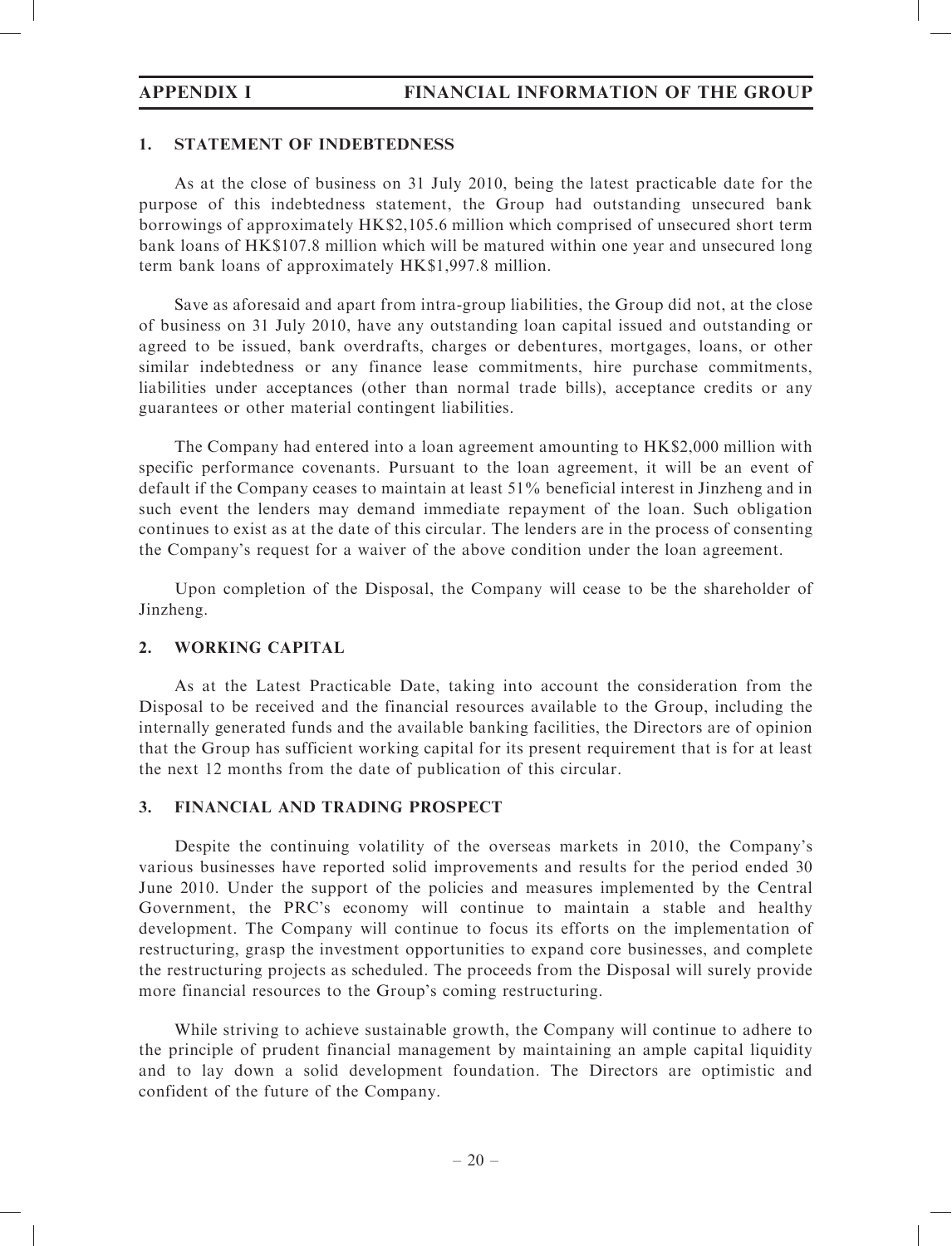# APPENDIX I FINANCIAL INFORMATION OF THE GROUP

## 1. STATEMENT OF INDEBTEDNESS

As at the close of business on 31 July 2010, being the latest practicable date for the purpose of this indebtedness statement, the Group had outstanding unsecured bank borrowings of approximately HK$2,105.6 million which comprised of unsecured short term bank loans of HK$107.8 million which will be matured within one year and unsecured long term bank loans of approximately HK$1,997.8 million.

Save as aforesaid and apart from intra-group liabilities, the Group did not, at the close of business on 31 July 2010, have any outstanding loan capital issued and outstanding or agreed to be issued, bank overdrafts, charges or debentures, mortgages, loans, or other similar indebtedness or any finance lease commitments, hire purchase commitments, liabilities under acceptances (other than normal trade bills), acceptance credits or any guarantees or other material contingent liabilities.

The Company had entered into a loan agreement amounting to HK$2,000 million with specific performance covenants. Pursuant to the loan agreement, it will be an event of default if the Company ceases to maintain at least 51% beneficial interest in Jinzheng and in such event the lenders may demand immediate repayment of the loan. Such obligation continues to exist as at the date of this circular. The lenders are in the process of consenting the Company's request for a waiver of the above condition under the loan agreement.

Upon completion of the Disposal, the Company will cease to be the shareholder of Jinzheng.

## 2. WORKING CAPITAL

As at the Latest Practicable Date, taking into account the consideration from the Disposal to be received and the financial resources available to the Group, including the internally generated funds and the available banking facilities, the Directors are of opinion that the Group has sufficient working capital for its present requirement that is for at least the next 12 months from the date of publication of this circular.

## 3. FINANCIAL AND TRADING PROSPECT

Despite the continuing volatility of the overseas markets in 2010, the Company's various businesses have reported solid improvements and results for the period ended 30 June 2010. Under the support of the policies and measures implemented by the Central Government, the PRC's economy will continue to maintain a stable and healthy development. The Company will continue to focus its efforts on the implementation of restructuring, grasp the investment opportunities to expand core businesses, and complete the restructuring projects as scheduled. The proceeds from the Disposal will surely provide more financial resources to the Group's coming restructuring.

While striving to achieve sustainable growth, the Company will continue to adhere to the principle of prudent financial management by maintaining an ample capital liquidity and to lay down a solid development foundation. The Directors are optimistic and confident of the future of the Company.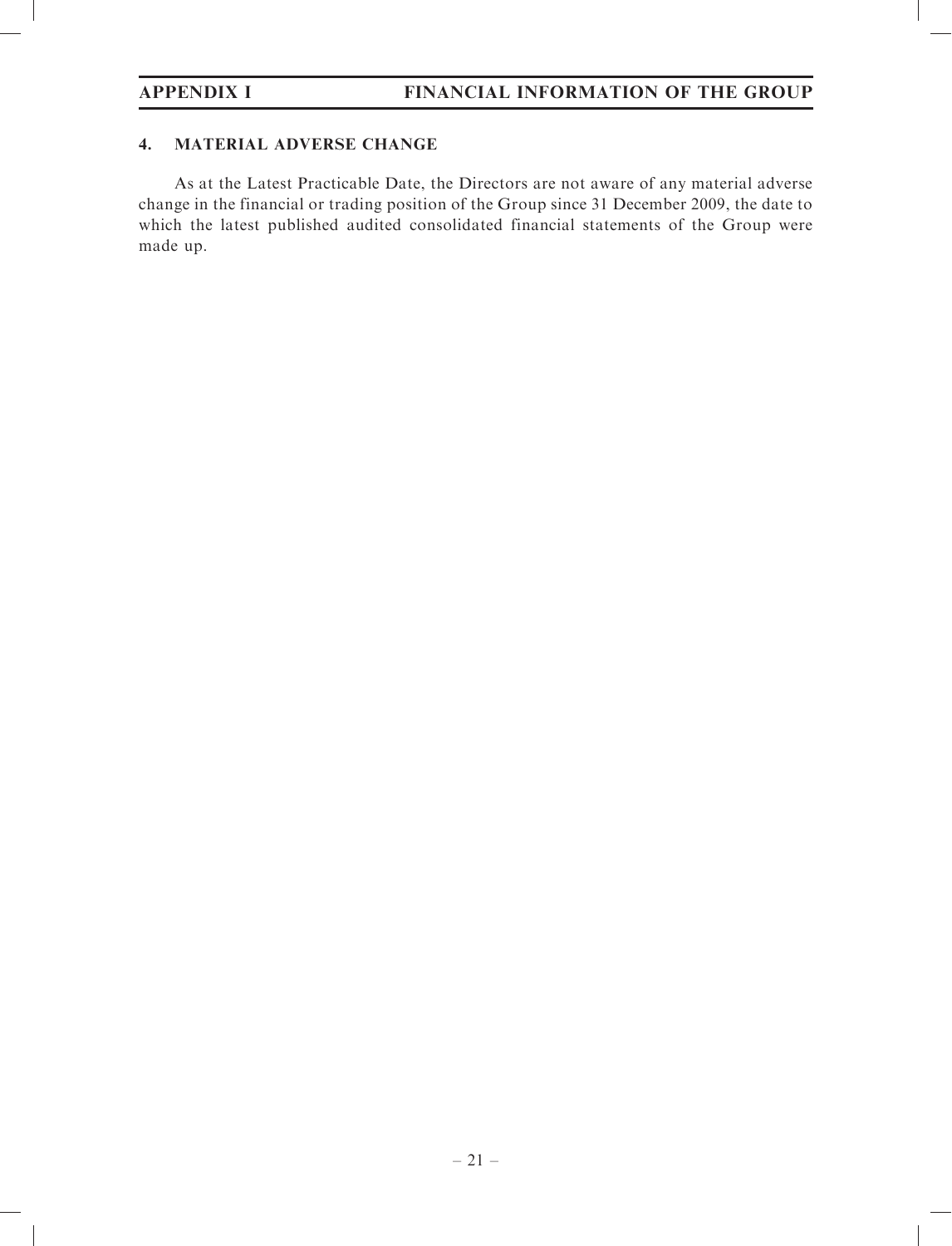## 4. MATERIAL ADVERSE CHANGE

As at the Latest Practicable Date, the Directors are not aware of any material adverse change in the financial or trading position of the Group since 31 December 2009, the date to which the latest published audited consolidated financial statements of the Group were made up.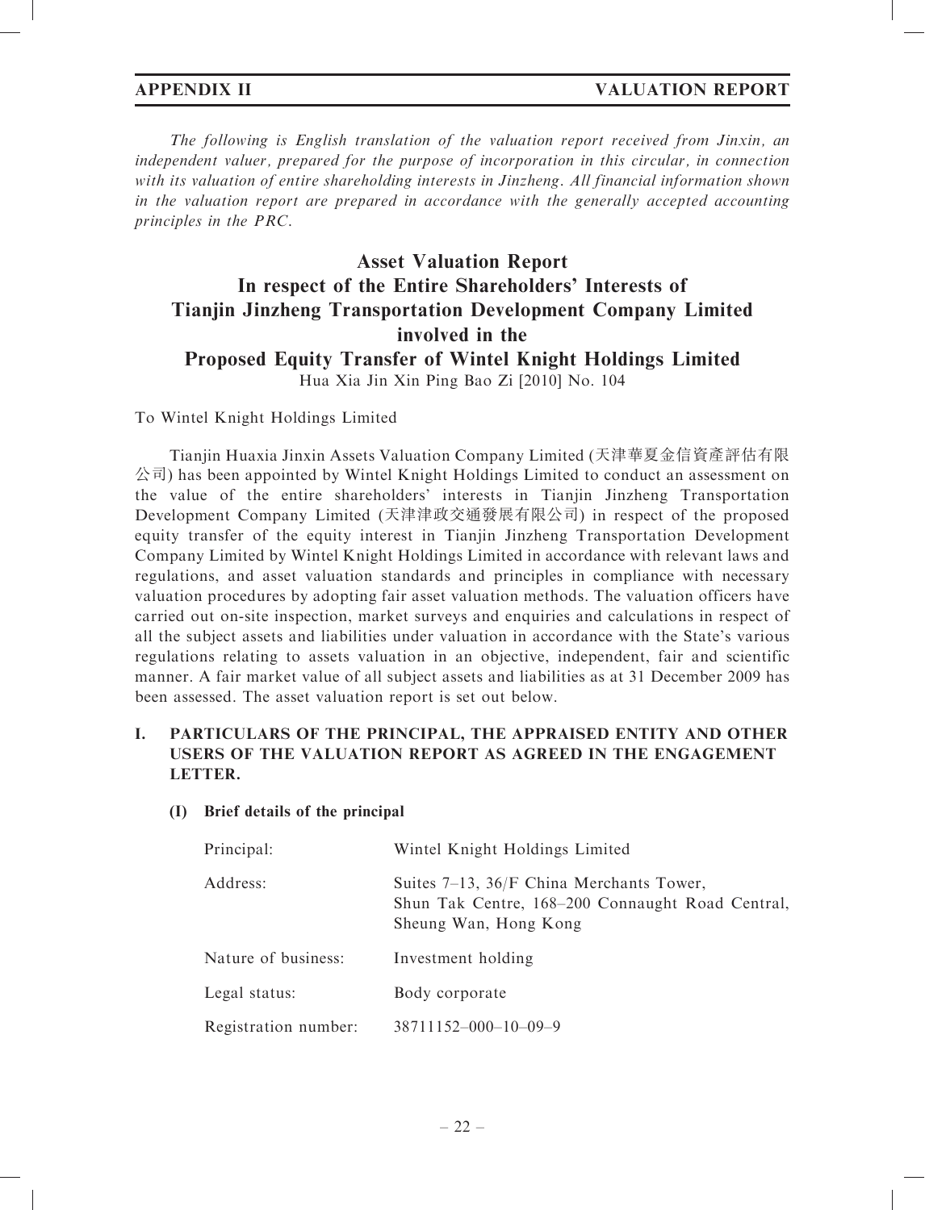*The following is English translation of the valuation report received from Jinxin, an independent valuer, prepared for the purpose of incorporation in this circular, in connection with its valuation of entire shareholding interests in Jinzheng. All financial information shown in the valuation report are prepared in accordance with the generally accepted accounting principles in the PRC.*

# Asset Valuation Report
# In respect of the Entire Shareholders' Interests of Tianjin Jinzheng Transportation Development Company Limited involved in the Proposed Equity Transfer of Wintel Knight Holdings Limited

Hua Xia Jin Xin Ping Bao Zi [2010] No. 104

To Wintel Knight Holdings Limited

Tianjin Huaxia Jinxin Assets Valuation Company Limited (天津華夏金信資產評估有限公司) has been appointed by Wintel Knight Holdings Limited to conduct an assessment on the value of the entire shareholders' interests in Tianjin Jinzheng Transportation Development Company Limited (天津津政交通發展有限公司) in respect of the proposed equity transfer of the equity interest in Tianjin Jinzheng Transportation Development Company Limited by Wintel Knight Holdings Limited in accordance with relevant laws and regulations, and asset valuation standards and principles in compliance with necessary valuation procedures by adopting fair asset valuation methods. The valuation officers have carried out on-site inspection, market surveys and enquiries and calculations in respect of all the subject assets and liabilities under valuation in accordance with the State's various regulations relating to assets valuation in an objective, independent, fair and scientific manner. A fair market value of all subject assets and liabilities as at 31 December 2009 has been assessed. The asset valuation report is set out below.

## I. PARTICULARS OF THE PRINCIPAL, THE APPRAISED ENTITY AND OTHER USERS OF THE VALUATION REPORT AS AGREED IN THE ENGAGEMENT LETTER.

### (I) Brief details of the principal

| | |
|---|---|
| Principal: | Wintel Knight Holdings Limited |
| Address: | Suites 7–13, 36/F China Merchants Tower, Shun Tak Centre, 168–200 Connaught Road Central, Sheung Wan, Hong Kong |
| Nature of business: | Investment holding |
| Legal status: | Body corporate |
| Registration number: | 38711152–000–10–09–9 |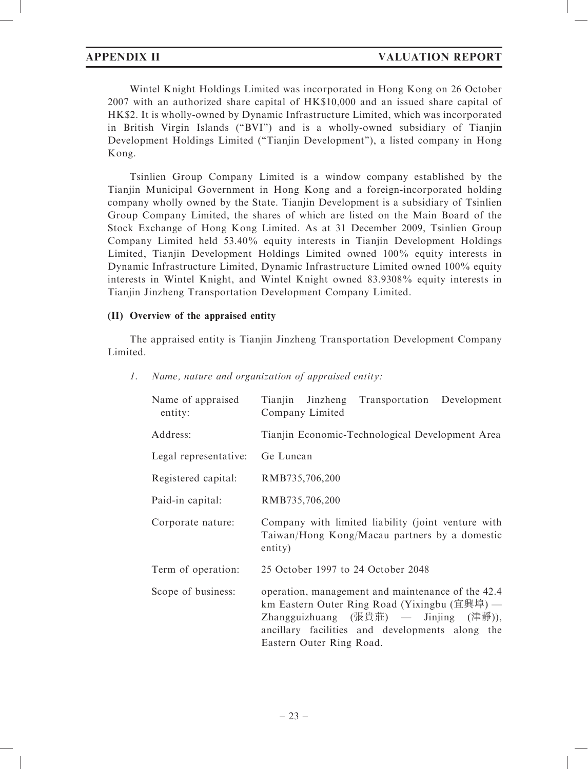Wintel Knight Holdings Limited was incorporated in Hong Kong on 26 October 2007 with an authorized share capital of HK$10,000 and an issued share capital of HK$2. It is wholly-owned by Dynamic Infrastructure Limited, which was incorporated in British Virgin Islands ("BVI") and is a wholly-owned subsidiary of Tianjin Development Holdings Limited ("Tianjin Development"), a listed company in Hong Kong.

Tsinlien Group Company Limited is a window company established by the Tianjin Municipal Government in Hong Kong and a foreign-incorporated holding company wholly owned by the State. Tianjin Development is a subsidiary of Tsinlien Group Company Limited, the shares of which are listed on the Main Board of the Stock Exchange of Hong Kong Limited. As at 31 December 2009, Tsinlien Group Company Limited held 53.40% equity interests in Tianjin Development Holdings Limited, Tianjin Development Holdings Limited owned 100% equity interests in Dynamic Infrastructure Limited, Dynamic Infrastructure Limited owned 100% equity interests in Wintel Knight, and Wintel Knight owned 83.9308% equity interests in Tianjin Jinzheng Transportation Development Company Limited.

**(II) Overview of the appraised entity**

The appraised entity is Tianjin Jinzheng Transportation Development Company Limited.

1. *Name, nature and organization of appraised entity:*

| | |
|---|---|
| Name of appraised entity: | Tianjin Jinzheng Transportation Development Company Limited |
| Address: | Tianjin Economic-Technological Development Area |
| Legal representative: | Ge Luncan |
| Registered capital: | RMB735,706,200 |
| Paid-in capital: | RMB735,706,200 |
| Corporate nature: | Company with limited liability (joint venture with Taiwan/Hong Kong/Macau partners by a domestic entity) |
| Term of operation: | 25 October 1997 to 24 October 2048 |
| Scope of business: | operation, management and maintenance of the 42.4 km Eastern Outer Ring Road (Yixingbu (宜興埠) — Zhangguizhuang (張貴莊) — Jinjing (津靜)), ancillary facilities and developments along the Eastern Outer Ring Road. |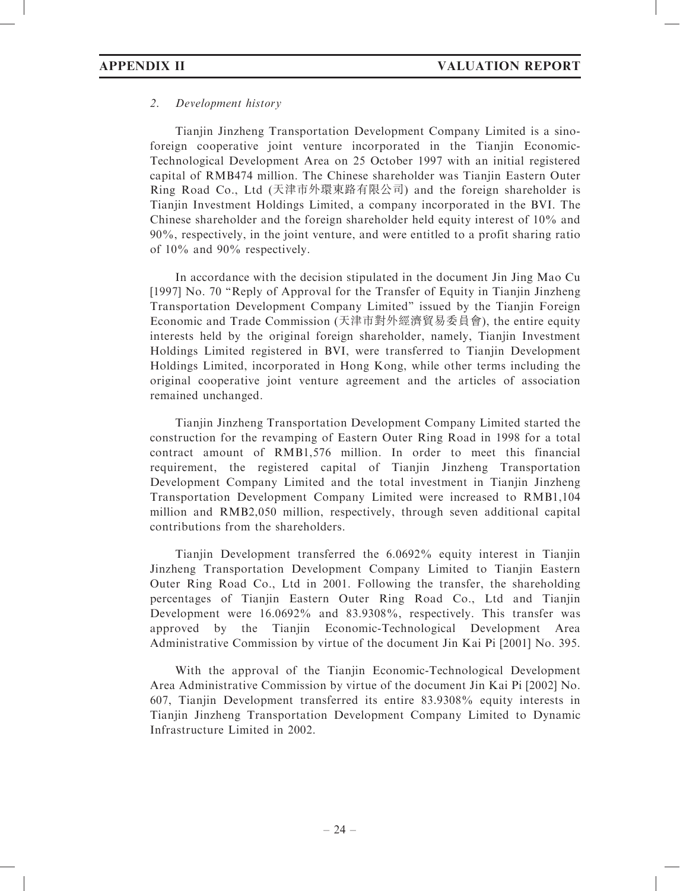*2. Development history*

Tianjin Jinzheng Transportation Development Company Limited is a sino-foreign cooperative joint venture incorporated in the Tianjin Economic-Technological Development Area on 25 October 1997 with an initial registered capital of RMB474 million. The Chinese shareholder was Tianjin Eastern Outer Ring Road Co., Ltd (天津市外環東路有限公司) and the foreign shareholder is Tianjin Investment Holdings Limited, a company incorporated in the BVI. The Chinese shareholder and the foreign shareholder held equity interest of 10% and 90%, respectively, in the joint venture, and were entitled to a profit sharing ratio of 10% and 90% respectively.

In accordance with the decision stipulated in the document Jin Jing Mao Cu [1997] No. 70 "Reply of Approval for the Transfer of Equity in Tianjin Jinzheng Transportation Development Company Limited" issued by the Tianjin Foreign Economic and Trade Commission (天津市對外經濟貿易委員會), the entire equity interests held by the original foreign shareholder, namely, Tianjin Investment Holdings Limited registered in BVI, were transferred to Tianjin Development Holdings Limited, incorporated in Hong Kong, while other terms including the original cooperative joint venture agreement and the articles of association remained unchanged.

Tianjin Jinzheng Transportation Development Company Limited started the construction for the revamping of Eastern Outer Ring Road in 1998 for a total contract amount of RMB1,576 million. In order to meet this financial requirement, the registered capital of Tianjin Jinzheng Transportation Development Company Limited and the total investment in Tianjin Jinzheng Transportation Development Company Limited were increased to RMB1,104 million and RMB2,050 million, respectively, through seven additional capital contributions from the shareholders.

Tianjin Development transferred the 6.0692% equity interest in Tianjin Jinzheng Transportation Development Company Limited to Tianjin Eastern Outer Ring Road Co., Ltd in 2001. Following the transfer, the shareholding percentages of Tianjin Eastern Outer Ring Road Co., Ltd and Tianjin Development were 16.0692% and 83.9308%, respectively. This transfer was approved by the Tianjin Economic-Technological Development Area Administrative Commission by virtue of the document Jin Kai Pi [2001] No. 395.

With the approval of the Tianjin Economic-Technological Development Area Administrative Commission by virtue of the document Jin Kai Pi [2002] No. 607, Tianjin Development transferred its entire 83.9308% equity interests in Tianjin Jinzheng Transportation Development Company Limited to Dynamic Infrastructure Limited in 2002.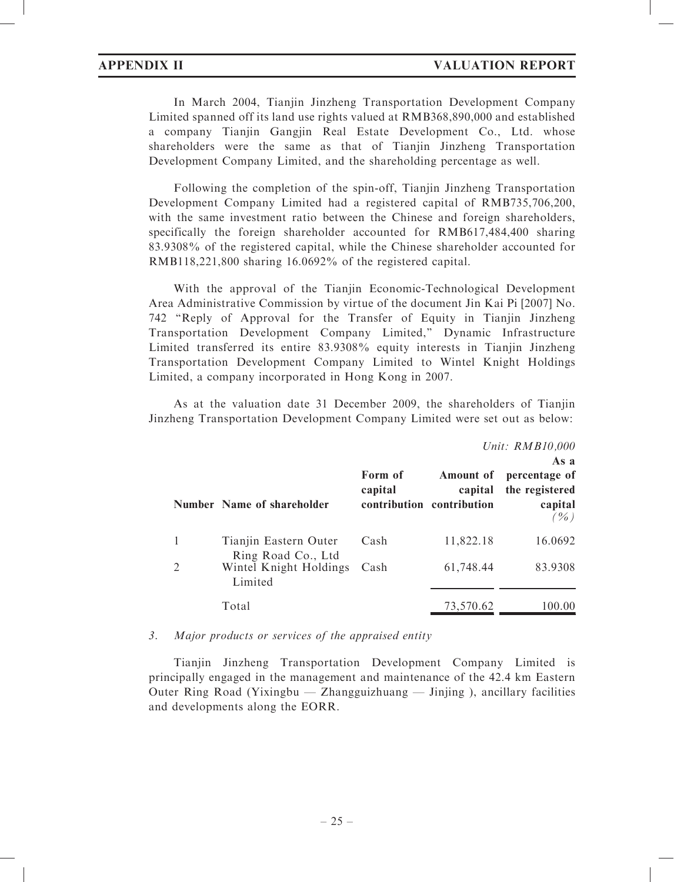In March 2004, Tianjin Jinzheng Transportation Development Company Limited spanned off its land use rights valued at RMB368,890,000 and established a company Tianjin Gangjin Real Estate Development Co., Ltd. whose shareholders were the same as that of Tianjin Jinzheng Transportation Development Company Limited, and the shareholding percentage as well.

Following the completion of the spin-off, Tianjin Jinzheng Transportation Development Company Limited had a registered capital of RMB735,706,200, with the same investment ratio between the Chinese and foreign shareholders, specifically the foreign shareholder accounted for RMB617,484,400 sharing 83.9308% of the registered capital, while the Chinese shareholder accounted for RMB118,221,800 sharing 16.0692% of the registered capital.

With the approval of the Tianjin Economic-Technological Development Area Administrative Commission by virtue of the document Jin Kai Pi [2007] No. 742 "Reply of Approval for the Transfer of Equity in Tianjin Jinzheng Transportation Development Company Limited," Dynamic Infrastructure Limited transferred its entire 83.9308% equity interests in Tianjin Jinzheng Transportation Development Company Limited to Wintel Knight Holdings Limited, a company incorporated in Hong Kong in 2007.

As at the valuation date 31 December 2009, the shareholders of Tianjin Jinzheng Transportation Development Company Limited were set out as below:

*Unit: RMB10,000*

| Number | Name of shareholder | Form of capital contribution | Amount of capital contribution | As a percentage of the registered capital (%) |
|---|---|---|---|---|
| 1 | Tianjin Eastern Outer Ring Road Co., Ltd | Cash | 11,822.18 | 16.0692 |
| 2 | Wintel Knight Holdings Limited | Cash | 61,748.44 | 83.9308 |
| | Total | | 73,570.62 | 100.00 |

*3. Major products or services of the appraised entity*

Tianjin Jinzheng Transportation Development Company Limited is principally engaged in the management and maintenance of the 42.4 km Eastern Outer Ring Road (Yixingbu — Zhangguizhuang — Jinjing ), ancillary facilities and developments along the EORR.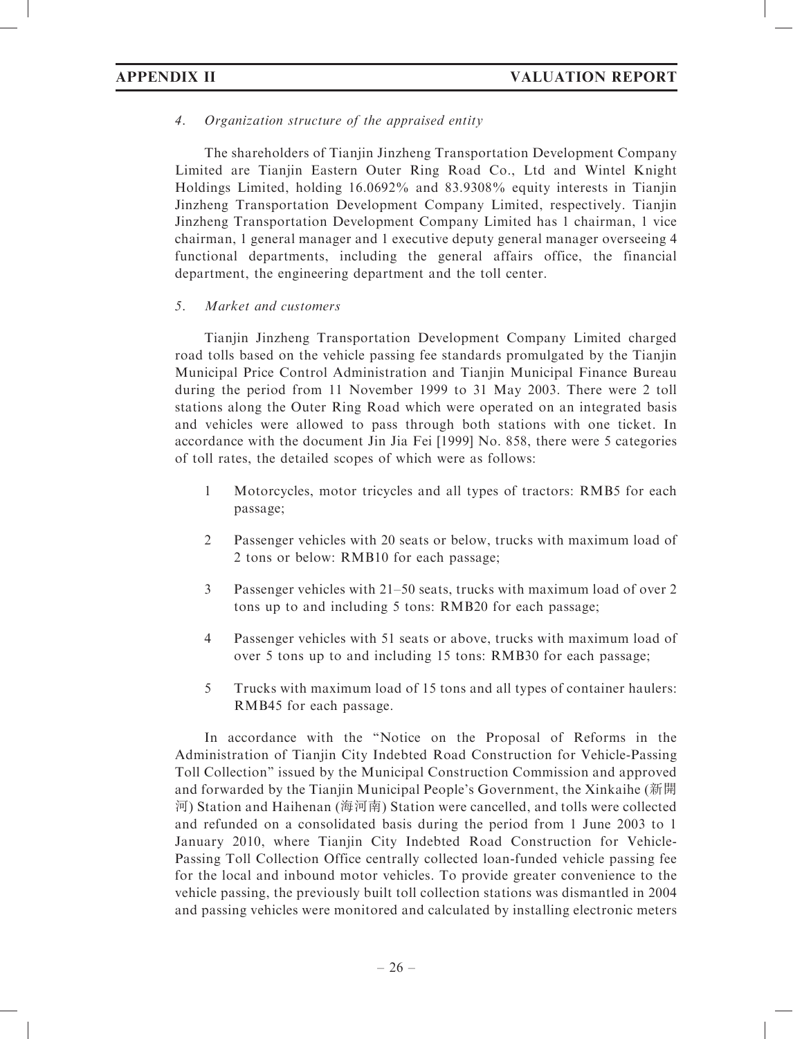*4. Organization structure of the appraised entity*

The shareholders of Tianjin Jinzheng Transportation Development Company Limited are Tianjin Eastern Outer Ring Road Co., Ltd and Wintel Knight Holdings Limited, holding 16.0692% and 83.9308% equity interests in Tianjin Jinzheng Transportation Development Company Limited, respectively. Tianjin Jinzheng Transportation Development Company Limited has 1 chairman, 1 vice chairman, 1 general manager and 1 executive deputy general manager overseeing 4 functional departments, including the general affairs office, the financial department, the engineering department and the toll center.

*5. Market and customers*

Tianjin Jinzheng Transportation Development Company Limited charged road tolls based on the vehicle passing fee standards promulgated by the Tianjin Municipal Price Control Administration and Tianjin Municipal Finance Bureau during the period from 11 November 1999 to 31 May 2003. There were 2 toll stations along the Outer Ring Road which were operated on an integrated basis and vehicles were allowed to pass through both stations with one ticket. In accordance with the document Jin Jia Fei [1999] No. 858, there were 5 categories of toll rates, the detailed scopes of which were as follows:

1 Motorcycles, motor tricycles and all types of tractors: RMB5 for each passage;

2 Passenger vehicles with 20 seats or below, trucks with maximum load of 2 tons or below: RMB10 for each passage;

3 Passenger vehicles with 21–50 seats, trucks with maximum load of over 2 tons up to and including 5 tons: RMB20 for each passage;

4 Passenger vehicles with 51 seats or above, trucks with maximum load of over 5 tons up to and including 15 tons: RMB30 for each passage;

5 Trucks with maximum load of 15 tons and all types of container haulers: RMB45 for each passage.

In accordance with the "Notice on the Proposal of Reforms in the Administration of Tianjin City Indebted Road Construction for Vehicle-Passing Toll Collection" issued by the Municipal Construction Commission and approved and forwarded by the Tianjin Municipal People's Government, the Xinkaihe (新開河) Station and Haihenan (海河南) Station were cancelled, and tolls were collected and refunded on a consolidated basis during the period from 1 June 2003 to 1 January 2010, where Tianjin City Indebted Road Construction for Vehicle-Passing Toll Collection Office centrally collected loan-funded vehicle passing fee for the local and inbound motor vehicles. To provide greater convenience to the vehicle passing, the previously built toll collection stations was dismantled in 2004 and passing vehicles were monitored and calculated by installing electronic meters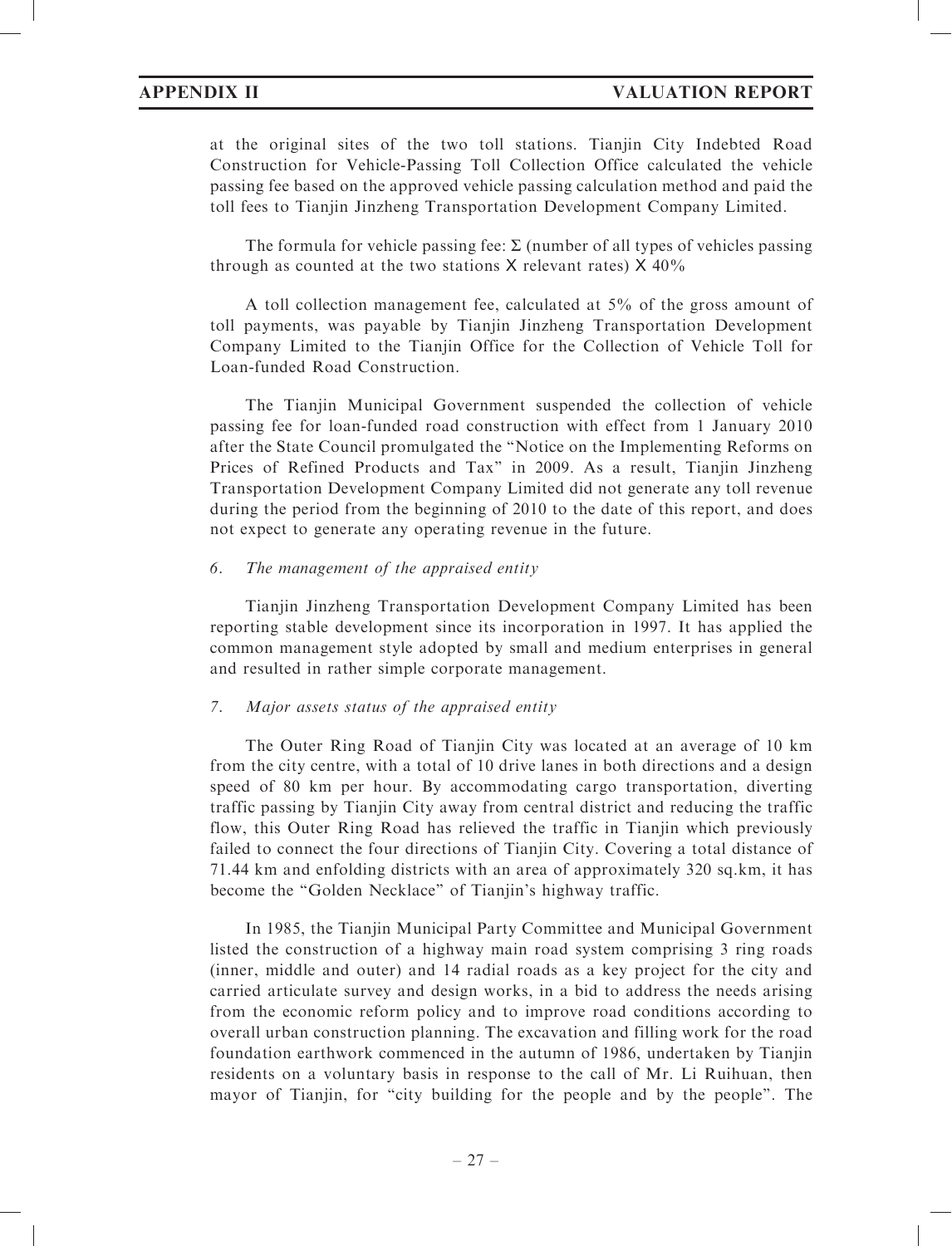at the original sites of the two toll stations. Tianjin City Indebted Road Construction for Vehicle-Passing Toll Collection Office calculated the vehicle passing fee based on the approved vehicle passing calculation method and paid the toll fees to Tianjin Jinzheng Transportation Development Company Limited.

The formula for vehicle passing fee: $\Sigma$ (number of all types of vehicles passing through as counted at the two stations X relevant rates) X 40%

A toll collection management fee, calculated at 5% of the gross amount of toll payments, was payable by Tianjin Jinzheng Transportation Development Company Limited to the Tianjin Office for the Collection of Vehicle Toll for Loan-funded Road Construction.

The Tianjin Municipal Government suspended the collection of vehicle passing fee for loan-funded road construction with effect from 1 January 2010 after the State Council promulgated the "Notice on the Implementing Reforms on Prices of Refined Products and Tax" in 2009. As a result, Tianjin Jinzheng Transportation Development Company Limited did not generate any toll revenue during the period from the beginning of 2010 to the date of this report, and does not expect to generate any operating revenue in the future.

*6. The management of the appraised entity*

Tianjin Jinzheng Transportation Development Company Limited has been reporting stable development since its incorporation in 1997. It has applied the common management style adopted by small and medium enterprises in general and resulted in rather simple corporate management.

*7. Major assets status of the appraised entity*

The Outer Ring Road of Tianjin City was located at an average of 10 km from the city centre, with a total of 10 drive lanes in both directions and a design speed of 80 km per hour. By accommodating cargo transportation, diverting traffic passing by Tianjin City away from central district and reducing the traffic flow, this Outer Ring Road has relieved the traffic in Tianjin which previously failed to connect the four directions of Tianjin City. Covering a total distance of 71.44 km and enfolding districts with an area of approximately 320 sq.km, it has become the "Golden Necklace" of Tianjin's highway traffic.

In 1985, the Tianjin Municipal Party Committee and Municipal Government listed the construction of a highway main road system comprising 3 ring roads (inner, middle and outer) and 14 radial roads as a key project for the city and carried articulate survey and design works, in a bid to address the needs arising from the economic reform policy and to improve road conditions according to overall urban construction planning. The excavation and filling work for the road foundation earthwork commenced in the autumn of 1986, undertaken by Tianjin residents on a voluntary basis in response to the call of Mr. Li Ruihuan, then mayor of Tianjin, for "city building for the people and by the people". The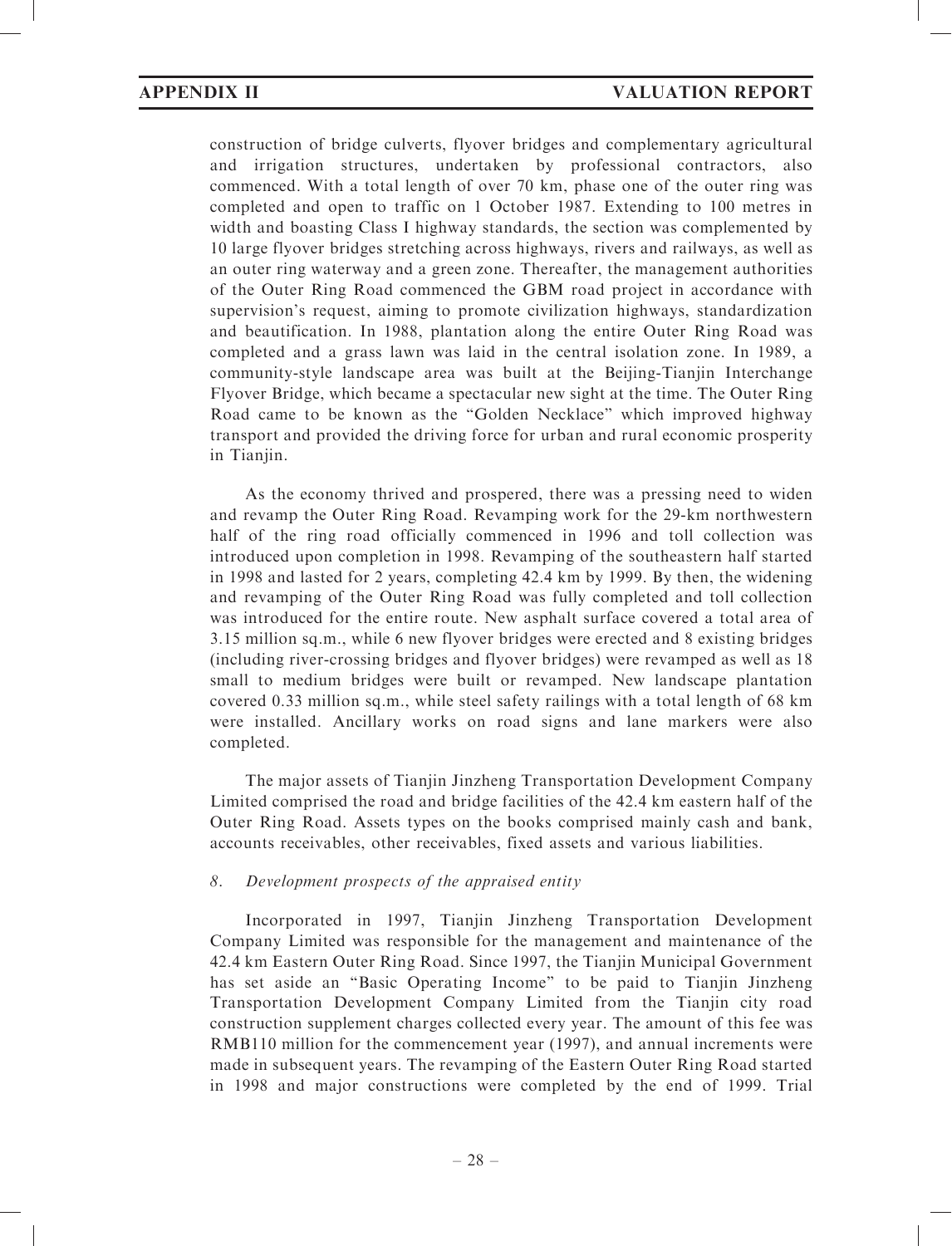construction of bridge culverts, flyover bridges and complementary agricultural and irrigation structures, undertaken by professional contractors, also commenced. With a total length of over 70 km, phase one of the outer ring was completed and open to traffic on 1 October 1987. Extending to 100 metres in width and boasting Class I highway standards, the section was complemented by 10 large flyover bridges stretching across highways, rivers and railways, as well as an outer ring waterway and a green zone. Thereafter, the management authorities of the Outer Ring Road commenced the GBM road project in accordance with supervision's request, aiming to promote civilization highways, standardization and beautification. In 1988, plantation along the entire Outer Ring Road was completed and a grass lawn was laid in the central isolation zone. In 1989, a community-style landscape area was built at the Beijing-Tianjin Interchange Flyover Bridge, which became a spectacular new sight at the time. The Outer Ring Road came to be known as the "Golden Necklace" which improved highway transport and provided the driving force for urban and rural economic prosperity in Tianjin.

As the economy thrived and prospered, there was a pressing need to widen and revamp the Outer Ring Road. Revamping work for the 29-km northwestern half of the ring road officially commenced in 1996 and toll collection was introduced upon completion in 1998. Revamping of the southeastern half started in 1998 and lasted for 2 years, completing 42.4 km by 1999. By then, the widening and revamping of the Outer Ring Road was fully completed and toll collection was introduced for the entire route. New asphalt surface covered a total area of 3.15 million sq.m., while 6 new flyover bridges were erected and 8 existing bridges (including river-crossing bridges and flyover bridges) were revamped as well as 18 small to medium bridges were built or revamped. New landscape plantation covered 0.33 million sq.m., while steel safety railings with a total length of 68 km were installed. Ancillary works on road signs and lane markers were also completed.

The major assets of Tianjin Jinzheng Transportation Development Company Limited comprised the road and bridge facilities of the 42.4 km eastern half of the Outer Ring Road. Assets types on the books comprised mainly cash and bank, accounts receivables, other receivables, fixed assets and various liabilities.

*8. Development prospects of the appraised entity*

Incorporated in 1997, Tianjin Jinzheng Transportation Development Company Limited was responsible for the management and maintenance of the 42.4 km Eastern Outer Ring Road. Since 1997, the Tianjin Municipal Government has set aside an "Basic Operating Income" to be paid to Tianjin Jinzheng Transportation Development Company Limited from the Tianjin city road construction supplement charges collected every year. The amount of this fee was RMB110 million for the commencement year (1997), and annual increments were made in subsequent years. The revamping of the Eastern Outer Ring Road started in 1998 and major constructions were completed by the end of 1999. Trial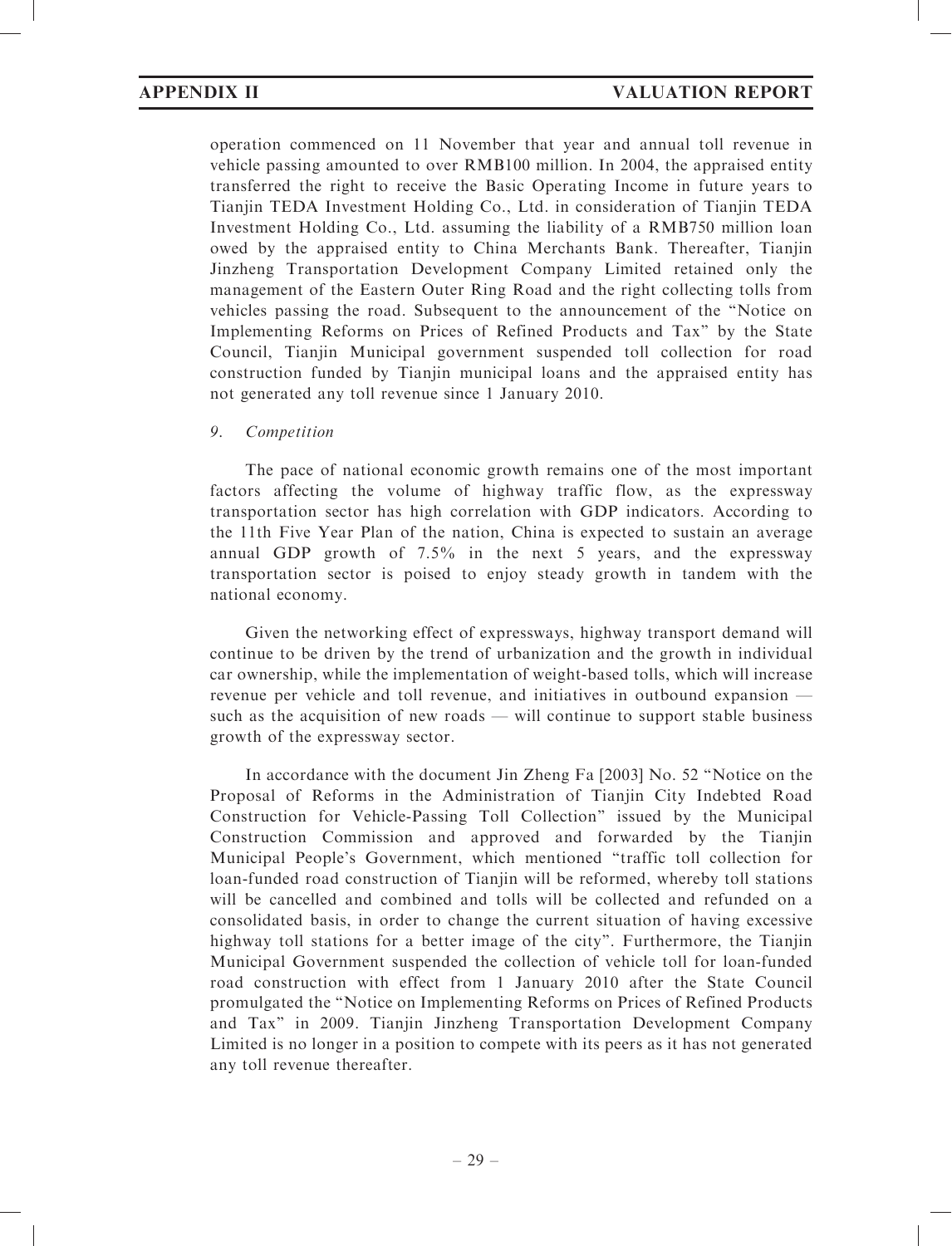operation commenced on 11 November that year and annual toll revenue in vehicle passing amounted to over RMB100 million. In 2004, the appraised entity transferred the right to receive the Basic Operating Income in future years to Tianjin TEDA Investment Holding Co., Ltd. in consideration of Tianjin TEDA Investment Holding Co., Ltd. assuming the liability of a RMB750 million loan owed by the appraised entity to China Merchants Bank. Thereafter, Tianjin Jinzheng Transportation Development Company Limited retained only the management of the Eastern Outer Ring Road and the right collecting tolls from vehicles passing the road. Subsequent to the announcement of the "Notice on Implementing Reforms on Prices of Refined Products and Tax" by the State Council, Tianjin Municipal government suspended toll collection for road construction funded by Tianjin municipal loans and the appraised entity has not generated any toll revenue since 1 January 2010.

*9. Competition*

The pace of national economic growth remains one of the most important factors affecting the volume of highway traffic flow, as the expressway transportation sector has high correlation with GDP indicators. According to the 11th Five Year Plan of the nation, China is expected to sustain an average annual GDP growth of 7.5% in the next 5 years, and the expressway transportation sector is poised to enjoy steady growth in tandem with the national economy.

Given the networking effect of expressways, highway transport demand will continue to be driven by the trend of urbanization and the growth in individual car ownership, while the implementation of weight-based tolls, which will increase revenue per vehicle and toll revenue, and initiatives in outbound expansion — such as the acquisition of new roads — will continue to support stable business growth of the expressway sector.

In accordance with the document Jin Zheng Fa [2003] No. 52 "Notice on the Proposal of Reforms in the Administration of Tianjin City Indebted Road Construction for Vehicle-Passing Toll Collection" issued by the Municipal Construction Commission and approved and forwarded by the Tianjin Municipal People's Government, which mentioned "traffic toll collection for loan-funded road construction of Tianjin will be reformed, whereby toll stations will be cancelled and combined and tolls will be collected and refunded on a consolidated basis, in order to change the current situation of having excessive highway toll stations for a better image of the city". Furthermore, the Tianjin Municipal Government suspended the collection of vehicle toll for loan-funded road construction with effect from 1 January 2010 after the State Council promulgated the "Notice on Implementing Reforms on Prices of Refined Products and Tax" in 2009. Tianjin Jinzheng Transportation Development Company Limited is no longer in a position to compete with its peers as it has not generated any toll revenue thereafter.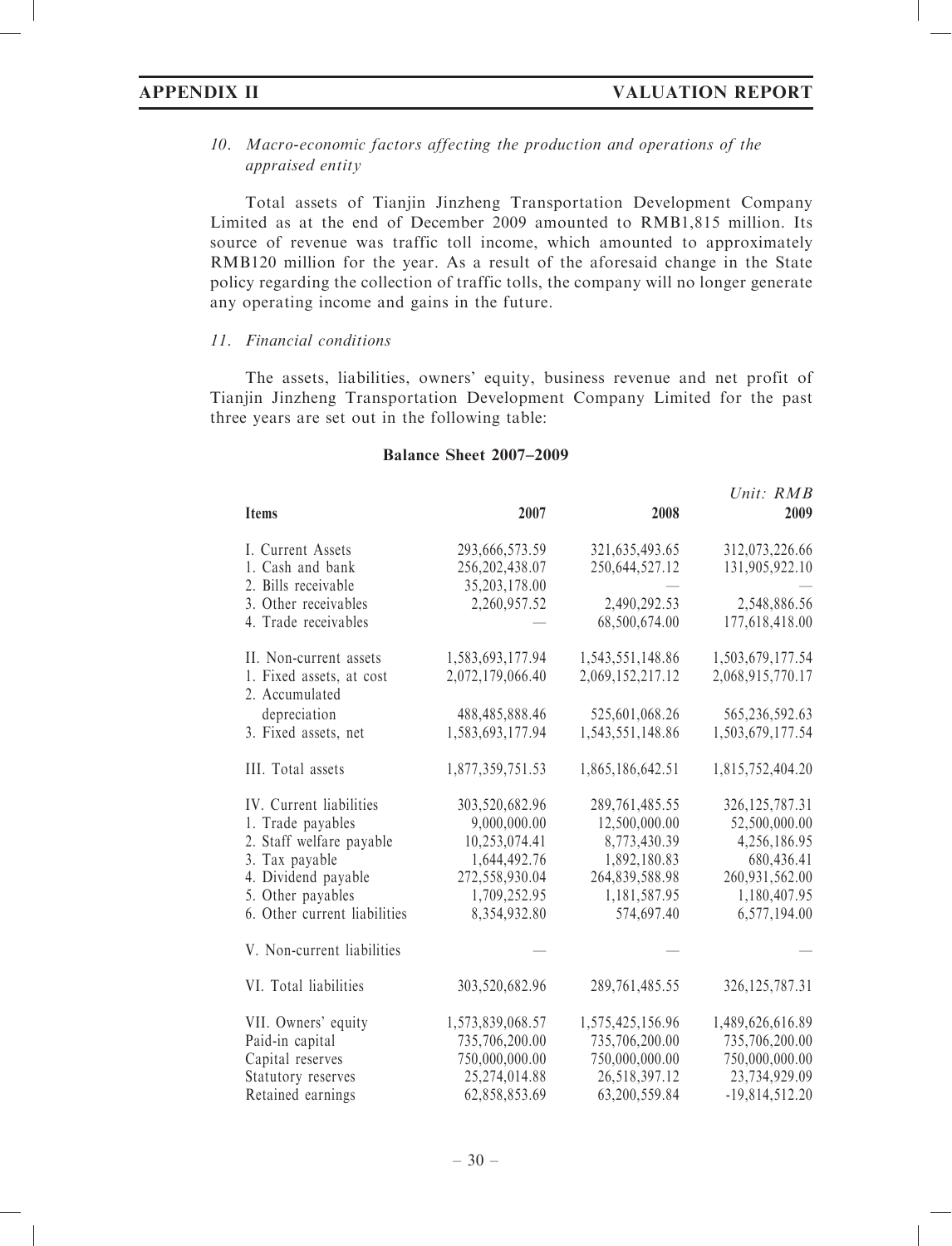*10. Macro-economic factors affecting the production and operations of the appraised entity*

Total assets of Tianjin Jinzheng Transportation Development Company Limited as at the end of December 2009 amounted to RMB1,815 million. Its source of revenue was traffic toll income, which amounted to approximately RMB120 million for the year. As a result of the aforesaid change in the State policy regarding the collection of traffic tolls, the company will no longer generate any operating income and gains in the future.

*11. Financial conditions*

The assets, liabilities, owners' equity, business revenue and net profit of Tianjin Jinzheng Transportation Development Company Limited for the past three years are set out in the following table:

**Balance Sheet 2007–2009**

*Unit: RMB*

| Items | 2007 | 2008 | 2009 |
|---|---|---|---|
| I. Current Assets | 293,666,573.59 | 321,635,493.65 | 312,073,226.66 |
| 1. Cash and bank | 256,202,438.07 | 250,644,527.12 | 131,905,922.10 |
| 2. Bills receivable | 35,203,178.00 | — | — |
| 3. Other receivables | 2,260,957.52 | 2,490,292.53 | 2,548,886.56 |
| 4. Trade receivables | — | 68,500,674.00 | 177,618,418.00 |
| II. Non-current assets | 1,583,693,177.94 | 1,543,551,148.86 | 1,503,679,177.54 |
| 1. Fixed assets, at cost | 2,072,179,066.40 | 2,069,152,217.12 | 2,068,915,770.17 |
| 2. Accumulated depreciation | 488,485,888.46 | 525,601,068.26 | 565,236,592.63 |
| 3. Fixed assets, net | 1,583,693,177.94 | 1,543,551,148.86 | 1,503,679,177.54 |
| III. Total assets | 1,877,359,751.53 | 1,865,186,642.51 | 1,815,752,404.20 |
| IV. Current liabilities | 303,520,682.96 | 289,761,485.55 | 326,125,787.31 |
| 1. Trade payables | 9,000,000.00 | 12,500,000.00 | 52,500,000.00 |
| 2. Staff welfare payable | 10,253,074.41 | 8,773,430.39 | 4,256,186.95 |
| 3. Tax payable | 1,644,492.76 | 1,892,180.83 | 680,436.41 |
| 4. Dividend payable | 272,558,930.04 | 264,839,588.98 | 260,931,562.00 |
| 5. Other payables | 1,709,252.95 | 1,181,587.95 | 1,180,407.95 |
| 6. Other current liabilities | 8,354,932.80 | 574,697.40 | 6,577,194.00 |
| V. Non-current liabilities | — | — | — |
| VI. Total liabilities | 303,520,682.96 | 289,761,485.55 | 326,125,787.31 |
| VII. Owners' equity | 1,573,839,068.57 | 1,575,425,156.96 | 1,489,626,616.89 |
| Paid-in capital | 735,706,200.00 | 735,706,200.00 | 735,706,200.00 |
| Capital reserves | 750,000,000.00 | 750,000,000.00 | 750,000,000.00 |
| Statutory reserves | 25,274,014.88 | 26,518,397.12 | 23,734,929.09 |
| Retained earnings | 62,858,853.69 | 63,200,559.84 | -19,814,512.20 |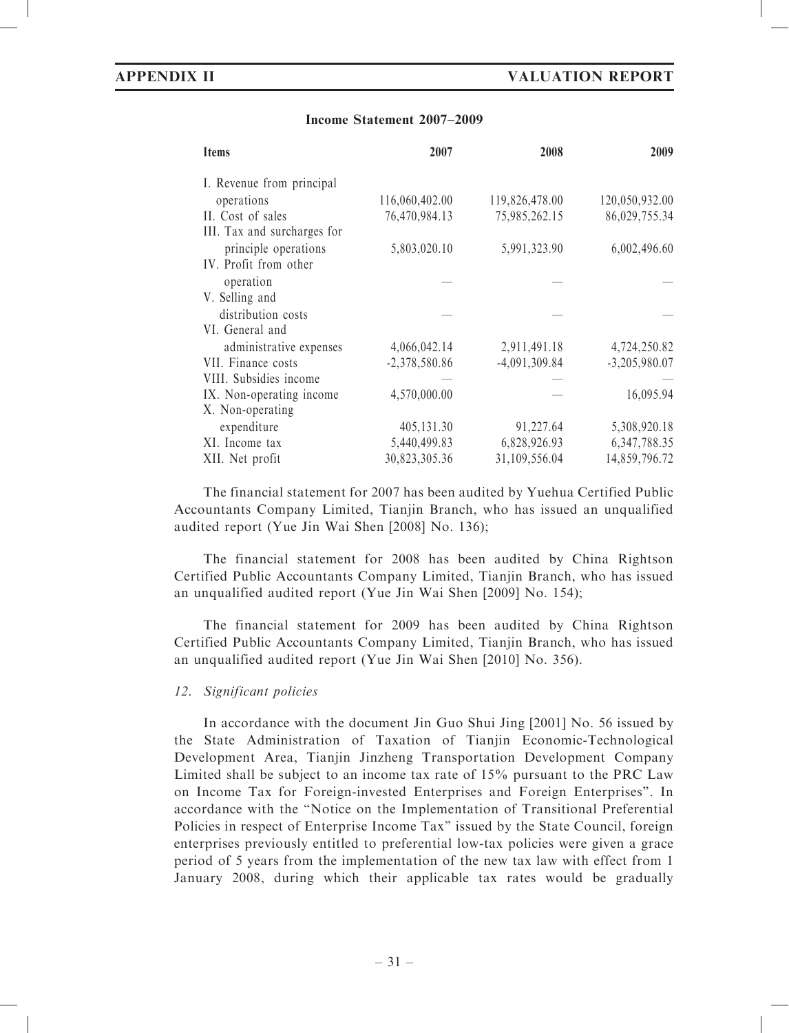**Income Statement 2007–2009**

| Items | 2007 | 2008 | 2009 |
|---|---|---|---|
| I. Revenue from principal operations | 116,060,402.00 | 119,826,478.00 | 120,050,932.00 |
| II. Cost of sales | 76,470,984.13 | 75,985,262.15 | 86,029,755.34 |
| III. Tax and surcharges for principle operations | 5,803,020.10 | 5,991,323.90 | 6,002,496.60 |
| IV. Profit from other operation | — | — | — |
| V. Selling and distribution costs | — | — | — |
| VI. General and administrative expenses | 4,066,042.14 | 2,911,491.18 | 4,724,250.82 |
| VII. Finance costs | -2,378,580.86 | -4,091,309.84 | -3,205,980.07 |
| VIII. Subsidies income | — | — | — |
| IX. Non-operating income | 4,570,000.00 | — | 16,095.94 |
| X. Non-operating expenditure | 405,131.30 | 91,227.64 | 5,308,920.18 |
| XI. Income tax | 5,440,499.83 | 6,828,926.93 | 6,347,788.35 |
| XII. Net profit | 30,823,305.36 | 31,109,556.04 | 14,859,796.72 |

The financial statement for 2007 has been audited by Yuehua Certified Public Accountants Company Limited, Tianjin Branch, who has issued an unqualified audited report (Yue Jin Wai Shen [2008] No. 136);

The financial statement for 2008 has been audited by China Rightson Certified Public Accountants Company Limited, Tianjin Branch, who has issued an unqualified audited report (Yue Jin Wai Shen [2009] No. 154);

The financial statement for 2009 has been audited by China Rightson Certified Public Accountants Company Limited, Tianjin Branch, who has issued an unqualified audited report (Yue Jin Wai Shen [2010] No. 356).

*12. Significant policies*

In accordance with the document Jin Guo Shui Jing [2001] No. 56 issued by the State Administration of Taxation of Tianjin Economic-Technological Development Area, Tianjin Jinzheng Transportation Development Company Limited shall be subject to an income tax rate of 15% pursuant to the PRC Law on Income Tax for Foreign-invested Enterprises and Foreign Enterprises". In accordance with the "Notice on the Implementation of Transitional Preferential Policies in respect of Enterprise Income Tax" issued by the State Council, foreign enterprises previously entitled to preferential low-tax policies were given a grace period of 5 years from the implementation of the new tax law with effect from 1 January 2008, during which their applicable tax rates would be gradually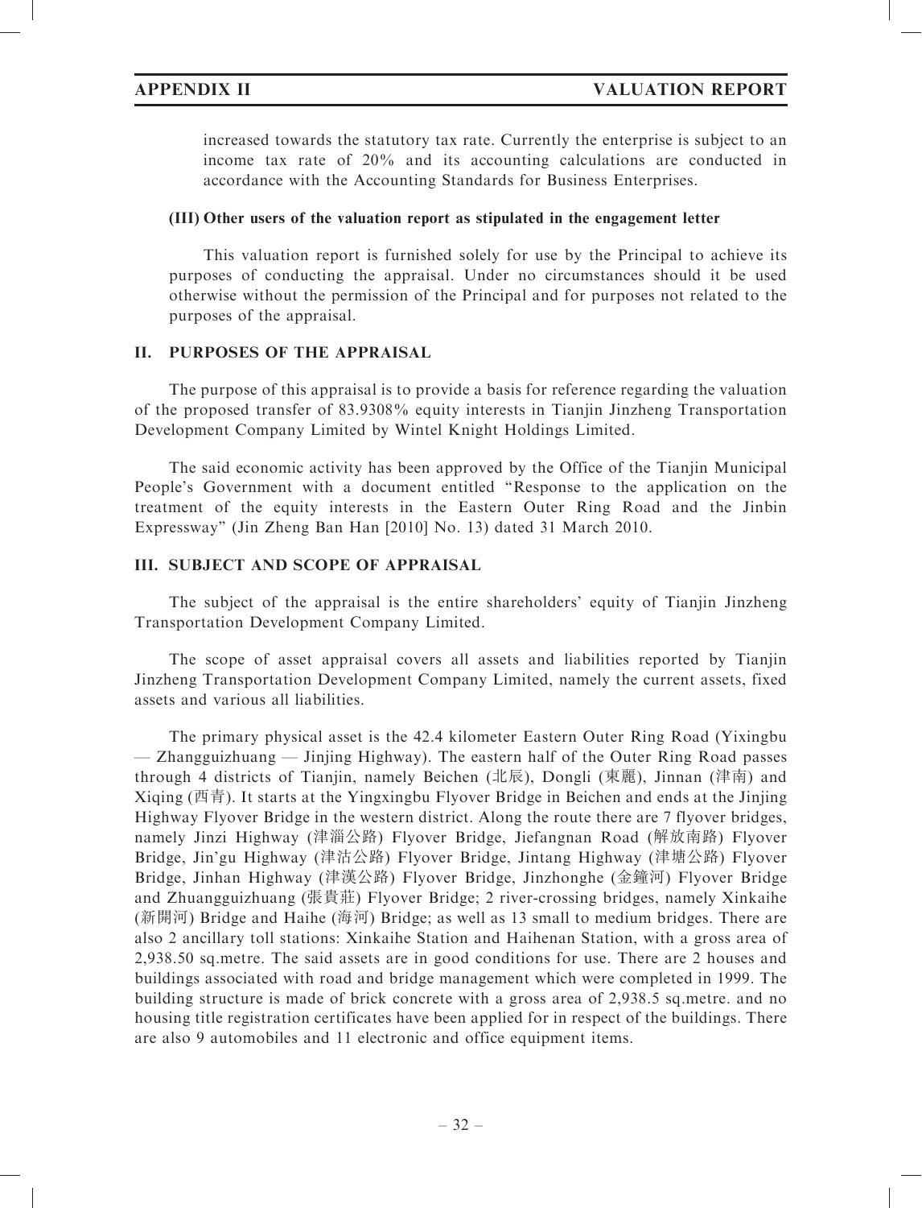increased towards the statutory tax rate. Currently the enterprise is subject to an income tax rate of 20% and its accounting calculations are conducted in accordance with the Accounting Standards for Business Enterprises.

**(III) Other users of the valuation report as stipulated in the engagement letter**

This valuation report is furnished solely for use by the Principal to achieve its purposes of conducting the appraisal. Under no circumstances should it be used otherwise without the permission of the Principal and for purposes not related to the purposes of the appraisal.

## II. PURPOSES OF THE APPRAISAL

The purpose of this appraisal is to provide a basis for reference regarding the valuation of the proposed transfer of 83.9308% equity interests in Tianjin Jinzheng Transportation Development Company Limited by Wintel Knight Holdings Limited.

The said economic activity has been approved by the Office of the Tianjin Municipal People's Government with a document entitled "Response to the application on the treatment of the equity interests in the Eastern Outer Ring Road and the Jinbin Expressway" (Jin Zheng Ban Han [2010] No. 13) dated 31 March 2010.

## III. SUBJECT AND SCOPE OF APPRAISAL

The subject of the appraisal is the entire shareholders' equity of Tianjin Jinzheng Transportation Development Company Limited.

The scope of asset appraisal covers all assets and liabilities reported by Tianjin Jinzheng Transportation Development Company Limited, namely the current assets, fixed assets and various all liabilities.

The primary physical asset is the 42.4 kilometer Eastern Outer Ring Road (Yixingbu — Zhangguizhuang — Jinjing Highway). The eastern half of the Outer Ring Road passes through 4 districts of Tianjin, namely Beichen (北辰), Dongli (東麗), Jinnan (津南) and Xiqing (西青). It starts at the Yingxingbu Flyover Bridge in Beichen and ends at the Jinjing Highway Flyover Bridge in the western district. Along the route there are 7 flyover bridges, namely Jinzi Highway (津淄公路) Flyover Bridge, Jiefangnan Road (解放南路) Flyover Bridge, Jin'gu Highway (津沽公路) Flyover Bridge, Jintang Highway (津塘公路) Flyover Bridge, Jinhan Highway (津漢公路) Flyover Bridge, Jinzhonghe (金鐘河) Flyover Bridge and Zhuangguizhuang (張貴莊) Flyover Bridge; 2 river-crossing bridges, namely Xinkaihe (新開河) Bridge and Haihe (海河) Bridge; as well as 13 small to medium bridges. There are also 2 ancillary toll stations: Xinkaihe Station and Haihenan Station, with a gross area of 2,938.50 sq.metre. The said assets are in good conditions for use. There are 2 houses and buildings associated with road and bridge management which were completed in 1999. The building structure is made of brick concrete with a gross area of 2,938.5 sq.metre. and no housing title registration certificates have been applied for in respect of the buildings. There are also 9 automobiles and 11 electronic and office equipment items.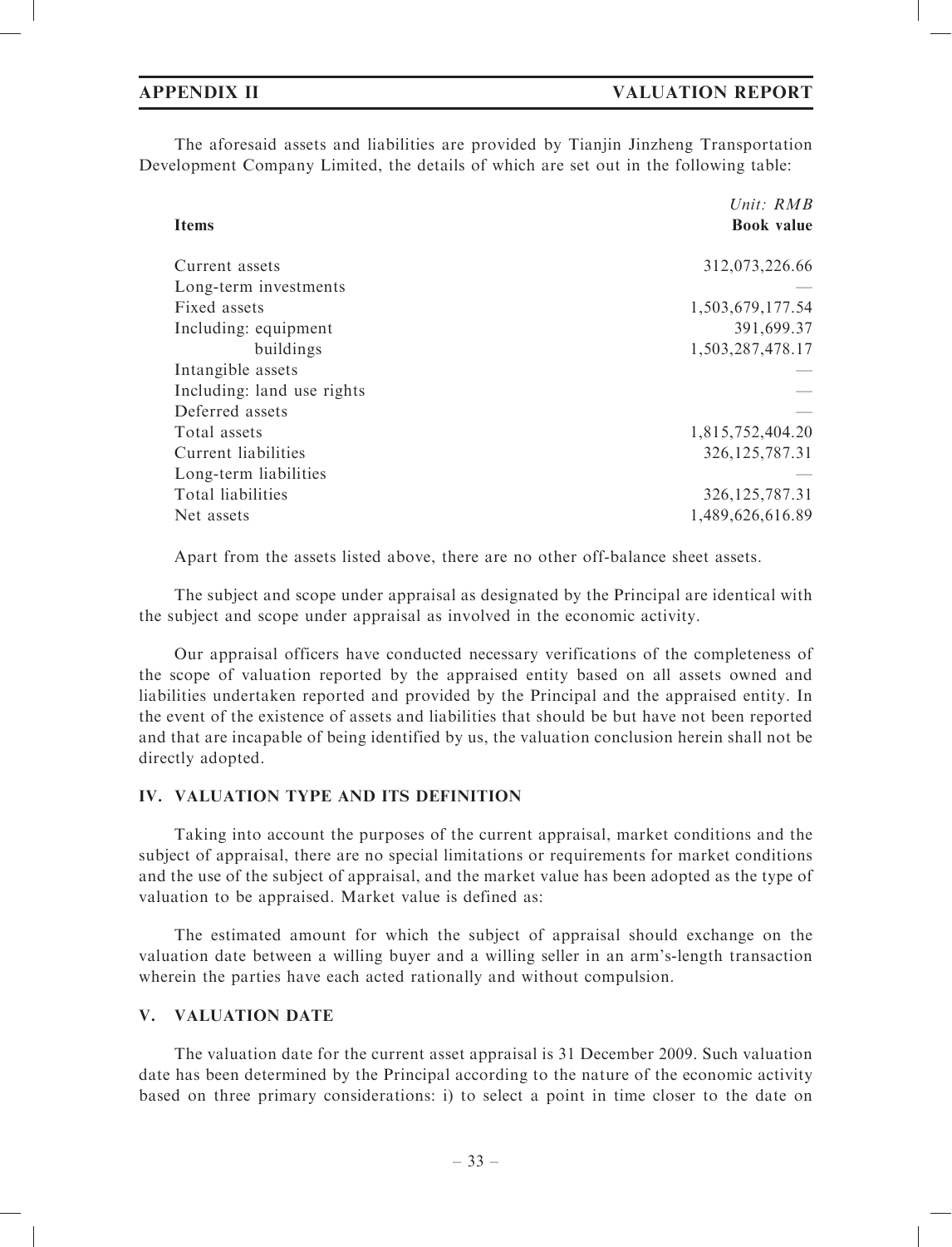The aforesaid assets and liabilities are provided by Tianjin Jinzheng Transportation Development Company Limited, the details of which are set out in the following table:

| Items | *Unit: RMB* **Book value** |
|---|---|
| Current assets | 312,073,226.66 |
| Long-term investments | — |
| Fixed assets | 1,503,679,177.54 |
| Including: equipment | 391,699.37 |
| buildings | 1,503,287,478.17 |
| Intangible assets | — |
| Including: land use rights | — |
| Deferred assets | — |
| Total assets | 1,815,752,404.20 |
| Current liabilities | 326,125,787.31 |
| Long-term liabilities | — |
| Total liabilities | 326,125,787.31 |
| Net assets | 1,489,626,616.89 |

Apart from the assets listed above, there are no other off-balance sheet assets.

The subject and scope under appraisal as designated by the Principal are identical with the subject and scope under appraisal as involved in the economic activity.

Our appraisal officers have conducted necessary verifications of the completeness of the scope of valuation reported by the appraised entity based on all assets owned and liabilities undertaken reported and provided by the Principal and the appraised entity. In the event of the existence of assets and liabilities that should be but have not been reported and that are incapable of being identified by us, the valuation conclusion herein shall not be directly adopted.

## IV. VALUATION TYPE AND ITS DEFINITION

Taking into account the purposes of the current appraisal, market conditions and the subject of appraisal, there are no special limitations or requirements for market conditions and the use of the subject of appraisal, and the market value has been adopted as the type of valuation to be appraised. Market value is defined as:

The estimated amount for which the subject of appraisal should exchange on the valuation date between a willing buyer and a willing seller in an arm's-length transaction wherein the parties have each acted rationally and without compulsion.

## V. VALUATION DATE

The valuation date for the current asset appraisal is 31 December 2009. Such valuation date has been determined by the Principal according to the nature of the economic activity based on three primary considerations: i) to select a point in time closer to the date on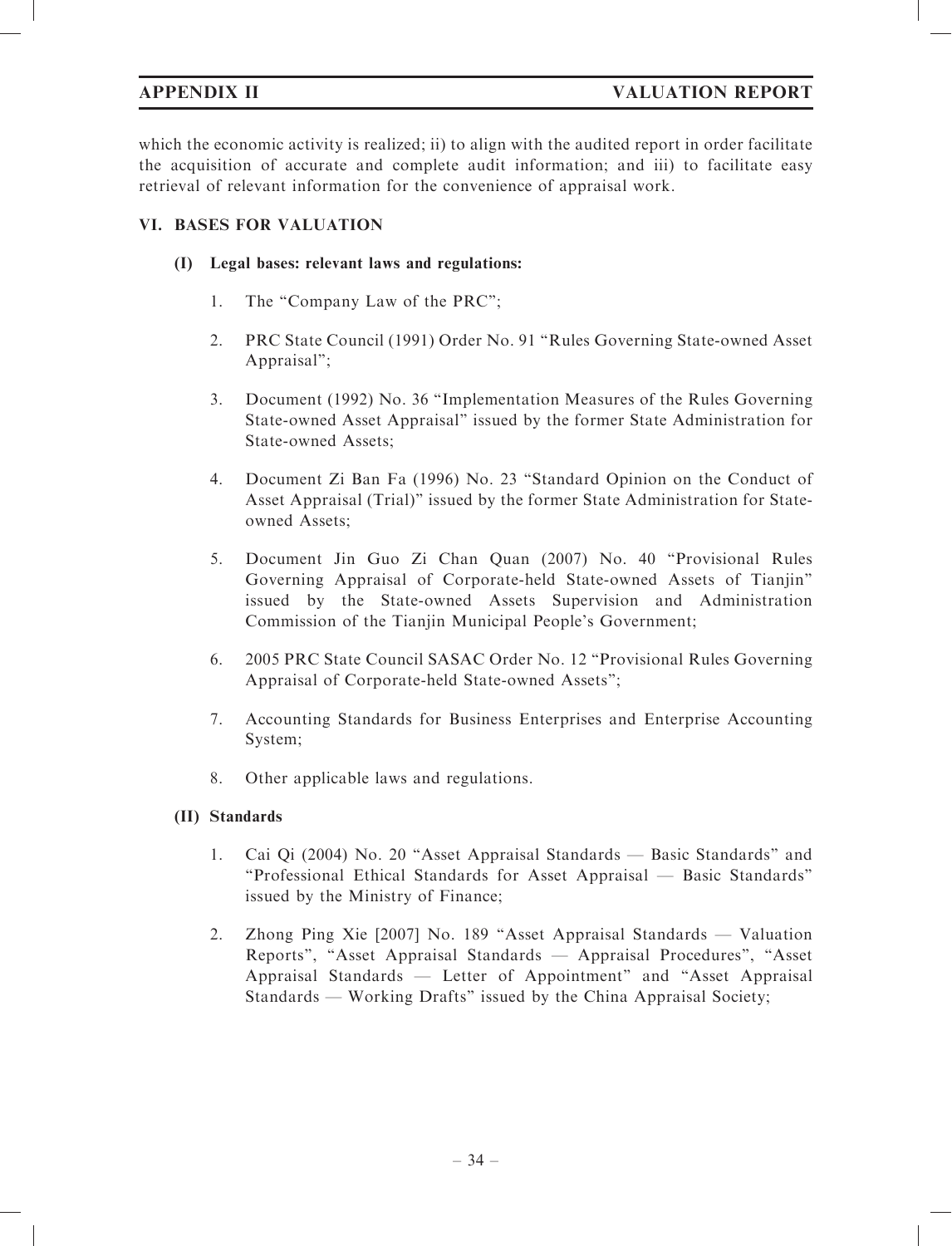which the economic activity is realized; ii) to align with the audited report in order facilitate the acquisition of accurate and complete audit information; and iii) to facilitate easy retrieval of relevant information for the convenience of appraisal work.

## VI. BASES FOR VALUATION

### (I) Legal bases: relevant laws and regulations:

1. The "Company Law of the PRC";
2. PRC State Council (1991) Order No. 91 "Rules Governing State-owned Asset Appraisal";
3. Document (1992) No. 36 "Implementation Measures of the Rules Governing State-owned Asset Appraisal" issued by the former State Administration for State-owned Assets;
4. Document Zi Ban Fa (1996) No. 23 "Standard Opinion on the Conduct of Asset Appraisal (Trial)" issued by the former State Administration for State-owned Assets;
5. Document Jin Guo Zi Chan Quan (2007) No. 40 "Provisional Rules Governing Appraisal of Corporate-held State-owned Assets of Tianjin" issued by the State-owned Assets Supervision and Administration Commission of the Tianjin Municipal People's Government;
6. 2005 PRC State Council SASAC Order No. 12 "Provisional Rules Governing Appraisal of Corporate-held State-owned Assets";
7. Accounting Standards for Business Enterprises and Enterprise Accounting System;
8. Other applicable laws and regulations.

### (II) Standards

1. Cai Qi (2004) No. 20 "Asset Appraisal Standards — Basic Standards" and "Professional Ethical Standards for Asset Appraisal — Basic Standards" issued by the Ministry of Finance;
2. Zhong Ping Xie [2007] No. 189 "Asset Appraisal Standards — Valuation Reports", "Asset Appraisal Standards — Appraisal Procedures", "Asset Appraisal Standards — Letter of Appointment" and "Asset Appraisal Standards — Working Drafts" issued by the China Appraisal Society;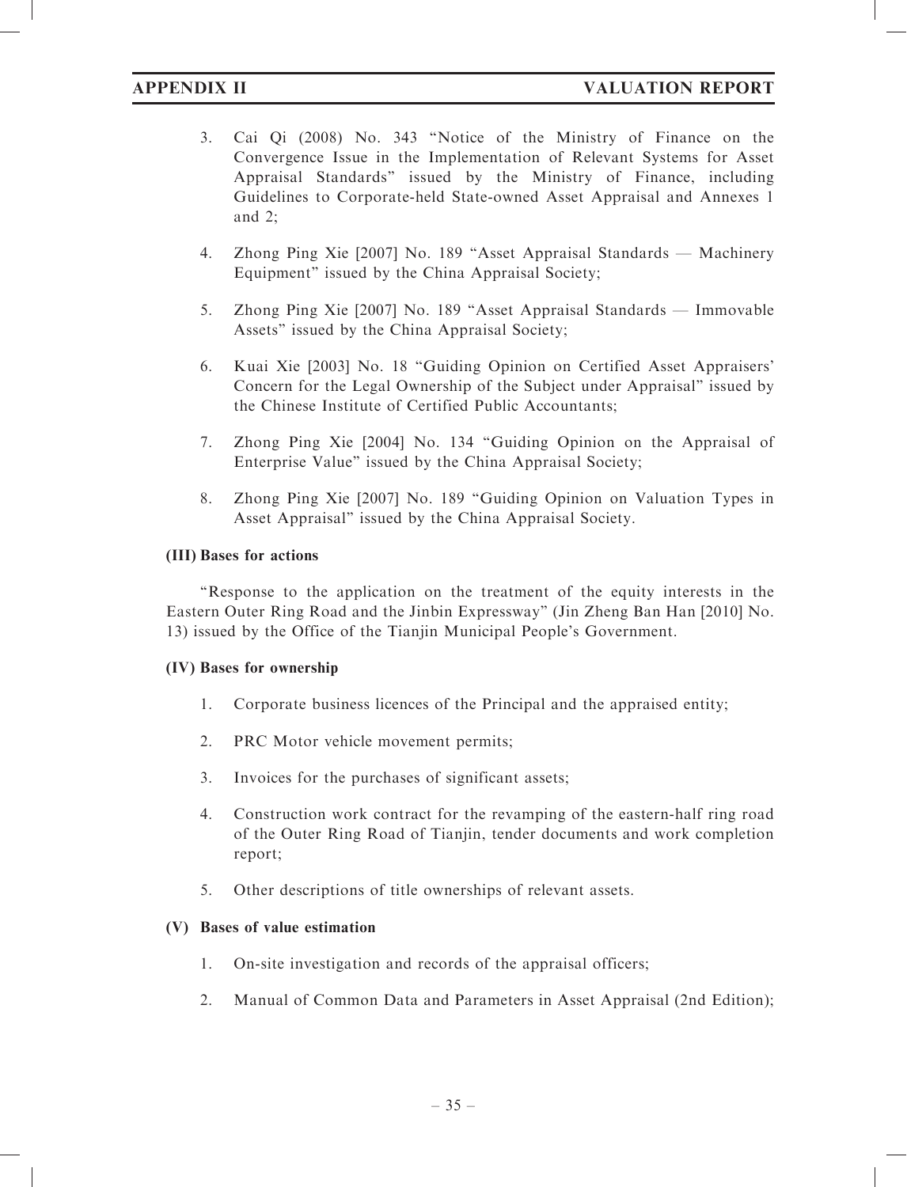3. Cai Qi (2008) No. 343 "Notice of the Ministry of Finance on the Convergence Issue in the Implementation of Relevant Systems for Asset Appraisal Standards" issued by the Ministry of Finance, including Guidelines to Corporate-held State-owned Asset Appraisal and Annexes 1 and 2;

4. Zhong Ping Xie [2007] No. 189 "Asset Appraisal Standards — Machinery Equipment" issued by the China Appraisal Society;

5. Zhong Ping Xie [2007] No. 189 "Asset Appraisal Standards — Immovable Assets" issued by the China Appraisal Society;

6. Kuai Xie [2003] No. 18 "Guiding Opinion on Certified Asset Appraisers' Concern for the Legal Ownership of the Subject under Appraisal" issued by the Chinese Institute of Certified Public Accountants;

7. Zhong Ping Xie [2004] No. 134 "Guiding Opinion on the Appraisal of Enterprise Value" issued by the China Appraisal Society;

8. Zhong Ping Xie [2007] No. 189 "Guiding Opinion on Valuation Types in Asset Appraisal" issued by the China Appraisal Society.

**(III) Bases for actions**

"Response to the application on the treatment of the equity interests in the Eastern Outer Ring Road and the Jinbin Expressway" (Jin Zheng Ban Han [2010] No. 13) issued by the Office of the Tianjin Municipal People's Government.

**(IV) Bases for ownership**

1. Corporate business licences of the Principal and the appraised entity;

2. PRC Motor vehicle movement permits;

3. Invoices for the purchases of significant assets;

4. Construction work contract for the revamping of the eastern-half ring road of the Outer Ring Road of Tianjin, tender documents and work completion report;

5. Other descriptions of title ownerships of relevant assets.

**(V) Bases of value estimation**

1. On-site investigation and records of the appraisal officers;

2. Manual of Common Data and Parameters in Asset Appraisal (2nd Edition);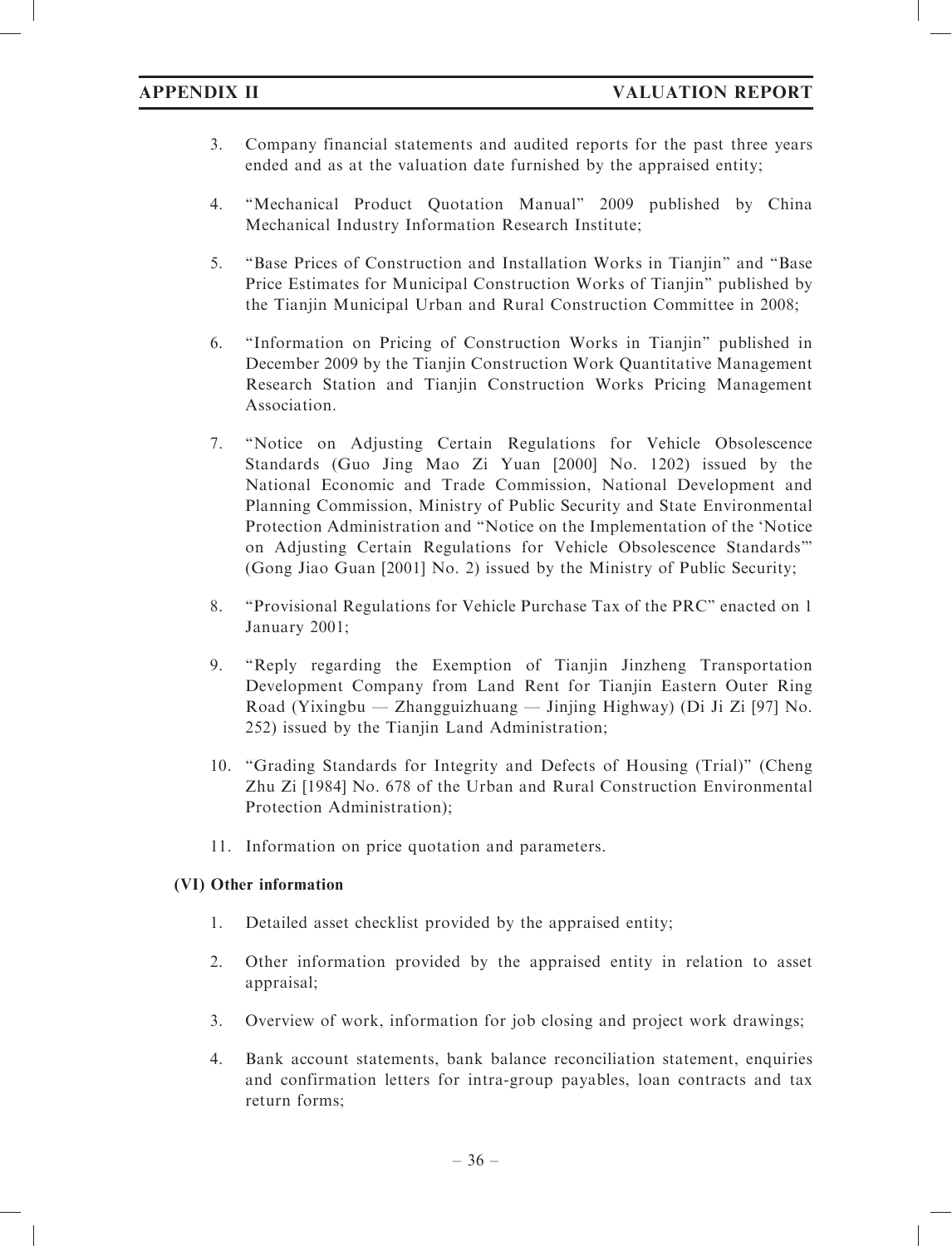3. Company financial statements and audited reports for the past three years ended and as at the valuation date furnished by the appraised entity;

4. "Mechanical Product Quotation Manual" 2009 published by China Mechanical Industry Information Research Institute;

5. "Base Prices of Construction and Installation Works in Tianjin" and "Base Price Estimates for Municipal Construction Works of Tianjin" published by the Tianjin Municipal Urban and Rural Construction Committee in 2008;

6. "Information on Pricing of Construction Works in Tianjin" published in December 2009 by the Tianjin Construction Work Quantitative Management Research Station and Tianjin Construction Works Pricing Management Association.

7. "Notice on Adjusting Certain Regulations for Vehicle Obsolescence Standards (Guo Jing Mao Zi Yuan [2000] No. 1202) issued by the National Economic and Trade Commission, National Development and Planning Commission, Ministry of Public Security and State Environmental Protection Administration and "Notice on the Implementation of the 'Notice on Adjusting Certain Regulations for Vehicle Obsolescence Standards'" (Gong Jiao Guan [2001] No. 2) issued by the Ministry of Public Security;

8. "Provisional Regulations for Vehicle Purchase Tax of the PRC" enacted on 1 January 2001;

9. "Reply regarding the Exemption of Tianjin Jinzheng Transportation Development Company from Land Rent for Tianjin Eastern Outer Ring Road (Yixingbu — Zhangguizhuang — Jinjing Highway) (Di Ji Zi [97] No. 252) issued by the Tianjin Land Administration;

10. "Grading Standards for Integrity and Defects of Housing (Trial)" (Cheng Zhu Zi [1984] No. 678 of the Urban and Rural Construction Environmental Protection Administration);

11. Information on price quotation and parameters.

**(VI) Other information**

1. Detailed asset checklist provided by the appraised entity;

2. Other information provided by the appraised entity in relation to asset appraisal;

3. Overview of work, information for job closing and project work drawings;

4. Bank account statements, bank balance reconciliation statement, enquiries and confirmation letters for intra-group payables, loan contracts and tax return forms;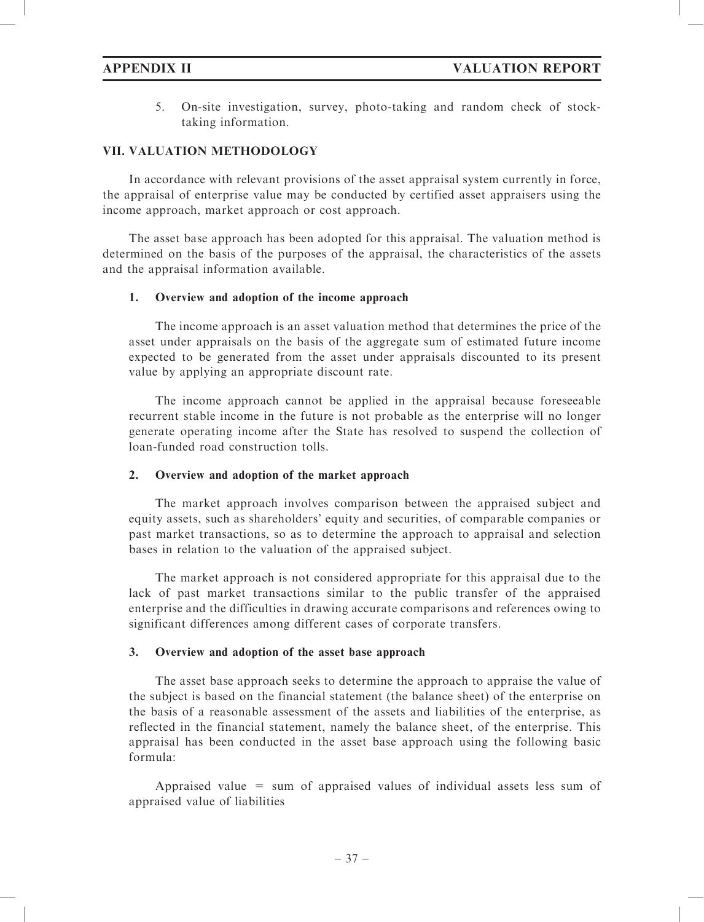5. On-site investigation, survey, photo-taking and random check of stock-taking information.

## VII. VALUATION METHODOLOGY

In accordance with relevant provisions of the asset appraisal system currently in force, the appraisal of enterprise value may be conducted by certified asset appraisers using the income approach, market approach or cost approach.

The asset base approach has been adopted for this appraisal. The valuation method is determined on the basis of the purposes of the appraisal, the characteristics of the assets and the appraisal information available.

### 1. Overview and adoption of the income approach

The income approach is an asset valuation method that determines the price of the asset under appraisals on the basis of the aggregate sum of estimated future income expected to be generated from the asset under appraisals discounted to its present value by applying an appropriate discount rate.

The income approach cannot be applied in the appraisal because foreseeable recurrent stable income in the future is not probable as the enterprise will no longer generate operating income after the State has resolved to suspend the collection of loan-funded road construction tolls.

### 2. Overview and adoption of the market approach

The market approach involves comparison between the appraised subject and equity assets, such as shareholders' equity and securities, of comparable companies or past market transactions, so as to determine the approach to appraisal and selection bases in relation to the valuation of the appraised subject.

The market approach is not considered appropriate for this appraisal due to the lack of past market transactions similar to the public transfer of the appraised enterprise and the difficulties in drawing accurate comparisons and references owing to significant differences among different cases of corporate transfers.

### 3. Overview and adoption of the asset base approach

The asset base approach seeks to determine the approach to appraise the value of the subject is based on the financial statement (the balance sheet) of the enterprise on the basis of a reasonable assessment of the assets and liabilities of the enterprise, as reflected in the financial statement, namely the balance sheet, of the enterprise. This appraisal has been conducted in the asset base approach using the following basic formula:

Appraised value = sum of appraised values of individual assets less sum of appraised value of liabilities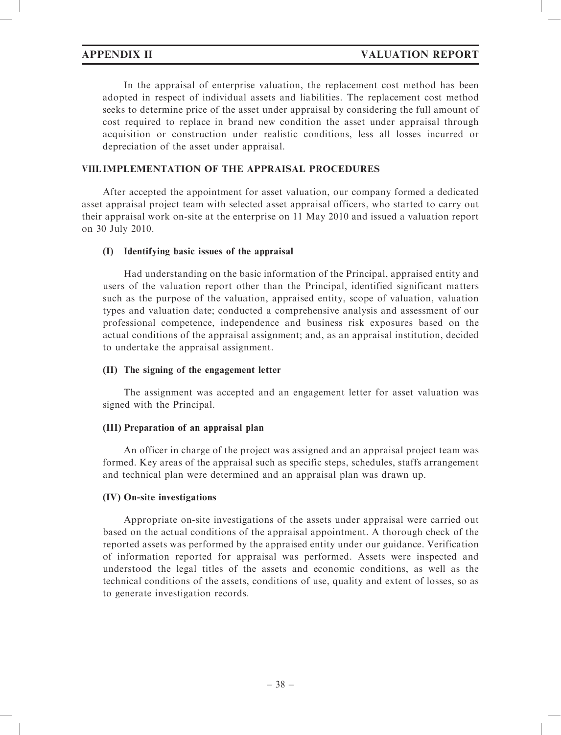In the appraisal of enterprise valuation, the replacement cost method has been adopted in respect of individual assets and liabilities. The replacement cost method seeks to determine price of the asset under appraisal by considering the full amount of cost required to replace in brand new condition the asset under appraisal through acquisition or construction under realistic conditions, less all losses incurred or depreciation of the asset under appraisal.

## VIII. IMPLEMENTATION OF THE APPRAISAL PROCEDURES

After accepted the appointment for asset valuation, our company formed a dedicated asset appraisal project team with selected asset appraisal officers, who started to carry out their appraisal work on-site at the enterprise on 11 May 2010 and issued a valuation report on 30 July 2010.

### (I) Identifying basic issues of the appraisal

Had understanding on the basic information of the Principal, appraised entity and users of the valuation report other than the Principal, identified significant matters such as the purpose of the valuation, appraised entity, scope of valuation, valuation types and valuation date; conducted a comprehensive analysis and assessment of our professional competence, independence and business risk exposures based on the actual conditions of the appraisal assignment; and, as an appraisal institution, decided to undertake the appraisal assignment.

### (II) The signing of the engagement letter

The assignment was accepted and an engagement letter for asset valuation was signed with the Principal.

### (III) Preparation of an appraisal plan

An officer in charge of the project was assigned and an appraisal project team was formed. Key areas of the appraisal such as specific steps, schedules, staffs arrangement and technical plan were determined and an appraisal plan was drawn up.

### (IV) On-site investigations

Appropriate on-site investigations of the assets under appraisal were carried out based on the actual conditions of the appraisal appointment. A thorough check of the reported assets was performed by the appraised entity under our guidance. Verification of information reported for appraisal was performed. Assets were inspected and understood the legal titles of the assets and economic conditions, as well as the technical conditions of the assets, conditions of use, quality and extent of losses, so as to generate investigation records.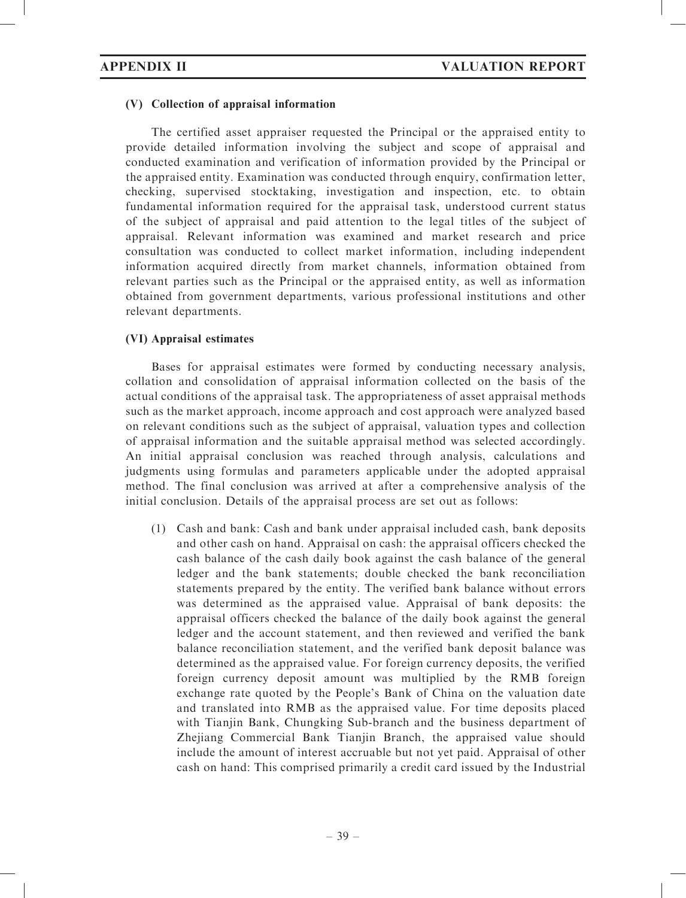### (V) Collection of appraisal information

The certified asset appraiser requested the Principal or the appraised entity to provide detailed information involving the subject and scope of appraisal and conducted examination and verification of information provided by the Principal or the appraised entity. Examination was conducted through enquiry, confirmation letter, checking, supervised stocktaking, investigation and inspection, etc. to obtain fundamental information required for the appraisal task, understood current status of the subject of appraisal and paid attention to the legal titles of the subject of appraisal. Relevant information was examined and market research and price consultation was conducted to collect market information, including independent information acquired directly from market channels, information obtained from relevant parties such as the Principal or the appraised entity, as well as information obtained from government departments, various professional institutions and other relevant departments.

### (VI) Appraisal estimates

Bases for appraisal estimates were formed by conducting necessary analysis, collation and consolidation of appraisal information collected on the basis of the actual conditions of the appraisal task. The appropriateness of asset appraisal methods such as the market approach, income approach and cost approach were analyzed based on relevant conditions such as the subject of appraisal, valuation types and collection of appraisal information and the suitable appraisal method was selected accordingly. An initial appraisal conclusion was reached through analysis, calculations and judgments using formulas and parameters applicable under the adopted appraisal method. The final conclusion was arrived at after a comprehensive analysis of the initial conclusion. Details of the appraisal process are set out as follows:

(1) Cash and bank: Cash and bank under appraisal included cash, bank deposits and other cash on hand. Appraisal on cash: the appraisal officers checked the cash balance of the cash daily book against the cash balance of the general ledger and the bank statements; double checked the bank reconciliation statements prepared by the entity. The verified bank balance without errors was determined as the appraised value. Appraisal of bank deposits: the appraisal officers checked the balance of the daily book against the general ledger and the account statement, and then reviewed and verified the bank balance reconciliation statement, and the verified bank deposit balance was determined as the appraised value. For foreign currency deposits, the verified foreign currency deposit amount was multiplied by the RMB foreign exchange rate quoted by the People's Bank of China on the valuation date and translated into RMB as the appraised value. For time deposits placed with Tianjin Bank, Chungking Sub-branch and the business department of Zhejiang Commercial Bank Tianjin Branch, the appraised value should include the amount of interest accruable but not yet paid. Appraisal of other cash on hand: This comprised primarily a credit card issued by the Industrial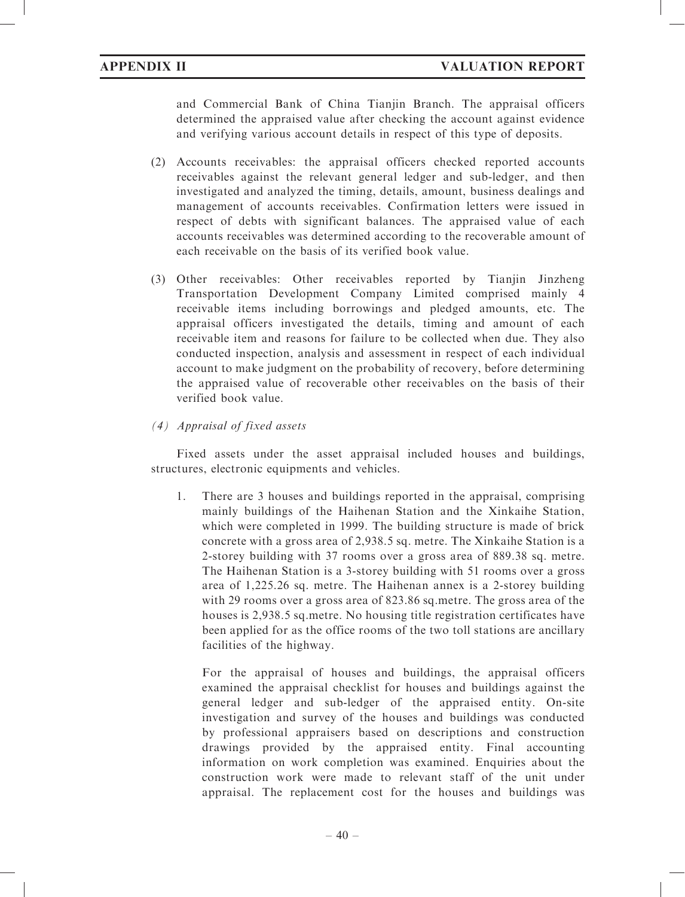and Commercial Bank of China Tianjin Branch. The appraisal officers determined the appraised value after checking the account against evidence and verifying various account details in respect of this type of deposits.

(2) Accounts receivables: the appraisal officers checked reported accounts receivables against the relevant general ledger and sub-ledger, and then investigated and analyzed the timing, details, amount, business dealings and management of accounts receivables. Confirmation letters were issued in respect of debts with significant balances. The appraised value of each accounts receivables was determined according to the recoverable amount of each receivable on the basis of its verified book value.

(3) Other receivables: Other receivables reported by Tianjin Jinzheng Transportation Development Company Limited comprised mainly 4 receivable items including borrowings and pledged amounts, etc. The appraisal officers investigated the details, timing and amount of each receivable item and reasons for failure to be collected when due. They also conducted inspection, analysis and assessment in respect of each individual account to make judgment on the probability of recovery, before determining the appraised value of recoverable other receivables on the basis of their verified book value.

*(4) Appraisal of fixed assets*

Fixed assets under the asset appraisal included houses and buildings, structures, electronic equipments and vehicles.

1. There are 3 houses and buildings reported in the appraisal, comprising mainly buildings of the Haihenan Station and the Xinkaihe Station, which were completed in 1999. The building structure is made of brick concrete with a gross area of 2,938.5 sq. metre. The Xinkaihe Station is a 2-storey building with 37 rooms over a gross area of 889.38 sq. metre. The Haihenan Station is a 3-storey building with 51 rooms over a gross area of 1,225.26 sq. metre. The Haihenan annex is a 2-storey building with 29 rooms over a gross area of 823.86 sq.metre. The gross area of the houses is 2,938.5 sq.metre. No housing title registration certificates have been applied for as the office rooms of the two toll stations are ancillary facilities of the highway.

   For the appraisal of houses and buildings, the appraisal officers examined the appraisal checklist for houses and buildings against the general ledger and sub-ledger of the appraised entity. On-site investigation and survey of the houses and buildings was conducted by professional appraisers based on descriptions and construction drawings provided by the appraised entity. Final accounting information on work completion was examined. Enquiries about the construction work were made to relevant staff of the unit under appraisal. The replacement cost for the houses and buildings was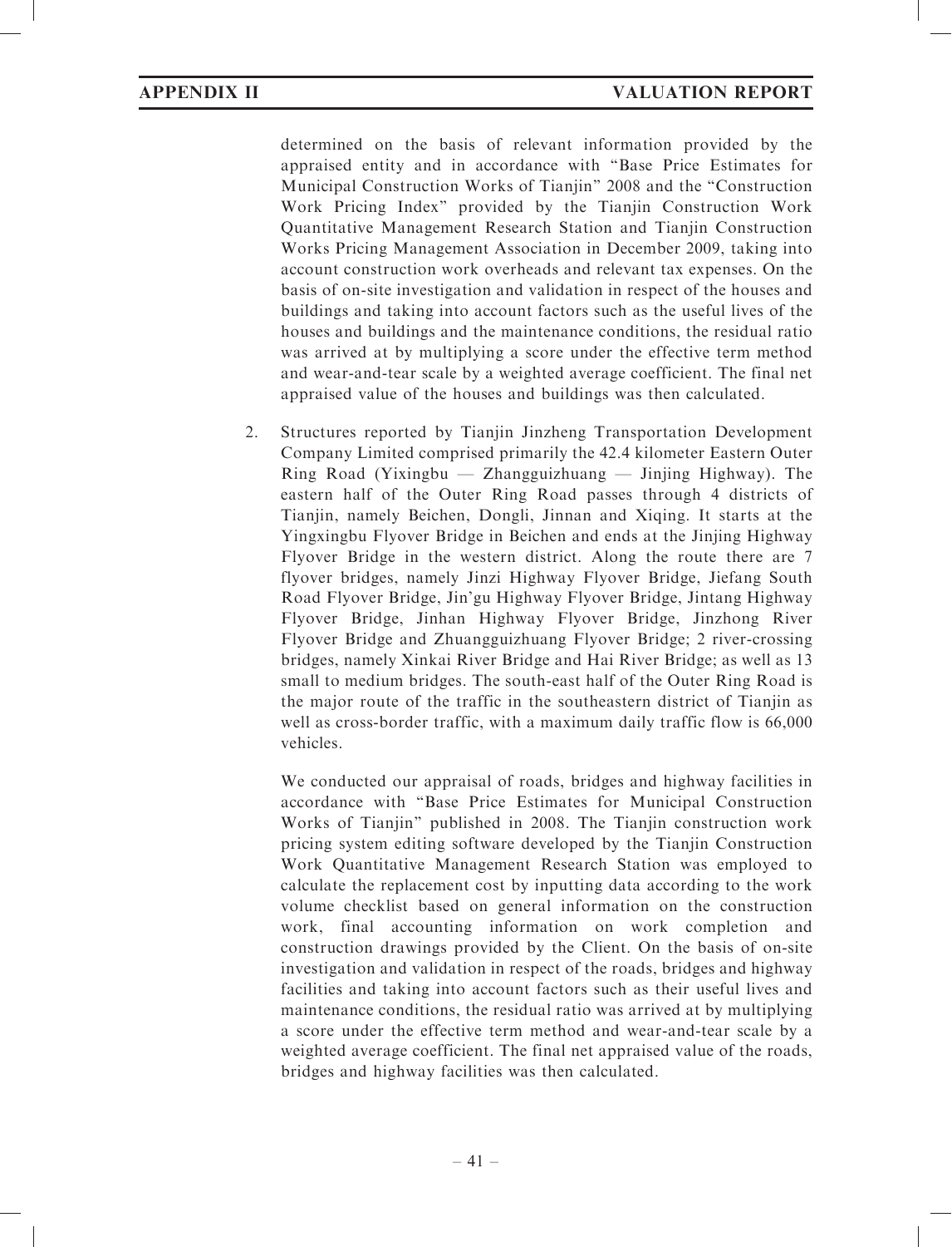determined on the basis of relevant information provided by the appraised entity and in accordance with "Base Price Estimates for Municipal Construction Works of Tianjin" 2008 and the "Construction Work Pricing Index" provided by the Tianjin Construction Work Quantitative Management Research Station and Tianjin Construction Works Pricing Management Association in December 2009, taking into account construction work overheads and relevant tax expenses. On the basis of on-site investigation and validation in respect of the houses and buildings and taking into account factors such as the useful lives of the houses and buildings and the maintenance conditions, the residual ratio was arrived at by multiplying a score under the effective term method and wear-and-tear scale by a weighted average coefficient. The final net appraised value of the houses and buildings was then calculated.

2. Structures reported by Tianjin Jinzheng Transportation Development Company Limited comprised primarily the 42.4 kilometer Eastern Outer Ring Road (Yixingbu — Zhangguizhuang — Jinjing Highway). The eastern half of the Outer Ring Road passes through 4 districts of Tianjin, namely Beichen, Dongli, Jinnan and Xiqing. It starts at the Yingxingbu Flyover Bridge in Beichen and ends at the Jinjing Highway Flyover Bridge in the western district. Along the route there are 7 flyover bridges, namely Jinzi Highway Flyover Bridge, Jiefang South Road Flyover Bridge, Jin'gu Highway Flyover Bridge, Jintang Highway Flyover Bridge, Jinhan Highway Flyover Bridge, Jinzhong River Flyover Bridge and Zhuangguizhuang Flyover Bridge; 2 river-crossing bridges, namely Xinkai River Bridge and Hai River Bridge; as well as 13 small to medium bridges. The south-east half of the Outer Ring Road is the major route of the traffic in the southeastern district of Tianjin as well as cross-border traffic, with a maximum daily traffic flow is 66,000 vehicles.

   We conducted our appraisal of roads, bridges and highway facilities in accordance with "Base Price Estimates for Municipal Construction Works of Tianjin" published in 2008. The Tianjin construction work pricing system editing software developed by the Tianjin Construction Work Quantitative Management Research Station was employed to calculate the replacement cost by inputting data according to the work volume checklist based on general information on the construction work, final accounting information on work completion and construction drawings provided by the Client. On the basis of on-site investigation and validation in respect of the roads, bridges and highway facilities and taking into account factors such as their useful lives and maintenance conditions, the residual ratio was arrived at by multiplying a score under the effective term method and wear-and-tear scale by a weighted average coefficient. The final net appraised value of the roads, bridges and highway facilities was then calculated.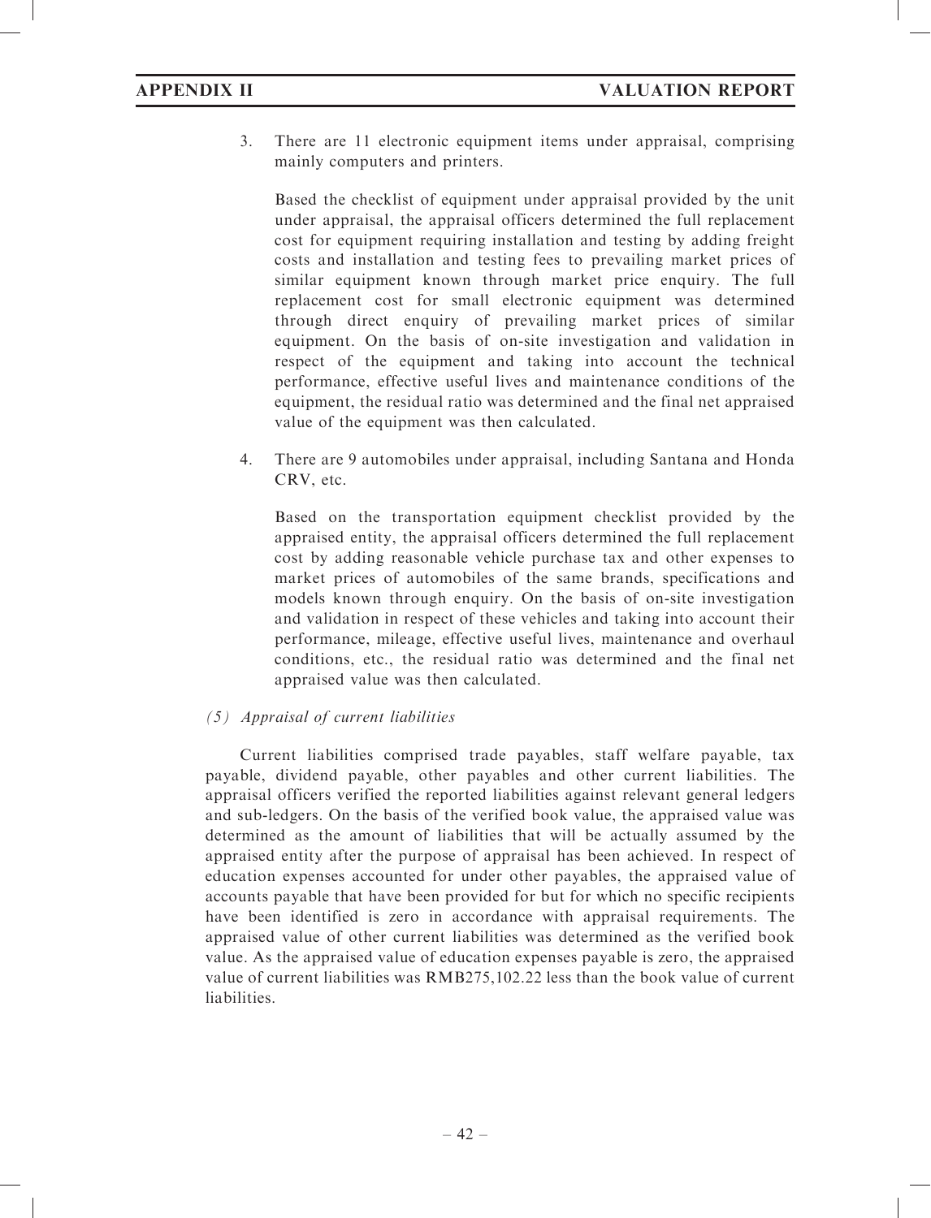3. There are 11 electronic equipment items under appraisal, comprising mainly computers and printers.

   Based the checklist of equipment under appraisal provided by the unit under appraisal, the appraisal officers determined the full replacement cost for equipment requiring installation and testing by adding freight costs and installation and testing fees to prevailing market prices of similar equipment known through market price enquiry. The full replacement cost for small electronic equipment was determined through direct enquiry of prevailing market prices of similar equipment. On the basis of on-site investigation and validation in respect of the equipment and taking into account the technical performance, effective useful lives and maintenance conditions of the equipment, the residual ratio was determined and the final net appraised value of the equipment was then calculated.

4. There are 9 automobiles under appraisal, including Santana and Honda CRV, etc.

   Based on the transportation equipment checklist provided by the appraised entity, the appraisal officers determined the full replacement cost by adding reasonable vehicle purchase tax and other expenses to market prices of automobiles of the same brands, specifications and models known through enquiry. On the basis of on-site investigation and validation in respect of these vehicles and taking into account their performance, mileage, effective useful lives, maintenance and overhaul conditions, etc., the residual ratio was determined and the final net appraised value was then calculated.

*(5) Appraisal of current liabilities*

Current liabilities comprised trade payables, staff welfare payable, tax payable, dividend payable, other payables and other current liabilities. The appraisal officers verified the reported liabilities against relevant general ledgers and sub-ledgers. On the basis of the verified book value, the appraised value was determined as the amount of liabilities that will be actually assumed by the appraised entity after the purpose of appraisal has been achieved. In respect of education expenses accounted for under other payables, the appraised value of accounts payable that have been provided for but for which no specific recipients have been identified is zero in accordance with appraisal requirements. The appraised value of other current liabilities was determined as the verified book value. As the appraised value of education expenses payable is zero, the appraised value of current liabilities was RMB275,102.22 less than the book value of current liabilities.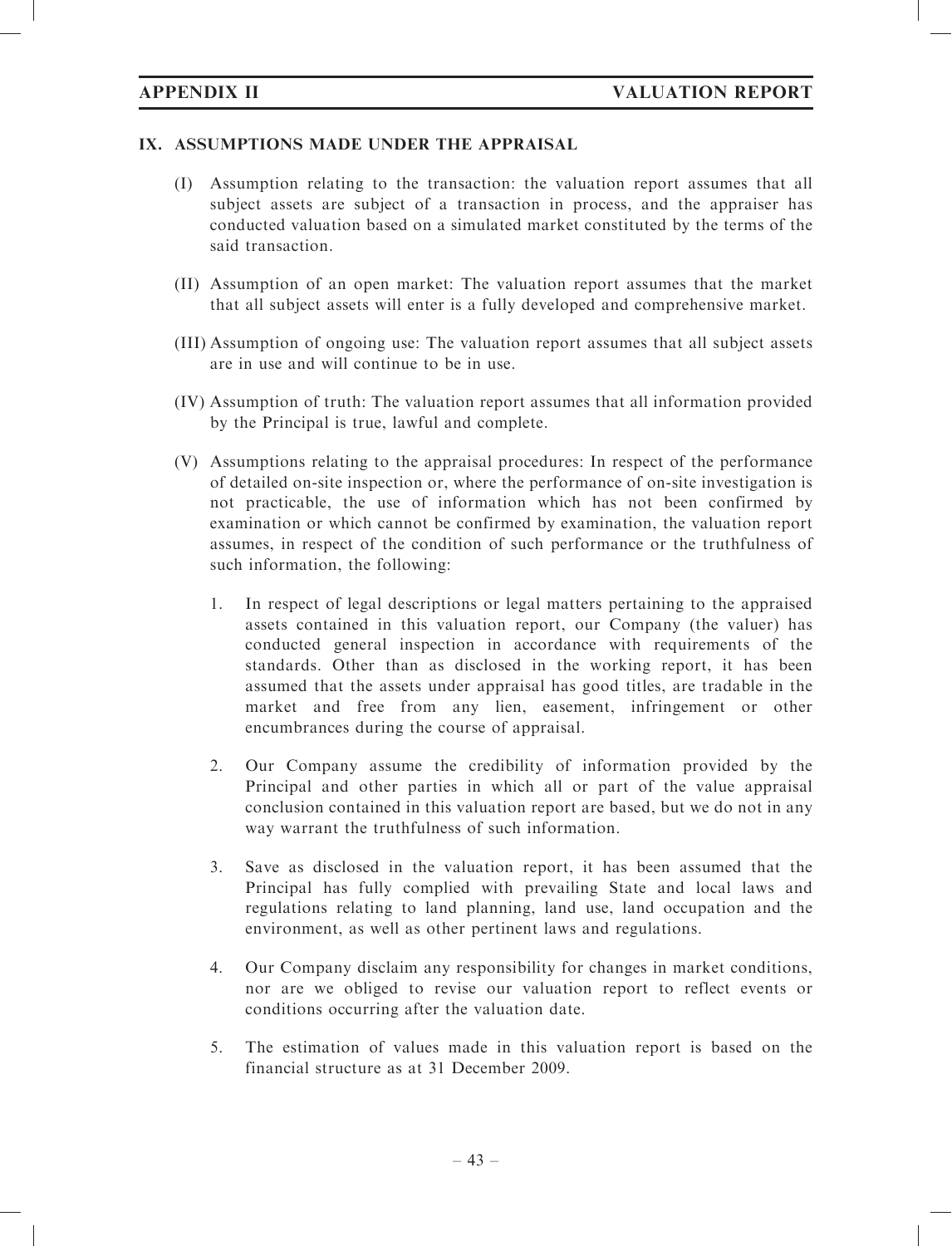## IX. ASSUMPTIONS MADE UNDER THE APPRAISAL

(I) Assumption relating to the transaction: the valuation report assumes that all subject assets are subject of a transaction in process, and the appraiser has conducted valuation based on a simulated market constituted by the terms of the said transaction.

(II) Assumption of an open market: The valuation report assumes that the market that all subject assets will enter is a fully developed and comprehensive market.

(III) Assumption of ongoing use: The valuation report assumes that all subject assets are in use and will continue to be in use.

(IV) Assumption of truth: The valuation report assumes that all information provided by the Principal is true, lawful and complete.

(V) Assumptions relating to the appraisal procedures: In respect of the performance of detailed on-site inspection or, where the performance of on-site investigation is not practicable, the use of information which has not been confirmed by examination or which cannot be confirmed by examination, the valuation report assumes, in respect of the condition of such performance or the truthfulness of such information, the following:

1. In respect of legal descriptions or legal matters pertaining to the appraised assets contained in this valuation report, our Company (the valuer) has conducted general inspection in accordance with requirements of the standards. Other than as disclosed in the working report, it has been assumed that the assets under appraisal has good titles, are tradable in the market and free from any lien, easement, infringement or other encumbrances during the course of appraisal.

2. Our Company assume the credibility of information provided by the Principal and other parties in which all or part of the value appraisal conclusion contained in this valuation report are based, but we do not in any way warrant the truthfulness of such information.

3. Save as disclosed in the valuation report, it has been assumed that the Principal has fully complied with prevailing State and local laws and regulations relating to land planning, land use, land occupation and the environment, as well as other pertinent laws and regulations.

4. Our Company disclaim any responsibility for changes in market conditions, nor are we obliged to revise our valuation report to reflect events or conditions occurring after the valuation date.

5. The estimation of values made in this valuation report is based on the financial structure as at 31 December 2009.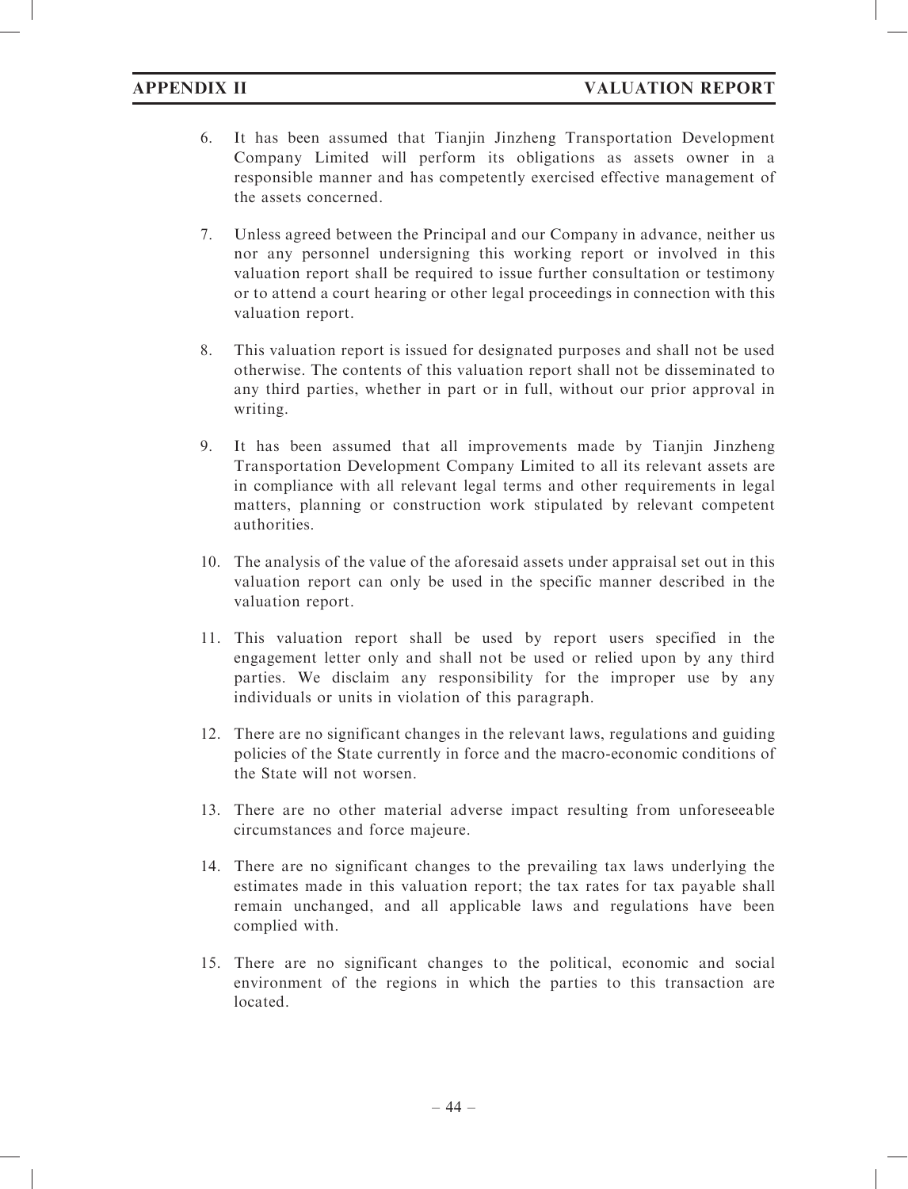6. It has been assumed that Tianjin Jinzheng Transportation Development Company Limited will perform its obligations as assets owner in a responsible manner and has competently exercised effective management of the assets concerned.

7. Unless agreed between the Principal and our Company in advance, neither us nor any personnel undersigning this working report or involved in this valuation report shall be required to issue further consultation or testimony or to attend a court hearing or other legal proceedings in connection with this valuation report.

8. This valuation report is issued for designated purposes and shall not be used otherwise. The contents of this valuation report shall not be disseminated to any third parties, whether in part or in full, without our prior approval in writing.

9. It has been assumed that all improvements made by Tianjin Jinzheng Transportation Development Company Limited to all its relevant assets are in compliance with all relevant legal terms and other requirements in legal matters, planning or construction work stipulated by relevant competent authorities.

10. The analysis of the value of the aforesaid assets under appraisal set out in this valuation report can only be used in the specific manner described in the valuation report.

11. This valuation report shall be used by report users specified in the engagement letter only and shall not be used or relied upon by any third parties. We disclaim any responsibility for the improper use by any individuals or units in violation of this paragraph.

12. There are no significant changes in the relevant laws, regulations and guiding policies of the State currently in force and the macro-economic conditions of the State will not worsen.

13. There are no other material adverse impact resulting from unforeseeable circumstances and force majeure.

14. There are no significant changes to the prevailing tax laws underlying the estimates made in this valuation report; the tax rates for tax payable shall remain unchanged, and all applicable laws and regulations have been complied with.

15. There are no significant changes to the political, economic and social environment of the regions in which the parties to this transaction are located.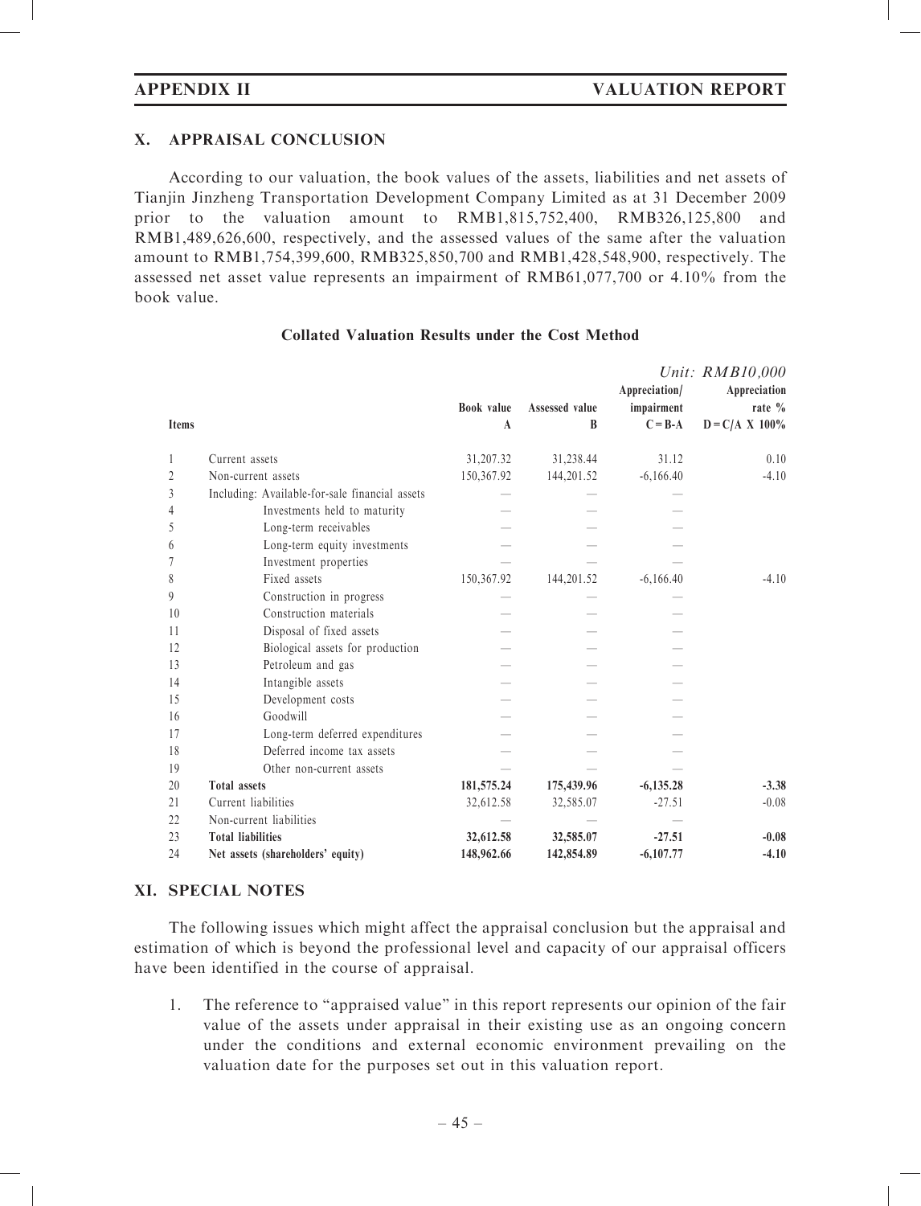## X. APPRAISAL CONCLUSION

According to our valuation, the book values of the assets, liabilities and net assets of Tianjin Jinzheng Transportation Development Company Limited as at 31 December 2009 prior to the valuation amount to RMB1,815,752,400, RMB326,125,800 and RMB1,489,626,600, respectively, and the assessed values of the same after the valuation amount to RMB1,754,399,600, RMB325,850,700 and RMB1,428,548,900, respectively. The assessed net asset value represents an impairment of RMB61,077,700 or 4.10% from the book value.

**Collated Valuation Results under the Cost Method**

*Unit: RMB10,000*

| Items | | Book value A | Assessed value B | Appreciation/ impairment C = B-A | Appreciation rate % D = C/A X 100% |
|---|---|---|---|---|---|
| 1 | Current assets | 31,207.32 | 31,238.44 | 31.12 | 0.10 |
| 2 | Non-current assets | 150,367.92 | 144,201.52 | -6,166.40 | -4.10 |
| 3 | Including: Available-for-sale financial assets | — | — | — | |
| 4 | Investments held to maturity | — | — | — | |
| 5 | Long-term receivables | — | — | — | |
| 6 | Long-term equity investments | — | — | — | |
| 7 | Investment properties | — | — | — | |
| 8 | Fixed assets | 150,367.92 | 144,201.52 | -6,166.40 | -4.10 |
| 9 | Construction in progress | — | — | — | |
| 10 | Construction materials | — | — | — | |
| 11 | Disposal of fixed assets | — | — | — | |
| 12 | Biological assets for production | — | — | — | |
| 13 | Petroleum and gas | — | — | — | |
| 14 | Intangible assets | — | — | — | |
| 15 | Development costs | — | — | — | |
| 16 | Goodwill | — | — | — | |
| 17 | Long-term deferred expenditures | — | — | — | |
| 18 | Deferred income tax assets | — | — | — | |
| 19 | Other non-current assets | — | — | — | |
| 20 | **Total assets** | **181,575.24** | **175,439.96** | **-6,135.28** | **-3.38** |
| 21 | Current liabilities | 32,612.58 | 32,585.07 | -27.51 | -0.08 |
| 22 | Non-current liabilities | — | — | — | |
| 23 | **Total liabilities** | **32,612.58** | **32,585.07** | **-27.51** | **-0.08** |
| 24 | **Net assets (shareholders' equity)** | **148,962.66** | **142,854.89** | **-6,107.77** | **-4.10** |

## XI. SPECIAL NOTES

The following issues which might affect the appraisal conclusion but the appraisal and estimation of which is beyond the professional level and capacity of our appraisal officers have been identified in the course of appraisal.

1. The reference to "appraised value" in this report represents our opinion of the fair value of the assets under appraisal in their existing use as an ongoing concern under the conditions and external economic environment prevailing on the valuation date for the purposes set out in this valuation report.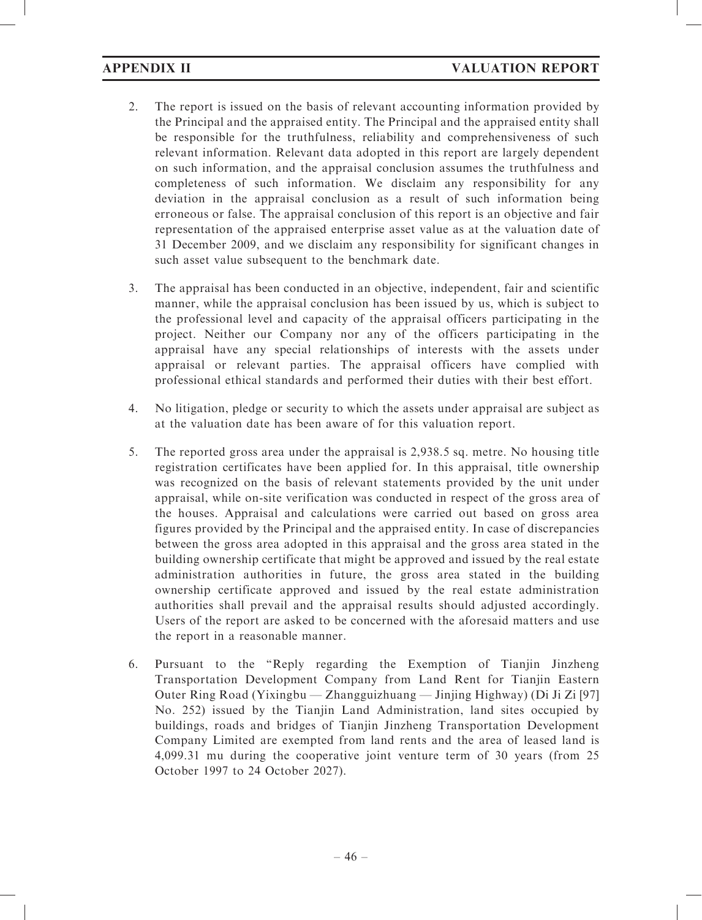2. The report is issued on the basis of relevant accounting information provided by the Principal and the appraised entity. The Principal and the appraised entity shall be responsible for the truthfulness, reliability and comprehensiveness of such relevant information. Relevant data adopted in this report are largely dependent on such information, and the appraisal conclusion assumes the truthfulness and completeness of such information. We disclaim any responsibility for any deviation in the appraisal conclusion as a result of such information being erroneous or false. The appraisal conclusion of this report is an objective and fair representation of the appraised enterprise asset value as at the valuation date of 31 December 2009, and we disclaim any responsibility for significant changes in such asset value subsequent to the benchmark date.

3. The appraisal has been conducted in an objective, independent, fair and scientific manner, while the appraisal conclusion has been issued by us, which is subject to the professional level and capacity of the appraisal officers participating in the project. Neither our Company nor any of the officers participating in the appraisal have any special relationships of interests with the assets under appraisal or relevant parties. The appraisal officers have complied with professional ethical standards and performed their duties with their best effort.

4. No litigation, pledge or security to which the assets under appraisal are subject as at the valuation date has been aware of for this valuation report.

5. The reported gross area under the appraisal is 2,938.5 sq. metre. No housing title registration certificates have been applied for. In this appraisal, title ownership was recognized on the basis of relevant statements provided by the unit under appraisal, while on-site verification was conducted in respect of the gross area of the houses. Appraisal and calculations were carried out based on gross area figures provided by the Principal and the appraised entity. In case of discrepancies between the gross area adopted in this appraisal and the gross area stated in the building ownership certificate that might be approved and issued by the real estate administration authorities in future, the gross area stated in the building ownership certificate approved and issued by the real estate administration authorities shall prevail and the appraisal results should adjusted accordingly. Users of the report are asked to be concerned with the aforesaid matters and use the report in a reasonable manner.

6. Pursuant to the "Reply regarding the Exemption of Tianjin Jinzheng Transportation Development Company from Land Rent for Tianjin Eastern Outer Ring Road (Yixingbu — Zhangguizhuang — Jinjing Highway) (Di Ji Zi [97] No. 252) issued by the Tianjin Land Administration, land sites occupied by buildings, roads and bridges of Tianjin Jinzheng Transportation Development Company Limited are exempted from land rents and the area of leased land is 4,099.31 mu during the cooperative joint venture term of 30 years (from 25 October 1997 to 24 October 2027).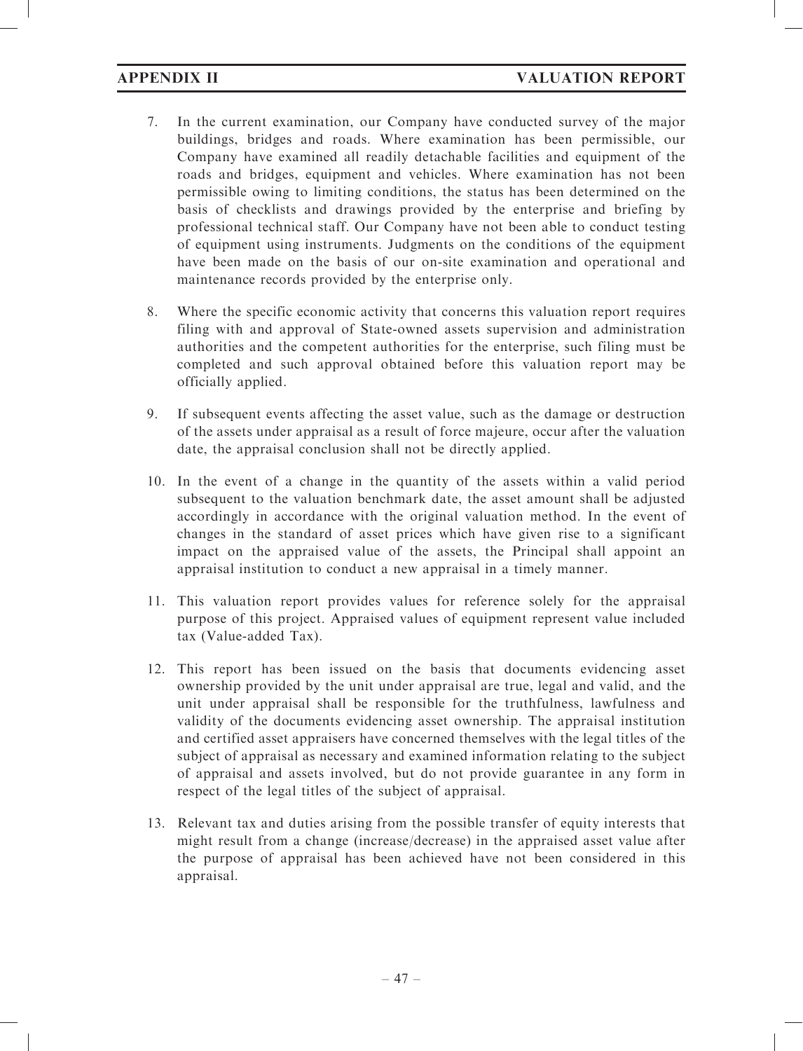7. In the current examination, our Company have conducted survey of the major buildings, bridges and roads. Where examination has been permissible, our Company have examined all readily detachable facilities and equipment of the roads and bridges, equipment and vehicles. Where examination has not been permissible owing to limiting conditions, the status has been determined on the basis of checklists and drawings provided by the enterprise and briefing by professional technical staff. Our Company have not been able to conduct testing of equipment using instruments. Judgments on the conditions of the equipment have been made on the basis of our on-site examination and operational and maintenance records provided by the enterprise only.

8. Where the specific economic activity that concerns this valuation report requires filing with and approval of State-owned assets supervision and administration authorities and the competent authorities for the enterprise, such filing must be completed and such approval obtained before this valuation report may be officially applied.

9. If subsequent events affecting the asset value, such as the damage or destruction of the assets under appraisal as a result of force majeure, occur after the valuation date, the appraisal conclusion shall not be directly applied.

10. In the event of a change in the quantity of the assets within a valid period subsequent to the valuation benchmark date, the asset amount shall be adjusted accordingly in accordance with the original valuation method. In the event of changes in the standard of asset prices which have given rise to a significant impact on the appraised value of the assets, the Principal shall appoint an appraisal institution to conduct a new appraisal in a timely manner.

11. This valuation report provides values for reference solely for the appraisal purpose of this project. Appraised values of equipment represent value included tax (Value-added Tax).

12. This report has been issued on the basis that documents evidencing asset ownership provided by the unit under appraisal are true, legal and valid, and the unit under appraisal shall be responsible for the truthfulness, lawfulness and validity of the documents evidencing asset ownership. The appraisal institution and certified asset appraisers have concerned themselves with the legal titles of the subject of appraisal as necessary and examined information relating to the subject of appraisal and assets involved, but do not provide guarantee in any form in respect of the legal titles of the subject of appraisal.

13. Relevant tax and duties arising from the possible transfer of equity interests that might result from a change (increase/decrease) in the appraised asset value after the purpose of appraisal has been achieved have not been considered in this appraisal.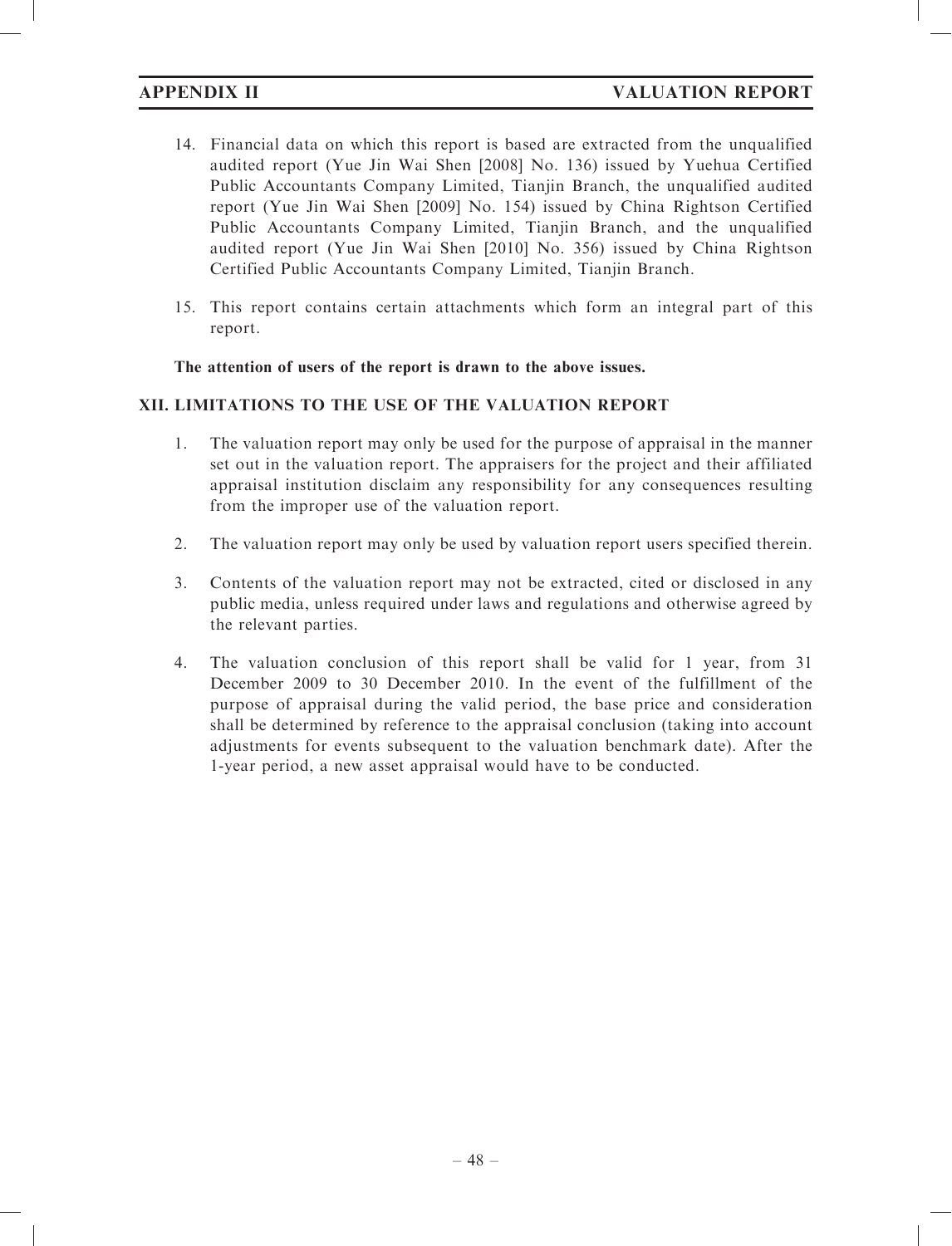14. Financial data on which this report is based are extracted from the unqualified audited report (Yue Jin Wai Shen [2008] No. 136) issued by Yuehua Certified Public Accountants Company Limited, Tianjin Branch, the unqualified audited report (Yue Jin Wai Shen [2009] No. 154) issued by China Rightson Certified Public Accountants Company Limited, Tianjin Branch, and the unqualified audited report (Yue Jin Wai Shen [2010] No. 356) issued by China Rightson Certified Public Accountants Company Limited, Tianjin Branch.

15. This report contains certain attachments which form an integral part of this report.

**The attention of users of the report is drawn to the above issues.**

## XII. LIMITATIONS TO THE USE OF THE VALUATION REPORT

1. The valuation report may only be used for the purpose of appraisal in the manner set out in the valuation report. The appraisers for the project and their affiliated appraisal institution disclaim any responsibility for any consequences resulting from the improper use of the valuation report.

2. The valuation report may only be used by valuation report users specified therein.

3. Contents of the valuation report may not be extracted, cited or disclosed in any public media, unless required under laws and regulations and otherwise agreed by the relevant parties.

4. The valuation conclusion of this report shall be valid for 1 year, from 31 December 2009 to 30 December 2010. In the event of the fulfillment of the purpose of appraisal during the valid period, the base price and consideration shall be determined by reference to the appraisal conclusion (taking into account adjustments for events subsequent to the valuation benchmark date). After the 1-year period, a new asset appraisal would have to be conducted.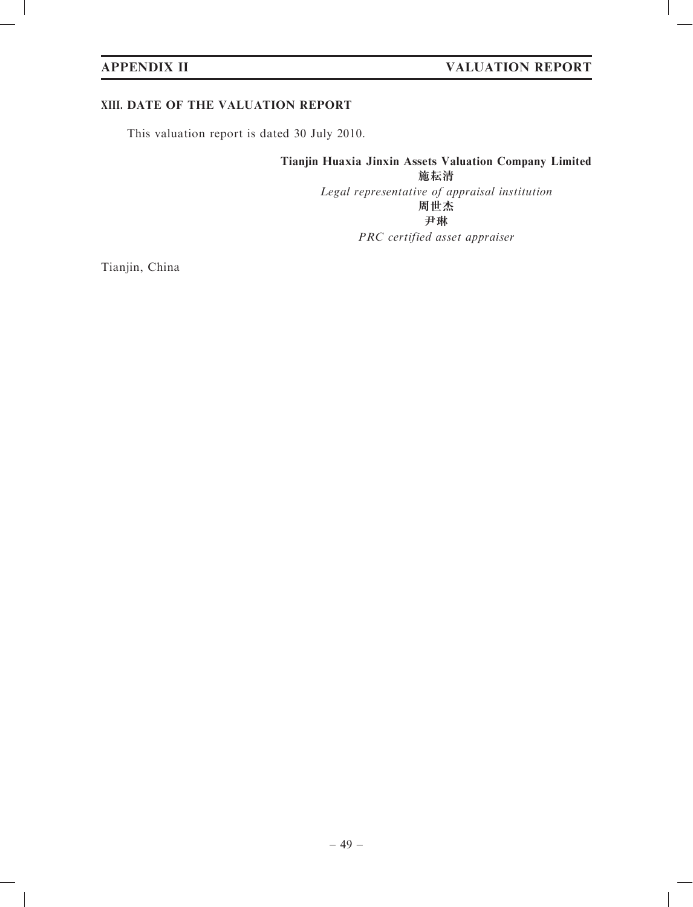## XIII. DATE OF THE VALUATION REPORT

This valuation report is dated 30 July 2010.

**Tianjin Huaxia Jinxin Assets Valuation Company Limited**
**施耘清**
*Legal representative of appraisal institution*
**周世杰**
**尹琳**
*PRC certified asset appraiser*

Tianjin, China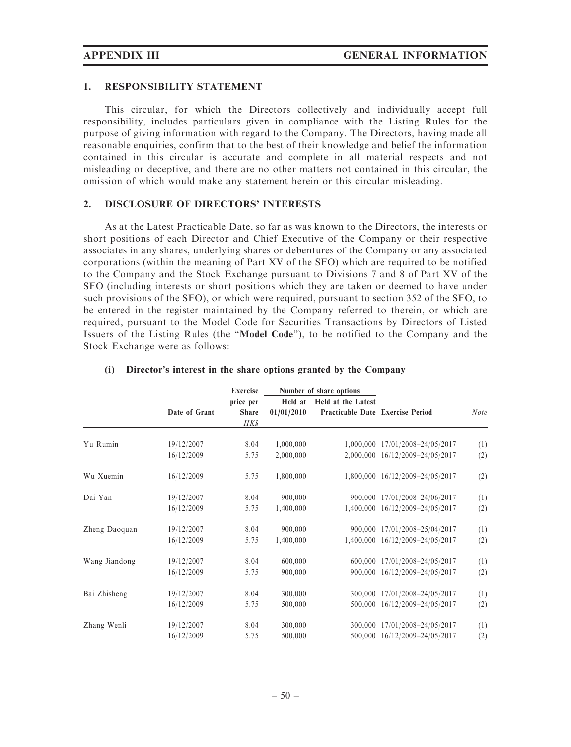## 1. RESPONSIBILITY STATEMENT

This circular, for which the Directors collectively and individually accept full responsibility, includes particulars given in compliance with the Listing Rules for the purpose of giving information with regard to the Company. The Directors, having made all reasonable enquiries, confirm that to the best of their knowledge and belief the information contained in this circular is accurate and complete in all material respects and not misleading or deceptive, and there are no other matters not contained in this circular, the omission of which would make any statement herein or this circular misleading.

## 2. DISCLOSURE OF DIRECTORS' INTERESTS

As at the Latest Practicable Date, so far as was known to the Directors, the interests or short positions of each Director and Chief Executive of the Company or their respective associates in any shares, underlying shares or debentures of the Company or any associated corporations (within the meaning of Part XV of the SFO) which are required to be notified to the Company and the Stock Exchange pursuant to Divisions 7 and 8 of Part XV of the SFO (including interests or short positions which they are taken or deemed to have under such provisions of the SFO), or which were required, pursuant to section 352 of the SFO, to be entered in the register maintained by the Company referred to therein, or which are required, pursuant to the Model Code for Securities Transactions by Directors of Listed Issuers of the Listing Rules (the "**Model Code**"), to be notified to the Company and the Stock Exchange were as follows:

### (i) Director's interest in the share options granted by the Company

| | Date of Grant | Exercise price per Share HK$ | Number of share options | | Exercise Period | Note |
|---|---|---|---|---|---|---|
| | | | Held at 01/01/2010 | Held at the Latest Practicable Date | | |
| Yu Rumin | 19/12/2007 | 8.04 | 1,000,000 | 1,000,000 | 17/01/2008–24/05/2017 | (1) |
| | 16/12/2009 | 5.75 | 2,000,000 | 2,000,000 | 16/12/2009–24/05/2017 | (2) |
| Wu Xuemin | 16/12/2009 | 5.75 | 1,800,000 | 1,800,000 | 16/12/2009–24/05/2017 | (2) |
| Dai Yan | 19/12/2007 | 8.04 | 900,000 | 900,000 | 17/01/2008–24/06/2017 | (1) |
| | 16/12/2009 | 5.75 | 1,400,000 | 1,400,000 | 16/12/2009–24/05/2017 | (2) |
| Zheng Daoquan | 19/12/2007 | 8.04 | 900,000 | 900,000 | 17/01/2008–25/04/2017 | (1) |
| | 16/12/2009 | 5.75 | 1,400,000 | 1,400,000 | 16/12/2009–24/05/2017 | (2) |
| Wang Jiandong | 19/12/2007 | 8.04 | 600,000 | 600,000 | 17/01/2008–24/05/2017 | (1) |
| | 16/12/2009 | 5.75 | 900,000 | 900,000 | 16/12/2009–24/05/2017 | (2) |
| Bai Zhisheng | 19/12/2007 | 8.04 | 300,000 | 300,000 | 17/01/2008–24/05/2017 | (1) |
| | 16/12/2009 | 5.75 | 500,000 | 500,000 | 16/12/2009–24/05/2017 | (2) |
| Zhang Wenli | 19/12/2007 | 8.04 | 300,000 | 300,000 | 17/01/2008–24/05/2017 | (1) |
| | 16/12/2009 | 5.75 | 500,000 | 500,000 | 16/12/2009–24/05/2017 | (2) |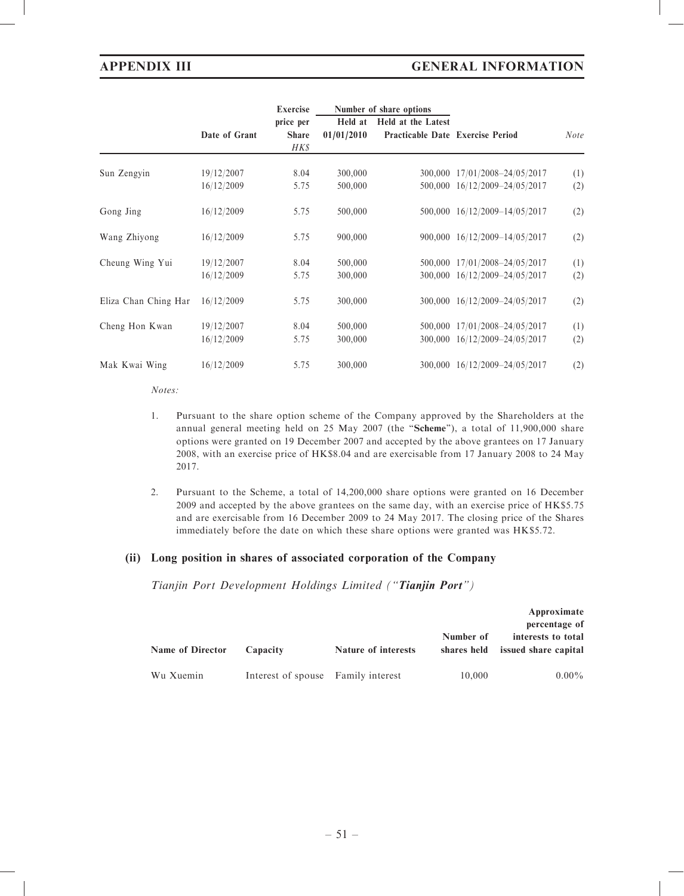| | Date of Grant | Exercise price per Share HK$ | Number of share options | | Exercise Period | Note |
|---|---|---|---|---|---|---|
| | | | Held at 01/01/2010 | Held at the Latest Practicable Date | | |
| Sun Zengyin | 19/12/2007 | 8.04 | 300,000 | 300,000 | 17/01/2008–24/05/2017 | (1) |
| | 16/12/2009 | 5.75 | 500,000 | 500,000 | 16/12/2009–24/05/2017 | (2) |
| Gong Jing | 16/12/2009 | 5.75 | 500,000 | 500,000 | 16/12/2009–14/05/2017 | (2) |
| Wang Zhiyong | 16/12/2009 | 5.75 | 900,000 | 900,000 | 16/12/2009–14/05/2017 | (2) |
| Cheung Wing Yui | 19/12/2007 | 8.04 | 500,000 | 500,000 | 17/01/2008–24/05/2017 | (1) |
| | 16/12/2009 | 5.75 | 300,000 | 300,000 | 16/12/2009–24/05/2017 | (2) |
| Eliza Chan Ching Har | 16/12/2009 | 5.75 | 300,000 | 300,000 | 16/12/2009–24/05/2017 | (2) |
| Cheng Hon Kwan | 19/12/2007 | 8.04 | 500,000 | 500,000 | 17/01/2008–24/05/2017 | (1) |
| | 16/12/2009 | 5.75 | 300,000 | 300,000 | 16/12/2009–24/05/2017 | (2) |
| Mak Kwai Wing | 16/12/2009 | 5.75 | 300,000 | 300,000 | 16/12/2009–24/05/2017 | (2) |

*Notes:*

1. Pursuant to the share option scheme of the Company approved by the Shareholders at the annual general meeting held on 25 May 2007 (the "**Scheme**"), a total of 11,900,000 share options were granted on 19 December 2007 and accepted by the above grantees on 17 January 2008, with an exercise price of HK$8.04 and are exercisable from 17 January 2008 to 24 May 2017.

2. Pursuant to the Scheme, a total of 14,200,000 share options were granted on 16 December 2009 and accepted by the above grantees on the same day, with an exercise price of HK$5.75 and are exercisable from 16 December 2009 to 24 May 2017. The closing price of the Shares immediately before the date on which these share options were granted was HK$5.72.

### (ii) Long position in shares of associated corporation of the Company

*Tianjin Port Development Holdings Limited ("**Tianjin Port**")*

| Name of Director | Capacity | Nature of interests | Number of shares held | Approximate percentage of interests to total issued share capital |
|---|---|---|---|---|
| Wu Xuemin | Interest of spouse | Family interest | 10,000 | 0.00% |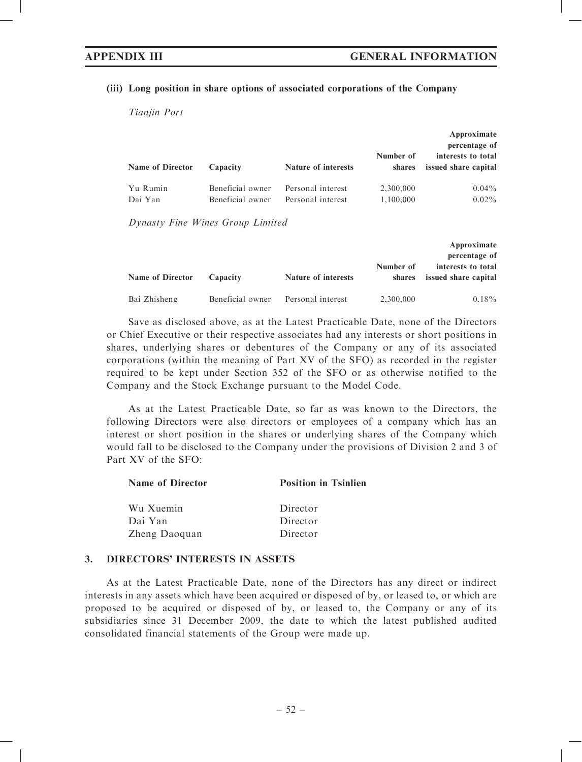#### (iii) Long position in share options of associated corporations of the Company

*Tianjin Port*

| Name of Director | Capacity | Nature of interests | Number of shares | Approximate percentage of interests to total issued share capital |
|---|---|---|---|---|
| Yu Rumin | Beneficial owner | Personal interest | 2,300,000 | 0.04% |
| Dai Yan | Beneficial owner | Personal interest | 1,100,000 | 0.02% |

*Dynasty Fine Wines Group Limited*

| Name of Director | Capacity | Nature of interests | Number of shares | Approximate percentage of interests to total issued share capital |
|---|---|---|---|---|
| Bai Zhisheng | Beneficial owner | Personal interest | 2,300,000 | 0.18% |

Save as disclosed above, as at the Latest Practicable Date, none of the Directors or Chief Executive or their respective associates had any interests or short positions in shares, underlying shares or debentures of the Company or any of its associated corporations (within the meaning of Part XV of the SFO) as recorded in the register required to be kept under Section 352 of the SFO or as otherwise notified to the Company and the Stock Exchange pursuant to the Model Code.

As at the Latest Practicable Date, so far as was known to the Directors, the following Directors were also directors or employees of a company which has an interest or short position in the shares or underlying shares of the Company which would fall to be disclosed to the Company under the provisions of Division 2 and 3 of Part XV of the SFO:

| Name of Director | Position in Tsinlien |
|---|---|
| Wu Xuemin | Director |
| Dai Yan | Director |
| Zheng Daoquan | Director |

## 3. DIRECTORS' INTERESTS IN ASSETS

As at the Latest Practicable Date, none of the Directors has any direct or indirect interests in any assets which have been acquired or disposed of by, or leased to, or which are proposed to be acquired or disposed of by, or leased to, the Company or any of its subsidiaries since 31 December 2009, the date to which the latest published audited consolidated financial statements of the Group were made up.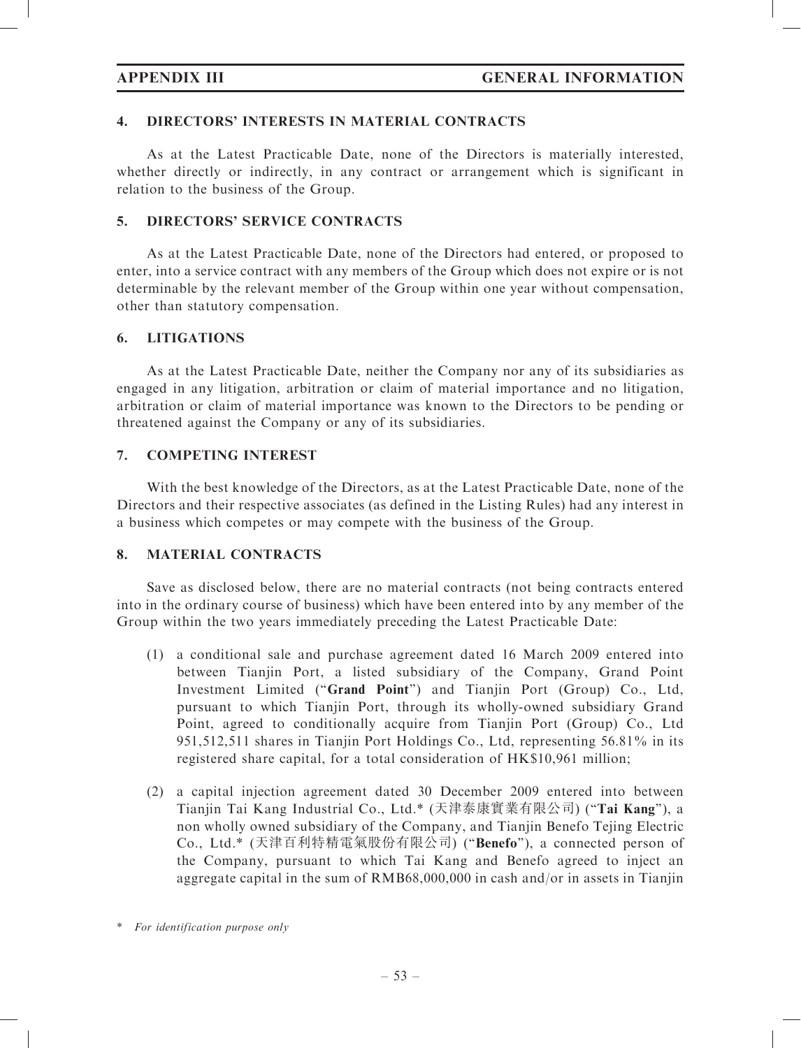## 4. DIRECTORS' INTERESTS IN MATERIAL CONTRACTS

As at the Latest Practicable Date, none of the Directors is materially interested, whether directly or indirectly, in any contract or arrangement which is significant in relation to the business of the Group.

## 5. DIRECTORS' SERVICE CONTRACTS

As at the Latest Practicable Date, none of the Directors had entered, or proposed to enter, into a service contract with any members of the Group which does not expire or is not determinable by the relevant member of the Group within one year without compensation, other than statutory compensation.

## 6. LITIGATIONS

As at the Latest Practicable Date, neither the Company nor any of its subsidiaries as engaged in any litigation, arbitration or claim of material importance and no litigation, arbitration or claim of material importance was known to the Directors to be pending or threatened against the Company or any of its subsidiaries.

## 7. COMPETING INTEREST

With the best knowledge of the Directors, as at the Latest Practicable Date, none of the Directors and their respective associates (as defined in the Listing Rules) had any interest in a business which competes or may compete with the business of the Group.

## 8. MATERIAL CONTRACTS

Save as disclosed below, there are no material contracts (not being contracts entered into in the ordinary course of business) which have been entered into by any member of the Group within the two years immediately preceding the Latest Practicable Date:

(1) a conditional sale and purchase agreement dated 16 March 2009 entered into between Tianjin Port, a listed subsidiary of the Company, Grand Point Investment Limited ("**Grand Point**") and Tianjin Port (Group) Co., Ltd, pursuant to which Tianjin Port, through its wholly-owned subsidiary Grand Point, agreed to conditionally acquire from Tianjin Port (Group) Co., Ltd 951,512,511 shares in Tianjin Port Holdings Co., Ltd, representing 56.81% in its registered share capital, for a total consideration of HK$10,961 million;

(2) a capital injection agreement dated 30 December 2009 entered into between Tianjin Tai Kang Industrial Co., Ltd.* (天津泰康實業有限公司) ("**Tai Kang**"), a non wholly owned subsidiary of the Company, and Tianjin Benefo Tejing Electric Co., Ltd.* (天津百利特精電氣股份有限公司) ("**Benefo**"), a connected person of the Company, pursuant to which Tai Kang and Benefo agreed to inject an aggregate capital in the sum of RMB68,000,000 in cash and/or in assets in Tianjin

\* *For identification purpose only*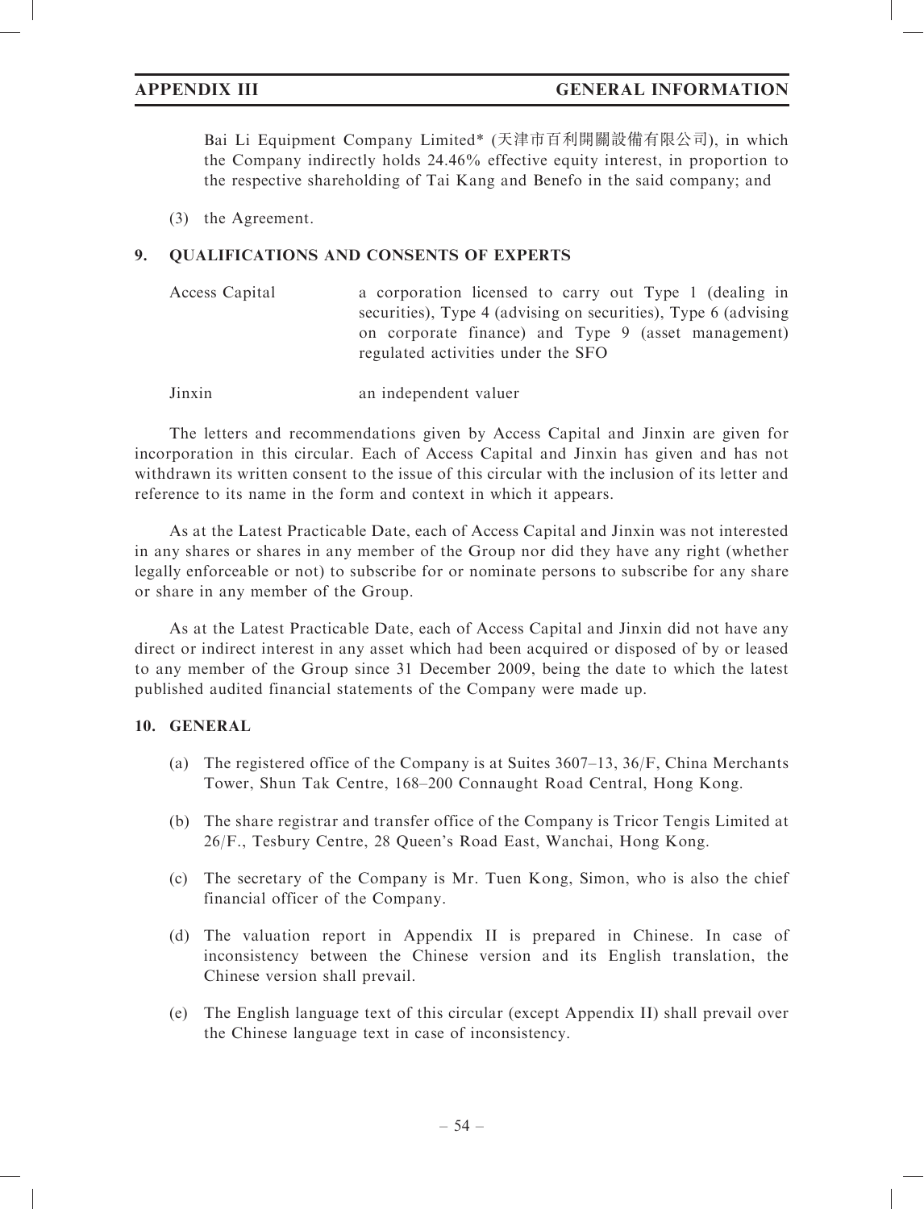Bai Li Equipment Company Limited* (天津市百利開關設備有限公司), in which the Company indirectly holds 24.46% effective equity interest, in proportion to the respective shareholding of Tai Kang and Benefo in the said company; and

(3) the Agreement.

## 9. QUALIFICATIONS AND CONSENTS OF EXPERTS

| | |
|---|---|
| Access Capital | a corporation licensed to carry out Type 1 (dealing in securities), Type 4 (advising on securities), Type 6 (advising on corporate finance) and Type 9 (asset management) regulated activities under the SFO |
| Jinxin | an independent valuer |

The letters and recommendations given by Access Capital and Jinxin are given for incorporation in this circular. Each of Access Capital and Jinxin has given and has not withdrawn its written consent to the issue of this circular with the inclusion of its letter and reference to its name in the form and context in which it appears.

As at the Latest Practicable Date, each of Access Capital and Jinxin was not interested in any shares or shares in any member of the Group nor did they have any right (whether legally enforceable or not) to subscribe for or nominate persons to subscribe for any share or share in any member of the Group.

As at the Latest Practicable Date, each of Access Capital and Jinxin did not have any direct or indirect interest in any asset which had been acquired or disposed of by or leased to any member of the Group since 31 December 2009, being the date to which the latest published audited financial statements of the Company were made up.

## 10. GENERAL

(a) The registered office of the Company is at Suites 3607–13, 36/F, China Merchants Tower, Shun Tak Centre, 168–200 Connaught Road Central, Hong Kong.

(b) The share registrar and transfer office of the Company is Tricor Tengis Limited at 26/F., Tesbury Centre, 28 Queen's Road East, Wanchai, Hong Kong.

(c) The secretary of the Company is Mr. Tuen Kong, Simon, who is also the chief financial officer of the Company.

(d) The valuation report in Appendix II is prepared in Chinese. In case of inconsistency between the Chinese version and its English translation, the Chinese version shall prevail.

(e) The English language text of this circular (except Appendix II) shall prevail over the Chinese language text in case of inconsistency.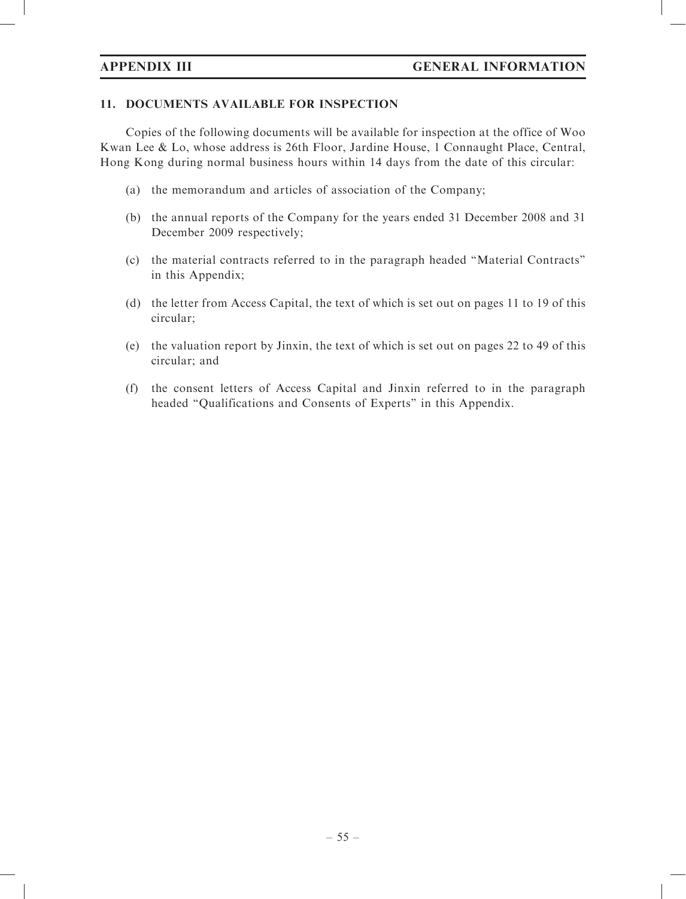## 11. DOCUMENTS AVAILABLE FOR INSPECTION

Copies of the following documents will be available for inspection at the office of Woo Kwan Lee & Lo, whose address is 26th Floor, Jardine House, 1 Connaught Place, Central, Hong Kong during normal business hours within 14 days from the date of this circular:

(a) the memorandum and articles of association of the Company;

(b) the annual reports of the Company for the years ended 31 December 2008 and 31 December 2009 respectively;

(c) the material contracts referred to in the paragraph headed "Material Contracts" in this Appendix;

(d) the letter from Access Capital, the text of which is set out on pages 11 to 19 of this circular;

(e) the valuation report by Jinxin, the text of which is set out on pages 22 to 49 of this circular; and

(f) the consent letters of Access Capital and Jinxin referred to in the paragraph headed "Qualifications and Consents of Experts" in this Appendix.